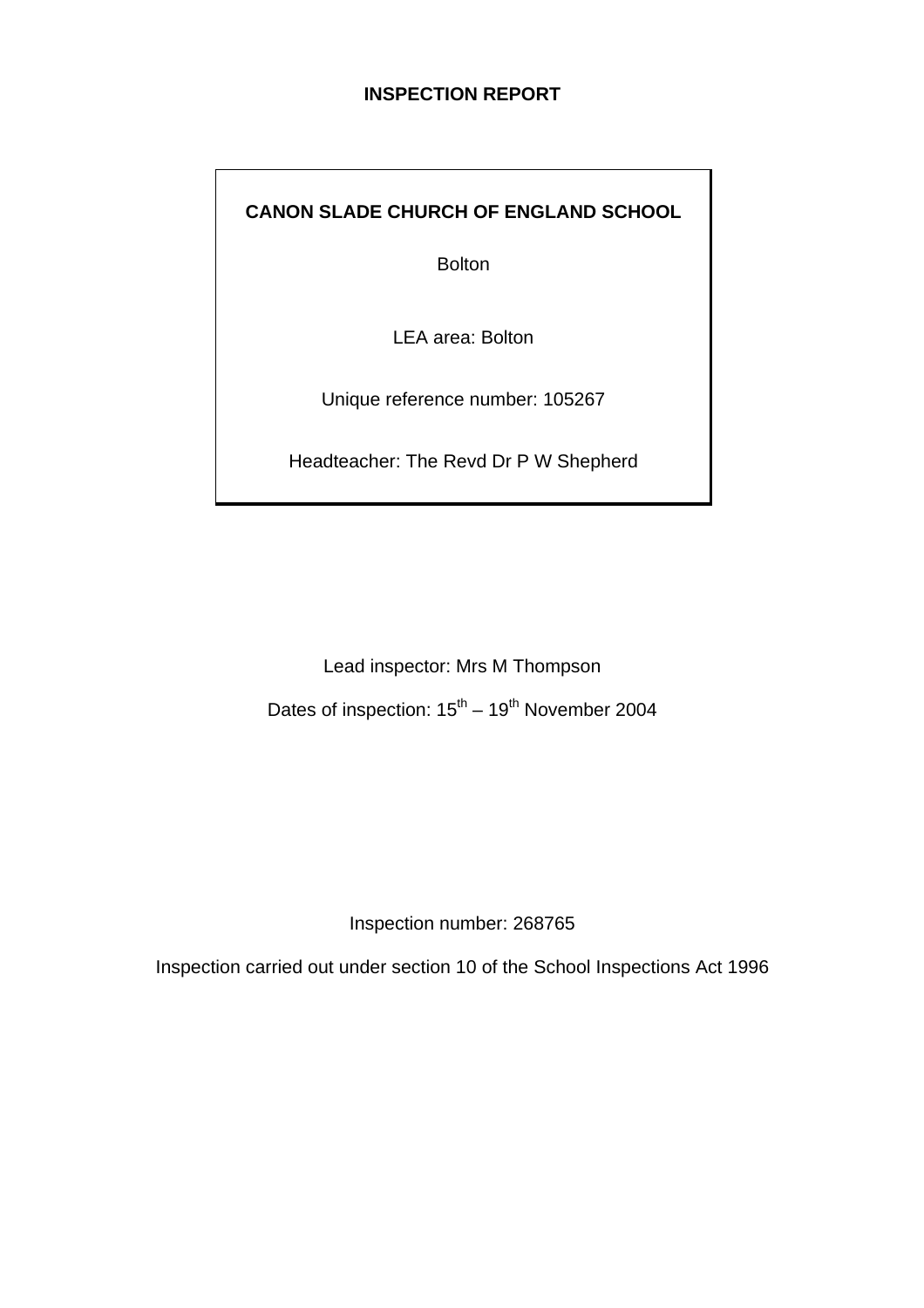# INSPECTION REPORT

**CANON SLADE CHURCH OF ENGLAND SCHOOL**

Bolton

LEA area: Bolton

Unique reference number: 105267

Headteacher: The Revd Dr P W Shepherd

Lead inspector: Mrs M Thompson

Dates of inspection: 15th – 19th November 2004

Inspection number: 268765

Inspection carried out under section 10 of the School Inspections Act 1996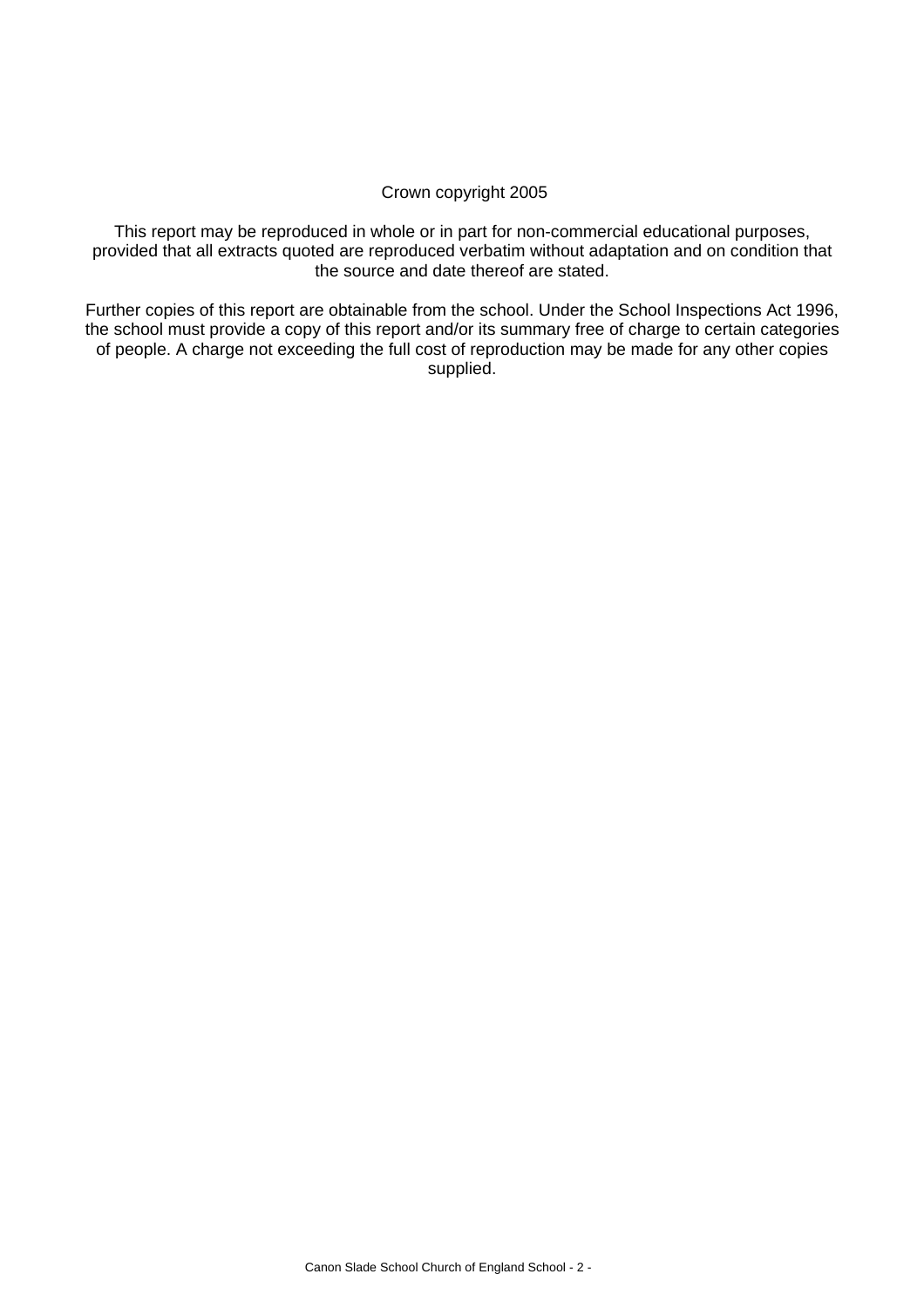Crown copyright 2005

This report may be reproduced in whole or in part for non-commercial educational purposes, provided that all extracts quoted are reproduced verbatim without adaptation and on condition that the source and date thereof are stated.

Further copies of this report are obtainable from the school. Under the School Inspections Act 1996, the school must provide a copy of this report and/or its summary free of charge to certain categories of people. A charge not exceeding the full cost of reproduction may be made for any other copies supplied.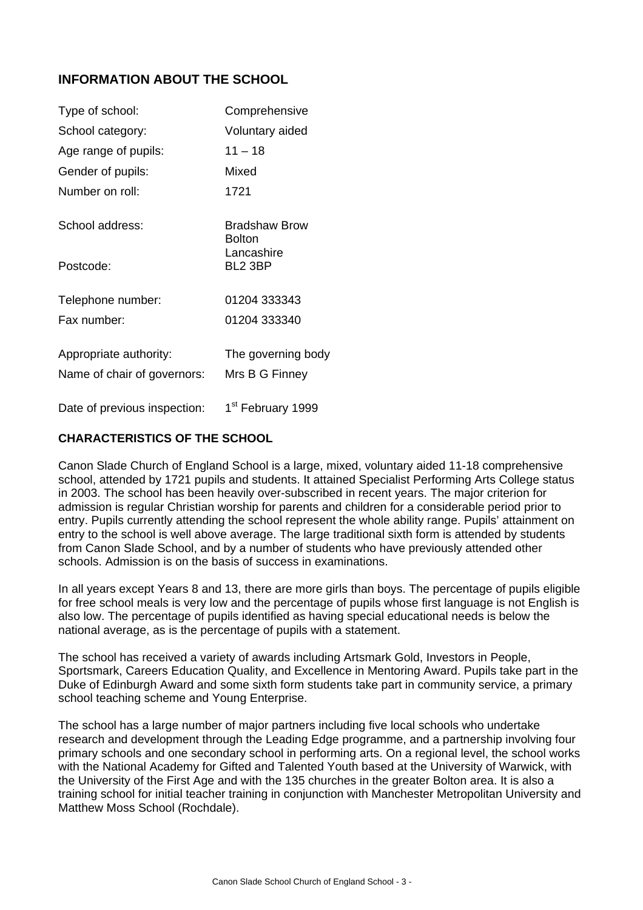## INFORMATION ABOUT THE SCHOOL

| | |
|---|---|
| Type of school: | Comprehensive |
| School category: | Voluntary aided |
| Age range of pupils: | 11 – 18 |
| Gender of pupils: | Mixed |
| Number on roll: | 1721 |
| School address: | Bradshaw Brow<br>Bolton<br>Lancashire |
| Postcode: | BL2 3BP |
| Telephone number: | 01204 333343 |
| Fax number: | 01204 333340 |
| Appropriate authority: | The governing body |
| Name of chair of governors: | Mrs B G Finney |
| Date of previous inspection: | 1st February 1999 |

## CHARACTERISTICS OF THE SCHOOL

Canon Slade Church of England School is a large, mixed, voluntary aided 11-18 comprehensive school, attended by 1721 pupils and students. It attained Specialist Performing Arts College status in 2003. The school has been heavily over-subscribed in recent years. The major criterion for admission is regular Christian worship for parents and children for a considerable period prior to entry. Pupils currently attending the school represent the whole ability range. Pupils' attainment on entry to the school is well above average. The large traditional sixth form is attended by students from Canon Slade School, and by a number of students who have previously attended other schools. Admission is on the basis of success in examinations.

In all years except Years 8 and 13, there are more girls than boys. The percentage of pupils eligible for free school meals is very low and the percentage of pupils whose first language is not English is also low. The percentage of pupils identified as having special educational needs is below the national average, as is the percentage of pupils with a statement.

The school has received a variety of awards including Artsmark Gold, Investors in People, Sportsmark, Careers Education Quality, and Excellence in Mentoring Award. Pupils take part in the Duke of Edinburgh Award and some sixth form students take part in community service, a primary school teaching scheme and Young Enterprise.

The school has a large number of major partners including five local schools who undertake research and development through the Leading Edge programme, and a partnership involving four primary schools and one secondary school in performing arts. On a regional level, the school works with the National Academy for Gifted and Talented Youth based at the University of Warwick, with the University of the First Age and with the 135 churches in the greater Bolton area. It is also a training school for initial teacher training in conjunction with Manchester Metropolitan University and Matthew Moss School (Rochdale).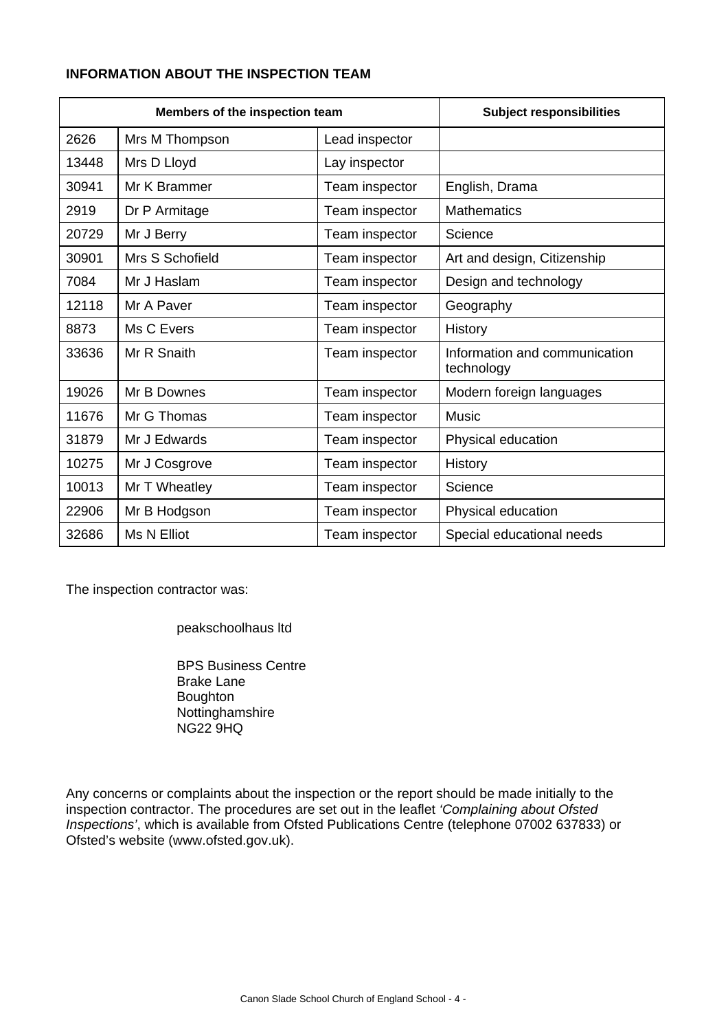**INFORMATION ABOUT THE INSPECTION TEAM**

| Members of the inspection team | | | Subject responsibilities |
|---|---|---|---|
| 2626 | Mrs M Thompson | Lead inspector | |
| 13448 | Mrs D Lloyd | Lay inspector | |
| 30941 | Mr K Brammer | Team inspector | English, Drama |
| 2919 | Dr P Armitage | Team inspector | Mathematics |
| 20729 | Mr J Berry | Team inspector | Science |
| 30901 | Mrs S Schofield | Team inspector | Art and design, Citizenship |
| 7084 | Mr J Haslam | Team inspector | Design and technology |
| 12118 | Mr A Paver | Team inspector | Geography |
| 8873 | Ms C Evers | Team inspector | History |
| 33636 | Mr R Snaith | Team inspector | Information and communication technology |
| 19026 | Mr B Downes | Team inspector | Modern foreign languages |
| 11676 | Mr G Thomas | Team inspector | Music |
| 31879 | Mr J Edwards | Team inspector | Physical education |
| 10275 | Mr J Cosgrove | Team inspector | History |
| 10013 | Mr T Wheatley | Team inspector | Science |
| 22906 | Mr B Hodgson | Team inspector | Physical education |
| 32686 | Ms N Elliot | Team inspector | Special educational needs |

The inspection contractor was:

peakschoolhaus ltd

BPS Business Centre
Brake Lane
Boughton
Nottinghamshire
NG22 9HQ

Any concerns or complaints about the inspection or the report should be made initially to the inspection contractor. The procedures are set out in the leaflet *'Complaining about Ofsted Inspections'*, which is available from Ofsted Publications Centre (telephone 07002 637833) or Ofsted's website (www.ofsted.gov.uk).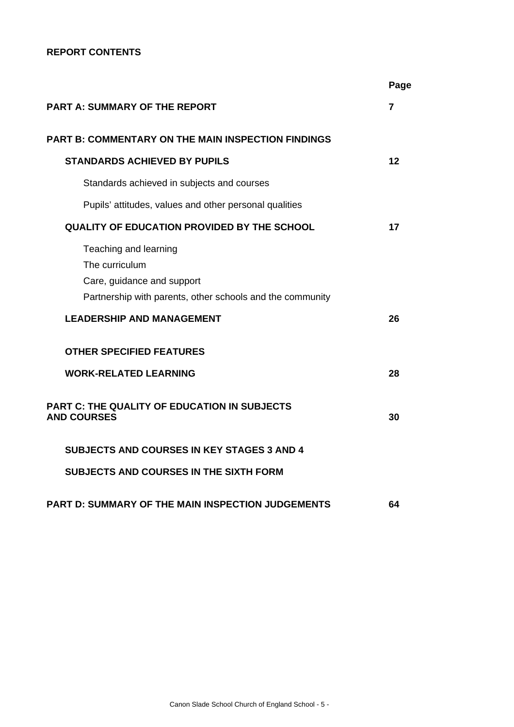**REPORT CONTENTS**

| | Page |
|---|---|
| **PART A: SUMMARY OF THE REPORT** | **7** |
| **PART B: COMMENTARY ON THE MAIN INSPECTION FINDINGS** | |
| **STANDARDS ACHIEVED BY PUPILS** | **12** |
| Standards achieved in subjects and courses | |
| Pupils' attitudes, values and other personal qualities | |
| **QUALITY OF EDUCATION PROVIDED BY THE SCHOOL** | **17** |
| Teaching and learning<br>The curriculum<br>Care, guidance and support<br>Partnership with parents, other schools and the community | |
| **LEADERSHIP AND MANAGEMENT** | **26** |
| **OTHER SPECIFIED FEATURES** | |
| **WORK-RELATED LEARNING** | **28** |
| **PART C: THE QUALITY OF EDUCATION IN SUBJECTS AND COURSES** | **30** |
| **SUBJECTS AND COURSES IN KEY STAGES 3 AND 4** | |
| **SUBJECTS AND COURSES IN THE SIXTH FORM** | |
| **PART D: SUMMARY OF THE MAIN INSPECTION JUDGEMENTS** | **64** |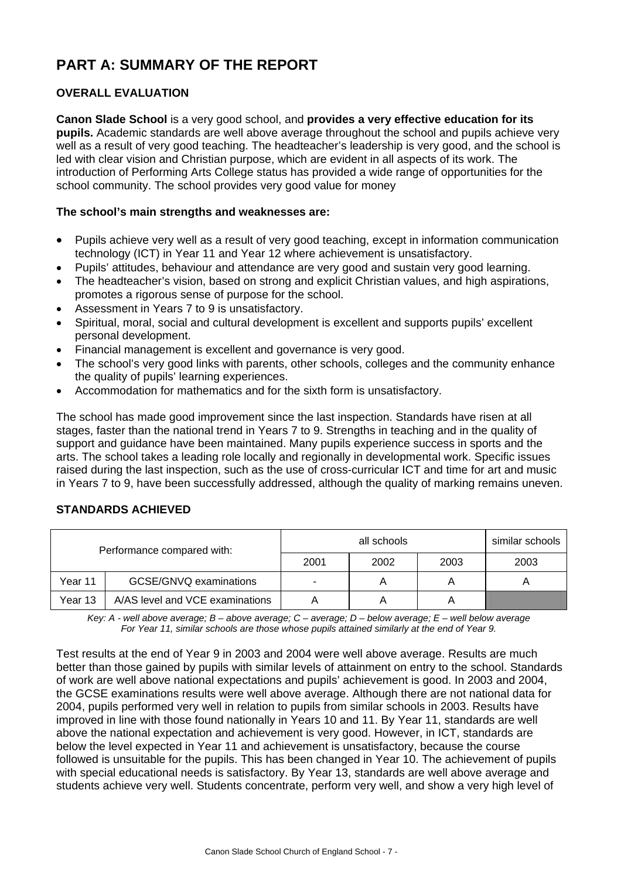# PART A: SUMMARY OF THE REPORT

## OVERALL EVALUATION

**Canon Slade School** is a very good school, and **provides a very effective education for its pupils.** Academic standards are well above average throughout the school and pupils achieve very well as a result of very good teaching. The headteacher's leadership is very good, and the school is led with clear vision and Christian purpose, which are evident in all aspects of its work. The introduction of Performing Arts College status has provided a wide range of opportunities for the school community. The school provides very good value for money

**The school's main strengths and weaknesses are:**

- Pupils achieve very well as a result of very good teaching, except in information communication technology (ICT) in Year 11 and Year 12 where achievement is unsatisfactory.
- Pupils' attitudes, behaviour and attendance are very good and sustain very good learning.
- The headteacher's vision, based on strong and explicit Christian values, and high aspirations, promotes a rigorous sense of purpose for the school.
- Assessment in Years 7 to 9 is unsatisfactory.
- Spiritual, moral, social and cultural development is excellent and supports pupils' excellent personal development.
- Financial management is excellent and governance is very good.
- The school's very good links with parents, other schools, colleges and the community enhance the quality of pupils' learning experiences.
- Accommodation for mathematics and for the sixth form is unsatisfactory.

The school has made good improvement since the last inspection. Standards have risen at all stages, faster than the national trend in Years 7 to 9. Strengths in teaching and in the quality of support and guidance have been maintained. Many pupils experience success in sports and the arts. The school takes a leading role locally and regionally in developmental work. Specific issues raised during the last inspection, such as the use of cross-curricular ICT and time for art and music in Years 7 to 9, have been successfully addressed, although the quality of marking remains uneven.

## STANDARDS ACHIEVED

| Performance compared with: | | all schools | | | similar schools |
|---|---|---|---|---|---|
| | | 2001 | 2002 | 2003 | 2003 |
| Year 11 | GCSE/GNVQ examinations | - | A | A | A |
| Year 13 | A/AS level and VCE examinations | A | A | A | |

*Key: A - well above average; B – above average; C – average; D – below average; E – well below average*
*For Year 11, similar schools are those whose pupils attained similarly at the end of Year 9.*

Test results at the end of Year 9 in 2003 and 2004 were well above average. Results are much better than those gained by pupils with similar levels of attainment on entry to the school. Standards of work are well above national expectations and pupils' achievement is good. In 2003 and 2004, the GCSE examinations results were well above average. Although there are not national data for 2004, pupils performed very well in relation to pupils from similar schools in 2003. Results have improved in line with those found nationally in Years 10 and 11. By Year 11, standards are well above the national expectation and achievement is very good. However, in ICT, standards are below the level expected in Year 11 and achievement is unsatisfactory, because the course followed is unsuitable for the pupils. This has been changed in Year 10. The achievement of pupils with special educational needs is satisfactory. By Year 13, standards are well above average and students achieve very well. Students concentrate, perform very well, and show a very high level of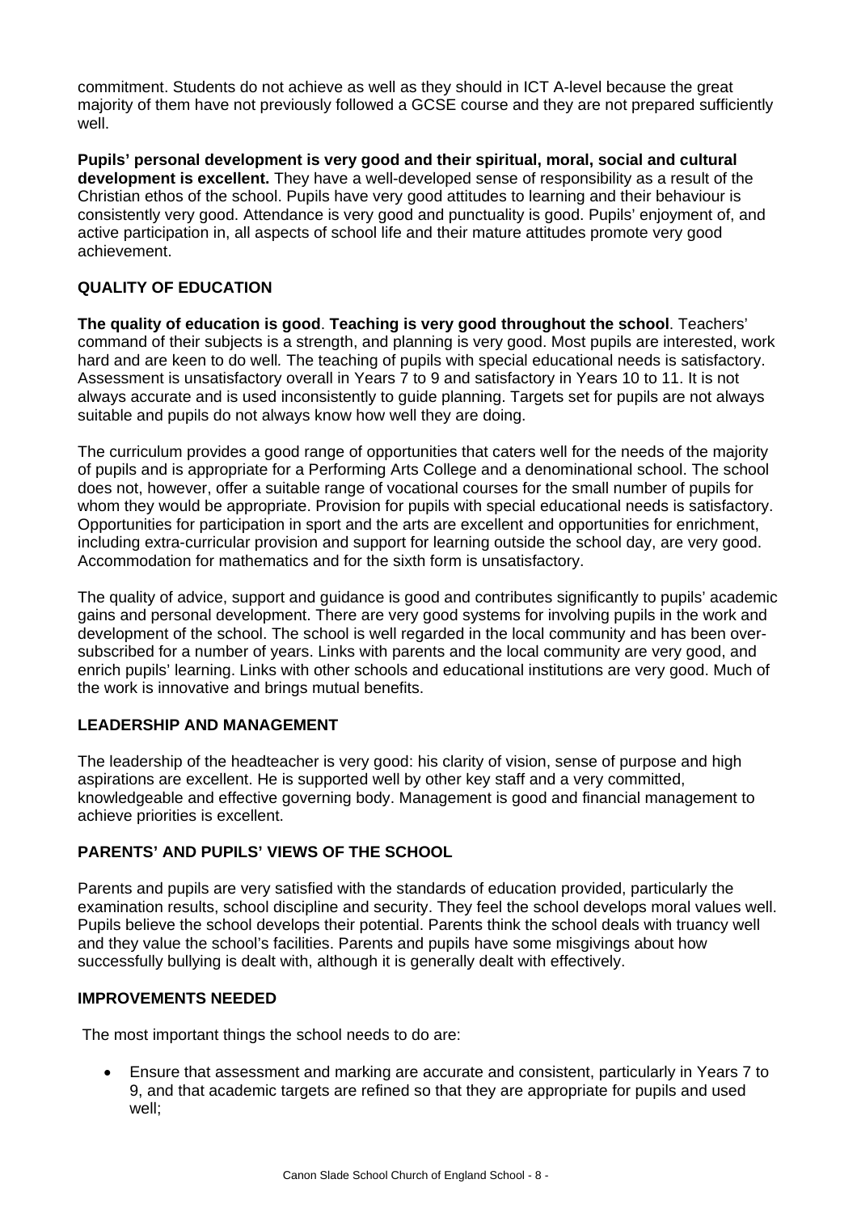commitment. Students do not achieve as well as they should in ICT A-level because the great majority of them have not previously followed a GCSE course and they are not prepared sufficiently well.

**Pupils' personal development is very good and their spiritual, moral, social and cultural development is excellent.** They have a well-developed sense of responsibility as a result of the Christian ethos of the school. Pupils have very good attitudes to learning and their behaviour is consistently very good. Attendance is very good and punctuality is good. Pupils' enjoyment of, and active participation in, all aspects of school life and their mature attitudes promote very good achievement.

## QUALITY OF EDUCATION

**The quality of education is good**. **Teaching is very good throughout the school**. Teachers' command of their subjects is a strength, and planning is very good. Most pupils are interested, work hard and are keen to do well. The teaching of pupils with special educational needs is satisfactory. Assessment is unsatisfactory overall in Years 7 to 9 and satisfactory in Years 10 to 11. It is not always accurate and is used inconsistently to guide planning. Targets set for pupils are not always suitable and pupils do not always know how well they are doing.

The curriculum provides a good range of opportunities that caters well for the needs of the majority of pupils and is appropriate for a Performing Arts College and a denominational school. The school does not, however, offer a suitable range of vocational courses for the small number of pupils for whom they would be appropriate. Provision for pupils with special educational needs is satisfactory. Opportunities for participation in sport and the arts are excellent and opportunities for enrichment, including extra-curricular provision and support for learning outside the school day, are very good. Accommodation for mathematics and for the sixth form is unsatisfactory.

The quality of advice, support and guidance is good and contributes significantly to pupils' academic gains and personal development. There are very good systems for involving pupils in the work and development of the school. The school is well regarded in the local community and has been over-subscribed for a number of years. Links with parents and the local community are very good, and enrich pupils' learning. Links with other schools and educational institutions are very good. Much of the work is innovative and brings mutual benefits.

## LEADERSHIP AND MANAGEMENT

The leadership of the headteacher is very good: his clarity of vision, sense of purpose and high aspirations are excellent. He is supported well by other key staff and a very committed, knowledgeable and effective governing body. Management is good and financial management to achieve priorities is excellent.

## PARENTS' AND PUPILS' VIEWS OF THE SCHOOL

Parents and pupils are very satisfied with the standards of education provided, particularly the examination results, school discipline and security. They feel the school develops moral values well. Pupils believe the school develops their potential. Parents think the school deals with truancy well and they value the school's facilities. Parents and pupils have some misgivings about how successfully bullying is dealt with, although it is generally dealt with effectively.

## IMPROVEMENTS NEEDED

The most important things the school needs to do are:

- Ensure that assessment and marking are accurate and consistent, particularly in Years 7 to 9, and that academic targets are refined so that they are appropriate for pupils and used well;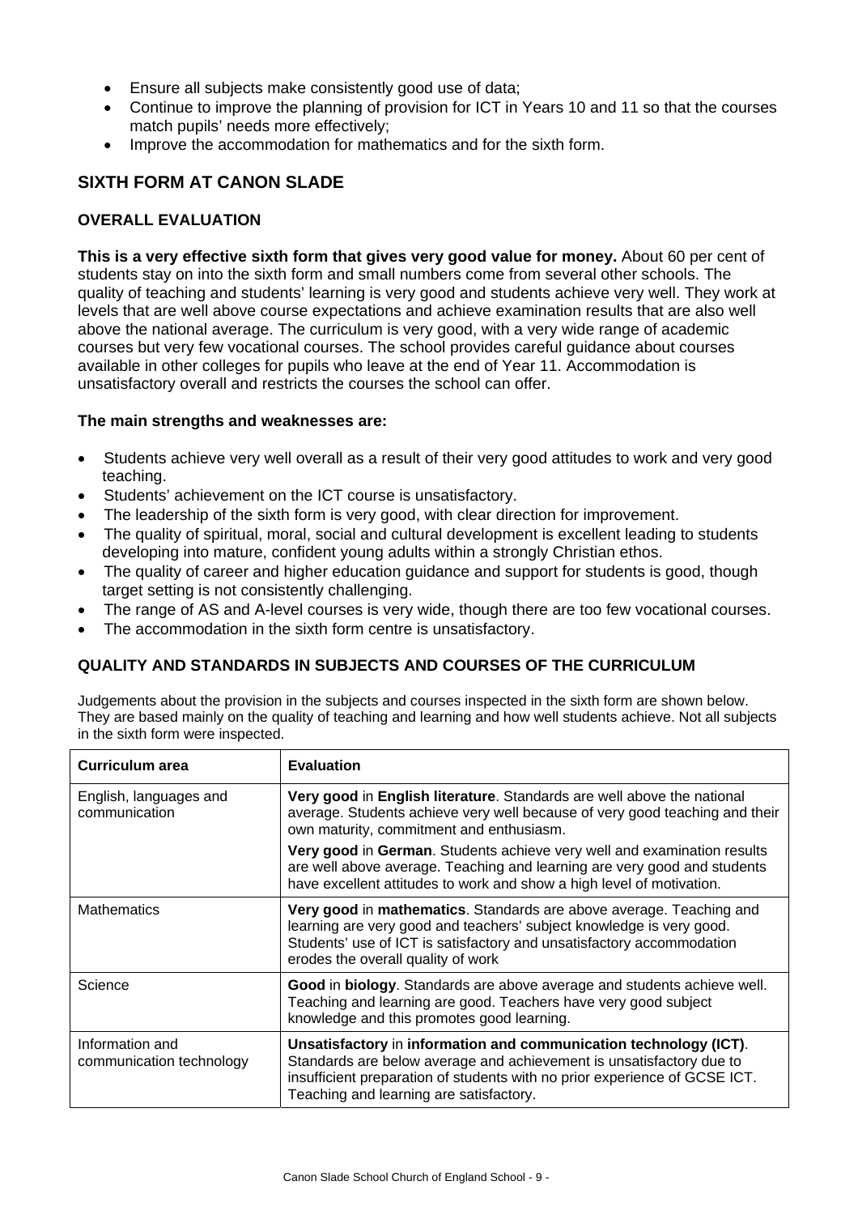- Ensure all subjects make consistently good use of data;
- Continue to improve the planning of provision for ICT in Years 10 and 11 so that the courses match pupils' needs more effectively;
- Improve the accommodation for mathematics and for the sixth form.

## SIXTH FORM AT CANON SLADE

### OVERALL EVALUATION

**This is a very effective sixth form that gives very good value for money.** About 60 per cent of students stay on into the sixth form and small numbers come from several other schools. The quality of teaching and students' learning is very good and students achieve very well. They work at levels that are well above course expectations and achieve examination results that are also well above the national average. The curriculum is very good, with a very wide range of academic courses but very few vocational courses. The school provides careful guidance about courses available in other colleges for pupils who leave at the end of Year 11. Accommodation is unsatisfactory overall and restricts the courses the school can offer.

**The main strengths and weaknesses are:**

- Students achieve very well overall as a result of their very good attitudes to work and very good teaching.
- Students' achievement on the ICT course is unsatisfactory.
- The leadership of the sixth form is very good, with clear direction for improvement.
- The quality of spiritual, moral, social and cultural development is excellent leading to students developing into mature, confident young adults within a strongly Christian ethos.
- The quality of career and higher education guidance and support for students is good, though target setting is not consistently challenging.
- The range of AS and A-level courses is very wide, though there are too few vocational courses.
- The accommodation in the sixth form centre is unsatisfactory.

### QUALITY AND STANDARDS IN SUBJECTS AND COURSES OF THE CURRICULUM

Judgements about the provision in the subjects and courses inspected in the sixth form are shown below. They are based mainly on the quality of teaching and learning and how well students achieve. Not all subjects in the sixth form were inspected.

| Curriculum area | Evaluation |
|---|---|
| English, languages and communication | **Very good** in **English literature**. Standards are well above the national average. Students achieve very well because of very good teaching and their own maturity, commitment and enthusiasm.<br>**Very good** in **German**. Students achieve very well and examination results are well above average. Teaching and learning are very good and students have excellent attitudes to work and show a high level of motivation. |
| Mathematics | **Very good** in **mathematics**. Standards are above average. Teaching and learning are very good and teachers' subject knowledge is very good. Students' use of ICT is satisfactory and unsatisfactory accommodation erodes the overall quality of work |
| Science | **Good** in **biology**. Standards are above average and students achieve well. Teaching and learning are good. Teachers have very good subject knowledge and this promotes good learning. |
| Information and communication technology | **Unsatisfactory** in **information and communication technology (ICT)**. Standards are below average and achievement is unsatisfactory due to insufficient preparation of students with no prior experience of GCSE ICT. Teaching and learning are satisfactory. |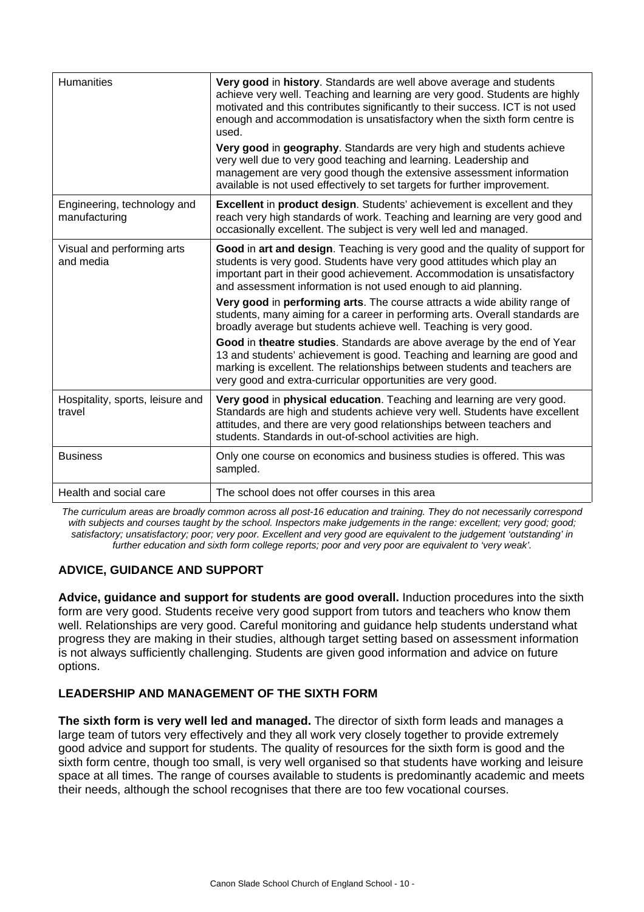| | |
|---|---|
| Humanities | **Very good** in **history**. Standards are well above average and students achieve very well. Teaching and learning are very good. Students are highly motivated and this contributes significantly to their success. ICT is not used enough and accommodation is unsatisfactory when the sixth form centre is used.<br><br>**Very good** in **geography**. Standards are very high and students achieve very well due to very good teaching and learning. Leadership and management are very good though the extensive assessment information available is not used effectively to set targets for further improvement. |
| Engineering, technology and manufacturing | **Excellent** in **product design**. Students' achievement is excellent and they reach very high standards of work. Teaching and learning are very good and occasionally excellent. The subject is very well led and managed. |
| Visual and performing arts and media | **Good** in **art and design**. Teaching is very good and the quality of support for students is very good. Students have very good attitudes which play an important part in their good achievement. Accommodation is unsatisfactory and assessment information is not used enough to aid planning.<br><br>**Very good** in **performing arts**. The course attracts a wide ability range of students, many aiming for a career in performing arts. Overall standards are broadly average but students achieve well. Teaching is very good.<br><br>**Good** in **theatre studies**. Standards are above average by the end of Year 13 and students' achievement is good. Teaching and learning are good and marking is excellent. The relationships between students and teachers are very good and extra-curricular opportunities are very good. |
| Hospitality, sports, leisure and travel | **Very good** in **physical education**. Teaching and learning are very good. Standards are high and students achieve very well. Students have excellent attitudes, and there are very good relationships between teachers and students. Standards in out-of-school activities are high. |
| Business | Only one course on economics and business studies is offered. This was sampled. |
| Health and social care | The school does not offer courses in this area |

*The curriculum areas are broadly common across all post-16 education and training. They do not necessarily correspond with subjects and courses taught by the school. Inspectors make judgements in the range: excellent; very good; good; satisfactory; unsatisfactory; poor; very poor. Excellent and very good are equivalent to the judgement 'outstanding' in further education and sixth form college reports; poor and very poor are equivalent to 'very weak'.*

## ADVICE, GUIDANCE AND SUPPORT

**Advice, guidance and support for students are good overall.** Induction procedures into the sixth form are very good. Students receive very good support from tutors and teachers who know them well. Relationships are very good. Careful monitoring and guidance help students understand what progress they are making in their studies, although target setting based on assessment information is not always sufficiently challenging. Students are given good information and advice on future options.

## LEADERSHIP AND MANAGEMENT OF THE SIXTH FORM

**The sixth form is very well led and managed.** The director of sixth form leads and manages a large team of tutors very effectively and they all work very closely together to provide extremely good advice and support for students. The quality of resources for the sixth form is good and the sixth form centre, though too small, is very well organised so that students have working and leisure space at all times. The range of courses available to students is predominantly academic and meets their needs, although the school recognises that there are too few vocational courses.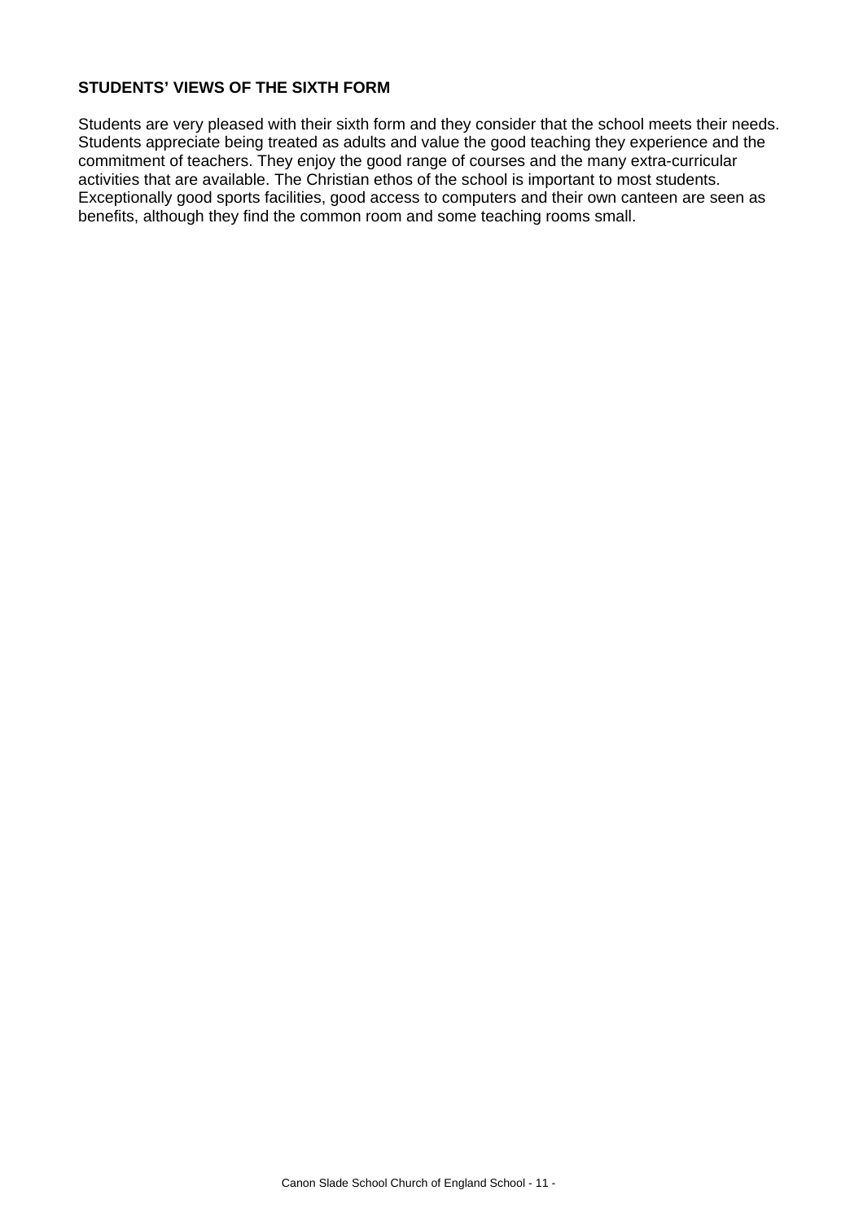### STUDENTS' VIEWS OF THE SIXTH FORM

Students are very pleased with their sixth form and they consider that the school meets their needs. Students appreciate being treated as adults and value the good teaching they experience and the commitment of teachers. They enjoy the good range of courses and the many extra-curricular activities that are available. The Christian ethos of the school is important to most students. Exceptionally good sports facilities, good access to computers and their own canteen are seen as benefits, although they find the common room and some teaching rooms small.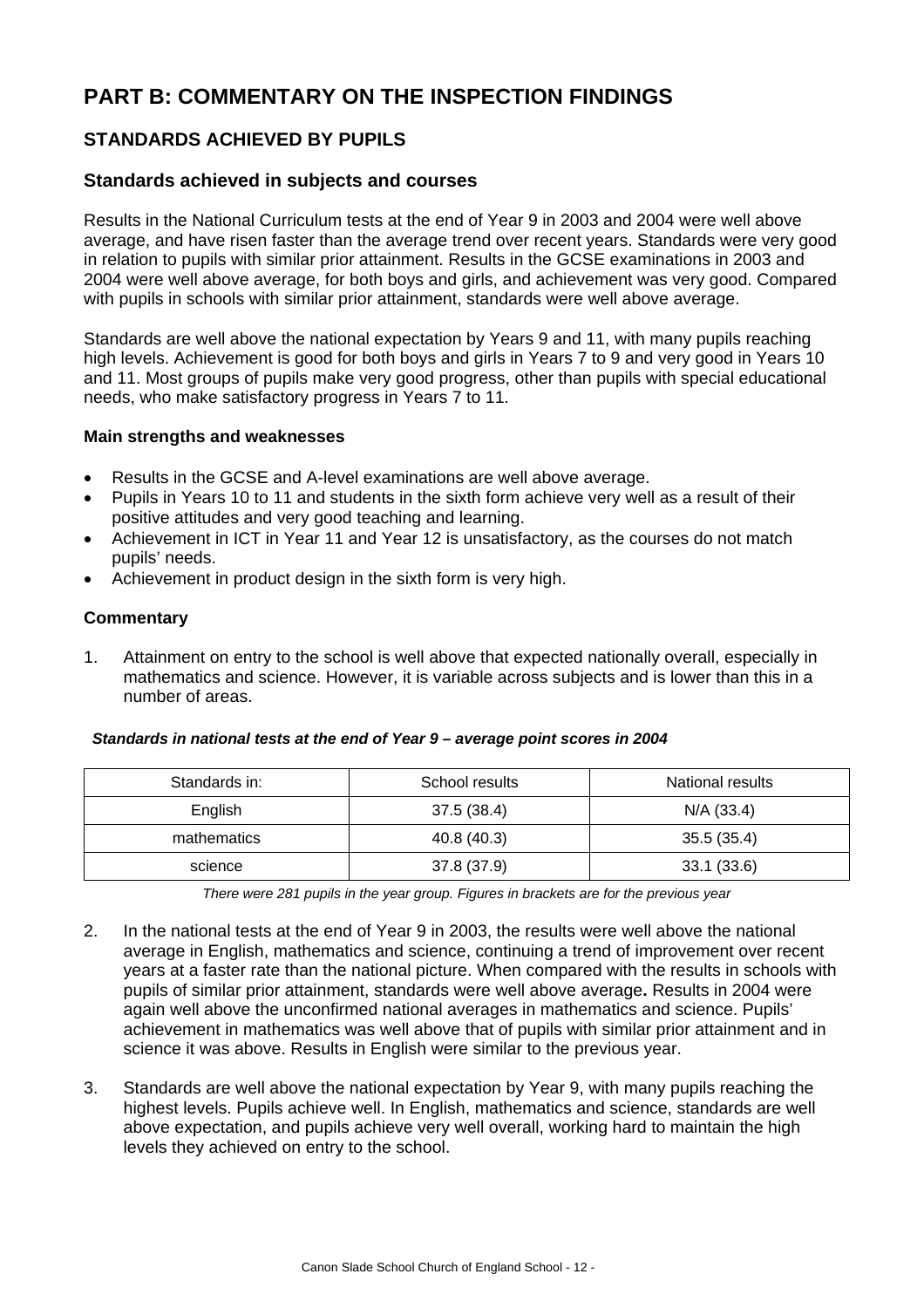# PART B: COMMENTARY ON THE INSPECTION FINDINGS

## STANDARDS ACHIEVED BY PUPILS

### Standards achieved in subjects and courses

Results in the National Curriculum tests at the end of Year 9 in 2003 and 2004 were well above average, and have risen faster than the average trend over recent years. Standards were very good in relation to pupils with similar prior attainment. Results in the GCSE examinations in 2003 and 2004 were well above average, for both boys and girls, and achievement was very good. Compared with pupils in schools with similar prior attainment, standards were well above average.

Standards are well above the national expectation by Years 9 and 11, with many pupils reaching high levels. Achievement is good for both boys and girls in Years 7 to 9 and very good in Years 10 and 11. Most groups of pupils make very good progress, other than pupils with special educational needs, who make satisfactory progress in Years 7 to 11.

**Main strengths and weaknesses**

- Results in the GCSE and A-level examinations are well above average.
- Pupils in Years 10 to 11 and students in the sixth form achieve very well as a result of their positive attitudes and very good teaching and learning.
- Achievement in ICT in Year 11 and Year 12 is unsatisfactory, as the courses do not match pupils' needs.
- Achievement in product design in the sixth form is very high.

**Commentary**

1. Attainment on entry to the school is well above that expected nationally overall, especially in mathematics and science. However, it is variable across subjects and is lower than this in a number of areas.

***Standards in national tests at the end of Year 9 – average point scores in 2004***

| Standards in: | School results | National results |
|---|---|---|
| English | 37.5 (38.4) | N/A (33.4) |
| mathematics | 40.8 (40.3) | 35.5 (35.4) |
| science | 37.8 (37.9) | 33.1 (33.6) |

*There were 281 pupils in the year group. Figures in brackets are for the previous year*

2. In the national tests at the end of Year 9 in 2003, the results were well above the national average in English, mathematics and science, continuing a trend of improvement over recent years at a faster rate than the national picture. When compared with the results in schools with pupils of similar prior attainment, standards were well above average**.** Results in 2004 were again well above the unconfirmed national averages in mathematics and science. Pupils' achievement in mathematics was well above that of pupils with similar prior attainment and in science it was above. Results in English were similar to the previous year.

3. Standards are well above the national expectation by Year 9, with many pupils reaching the highest levels. Pupils achieve well. In English, mathematics and science, standards are well above expectation, and pupils achieve very well overall, working hard to maintain the high levels they achieved on entry to the school.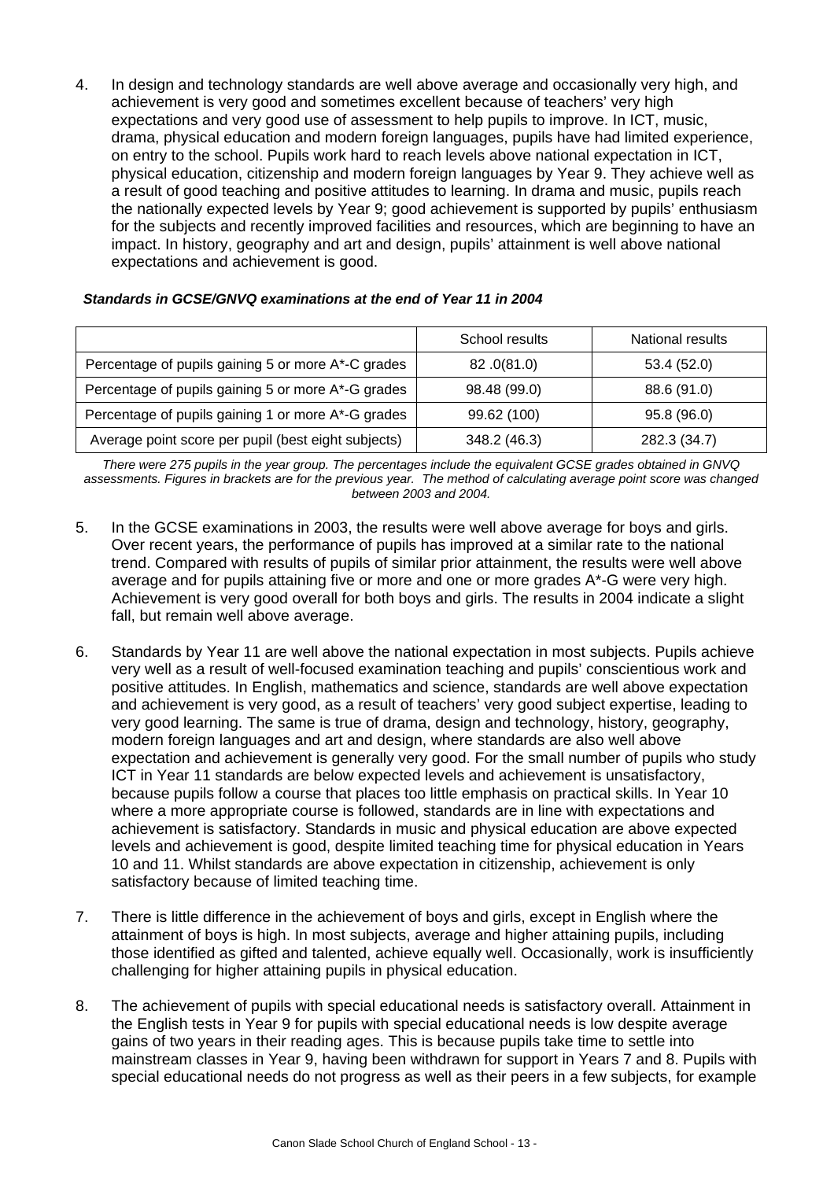4. In design and technology standards are well above average and occasionally very high, and achievement is very good and sometimes excellent because of teachers' very high expectations and very good use of assessment to help pupils to improve. In ICT, music, drama, physical education and modern foreign languages, pupils have had limited experience, on entry to the school. Pupils work hard to reach levels above national expectation in ICT, physical education, citizenship and modern foreign languages by Year 9. They achieve well as a result of good teaching and positive attitudes to learning. In drama and music, pupils reach the nationally expected levels by Year 9; good achievement is supported by pupils' enthusiasm for the subjects and recently improved facilities and resources, which are beginning to have an impact. In history, geography and art and design, pupils' attainment is well above national expectations and achievement is good.

***Standards in GCSE/GNVQ examinations at the end of Year 11 in 2004***

| | School results | National results |
|---|---|---|
| Percentage of pupils gaining 5 or more A*-C grades | 82 .0(81.0) | 53.4 (52.0) |
| Percentage of pupils gaining 5 or more A*-G grades | 98.48 (99.0) | 88.6 (91.0) |
| Percentage of pupils gaining 1 or more A*-G grades | 99.62 (100) | 95.8 (96.0) |
| Average point score per pupil (best eight subjects) | 348.2 (46.3) | 282.3 (34.7) |

*There were 275 pupils in the year group. The percentages include the equivalent GCSE grades obtained in GNVQ assessments. Figures in brackets are for the previous year. The method of calculating average point score was changed between 2003 and 2004.*

5. In the GCSE examinations in 2003, the results were well above average for boys and girls. Over recent years, the performance of pupils has improved at a similar rate to the national trend. Compared with results of pupils of similar prior attainment, the results were well above average and for pupils attaining five or more and one or more grades A*-G were very high. Achievement is very good overall for both boys and girls. The results in 2004 indicate a slight fall, but remain well above average.

6. Standards by Year 11 are well above the national expectation in most subjects. Pupils achieve very well as a result of well-focused examination teaching and pupils' conscientious work and positive attitudes. In English, mathematics and science, standards are well above expectation and achievement is very good, as a result of teachers' very good subject expertise, leading to very good learning. The same is true of drama, design and technology, history, geography, modern foreign languages and art and design, where standards are also well above expectation and achievement is generally very good. For the small number of pupils who study ICT in Year 11 standards are below expected levels and achievement is unsatisfactory, because pupils follow a course that places too little emphasis on practical skills. In Year 10 where a more appropriate course is followed, standards are in line with expectations and achievement is satisfactory. Standards in music and physical education are above expected levels and achievement is good, despite limited teaching time for physical education in Years 10 and 11. Whilst standards are above expectation in citizenship, achievement is only satisfactory because of limited teaching time.

7. There is little difference in the achievement of boys and girls, except in English where the attainment of boys is high. In most subjects, average and higher attaining pupils, including those identified as gifted and talented, achieve equally well. Occasionally, work is insufficiently challenging for higher attaining pupils in physical education.

8. The achievement of pupils with special educational needs is satisfactory overall. Attainment in the English tests in Year 9 for pupils with special educational needs is low despite average gains of two years in their reading ages. This is because pupils take time to settle into mainstream classes in Year 9, having been withdrawn for support in Years 7 and 8. Pupils with special educational needs do not progress as well as their peers in a few subjects, for example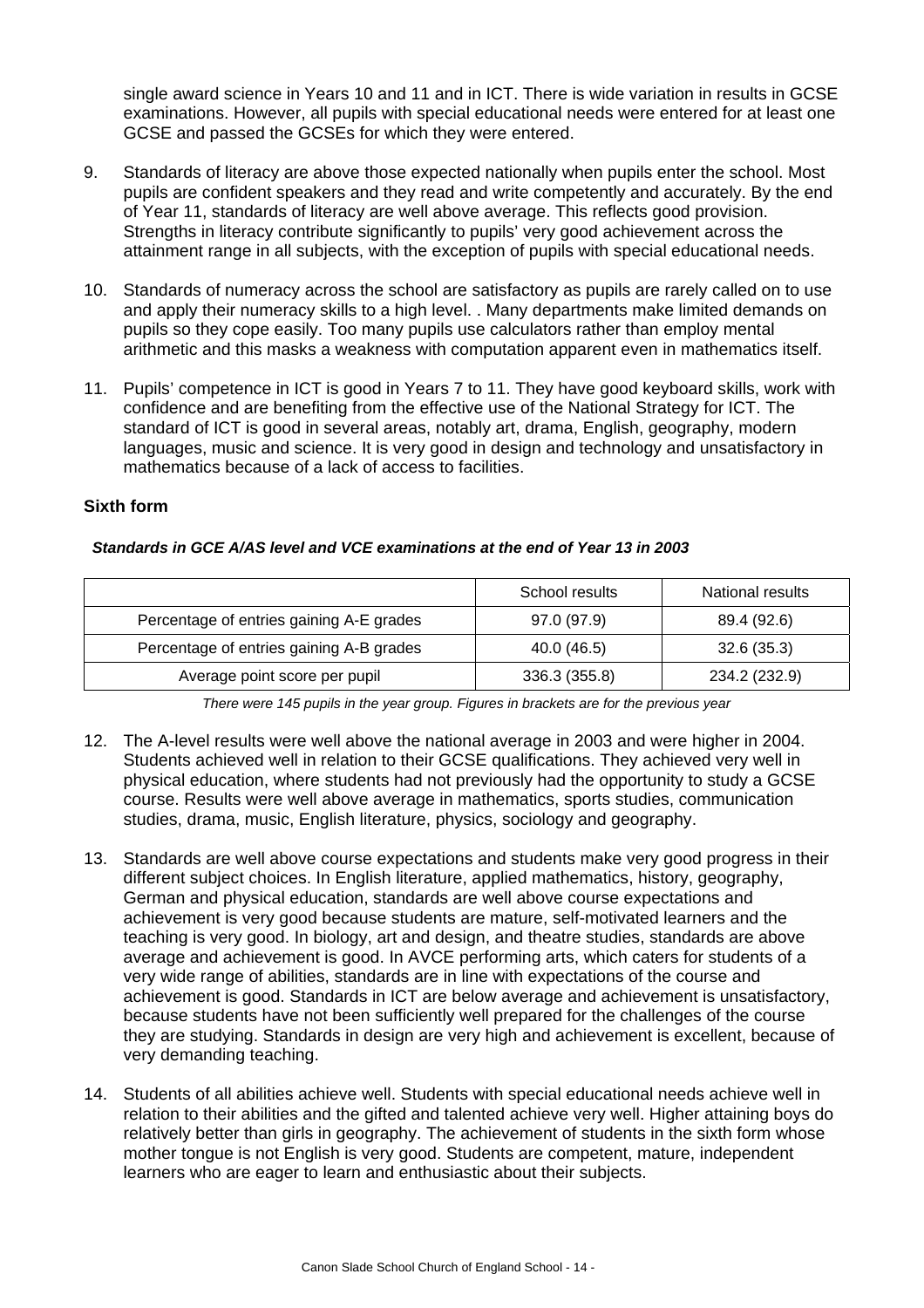single award science in Years 10 and 11 and in ICT. There is wide variation in results in GCSE examinations. However, all pupils with special educational needs were entered for at least one GCSE and passed the GCSEs for which they were entered.

9. Standards of literacy are above those expected nationally when pupils enter the school. Most pupils are confident speakers and they read and write competently and accurately. By the end of Year 11, standards of literacy are well above average. This reflects good provision. Strengths in literacy contribute significantly to pupils' very good achievement across the attainment range in all subjects, with the exception of pupils with special educational needs.

10. Standards of numeracy across the school are satisfactory as pupils are rarely called on to use and apply their numeracy skills to a high level. . Many departments make limited demands on pupils so they cope easily. Too many pupils use calculators rather than employ mental arithmetic and this masks a weakness with computation apparent even in mathematics itself.

11. Pupils' competence in ICT is good in Years 7 to 11. They have good keyboard skills, work with confidence and are benefiting from the effective use of the National Strategy for ICT. The standard of ICT is good in several areas, notably art, drama, English, geography, modern languages, music and science. It is very good in design and technology and unsatisfactory in mathematics because of a lack of access to facilities.

### Sixth form

***Standards in GCE A/AS level and VCE examinations at the end of Year 13 in 2003***

| | School results | National results |
|---|---|---|
| Percentage of entries gaining A-E grades | 97.0 (97.9) | 89.4 (92.6) |
| Percentage of entries gaining A-B grades | 40.0 (46.5) | 32.6 (35.3) |
| Average point score per pupil | 336.3 (355.8) | 234.2 (232.9) |

*There were 145 pupils in the year group. Figures in brackets are for the previous year*

12. The A-level results were well above the national average in 2003 and were higher in 2004. Students achieved well in relation to their GCSE qualifications. They achieved very well in physical education, where students had not previously had the opportunity to study a GCSE course. Results were well above average in mathematics, sports studies, communication studies, drama, music, English literature, physics, sociology and geography.

13. Standards are well above course expectations and students make very good progress in their different subject choices. In English literature, applied mathematics, history, geography, German and physical education, standards are well above course expectations and achievement is very good because students are mature, self-motivated learners and the teaching is very good. In biology, art and design, and theatre studies, standards are above average and achievement is good. In AVCE performing arts, which caters for students of a very wide range of abilities, standards are in line with expectations of the course and achievement is good. Standards in ICT are below average and achievement is unsatisfactory, because students have not been sufficiently well prepared for the challenges of the course they are studying. Standards in design are very high and achievement is excellent, because of very demanding teaching.

14. Students of all abilities achieve well. Students with special educational needs achieve well in relation to their abilities and the gifted and talented achieve very well. Higher attaining boys do relatively better than girls in geography. The achievement of students in the sixth form whose mother tongue is not English is very good. Students are competent, mature, independent learners who are eager to learn and enthusiastic about their subjects.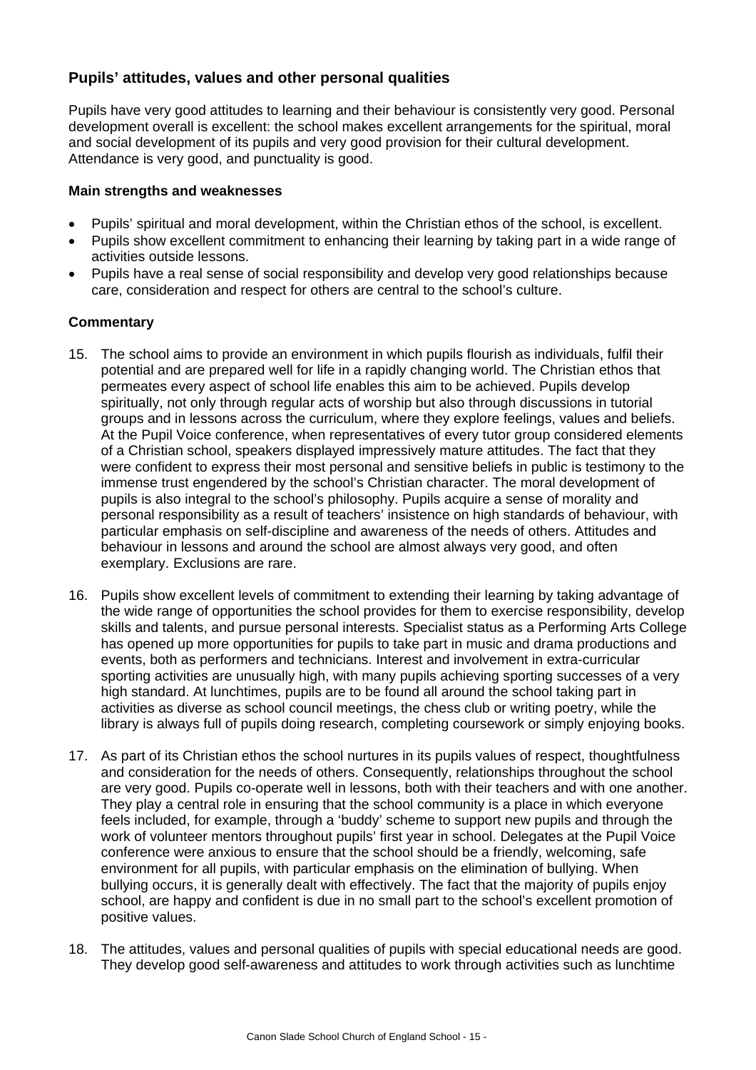## Pupils' attitudes, values and other personal qualities

Pupils have very good attitudes to learning and their behaviour is consistently very good. Personal development overall is excellent: the school makes excellent arrangements for the spiritual, moral and social development of its pupils and very good provision for their cultural development. Attendance is very good, and punctuality is good.

**Main strengths and weaknesses**

- Pupils' spiritual and moral development, within the Christian ethos of the school, is excellent.
- Pupils show excellent commitment to enhancing their learning by taking part in a wide range of activities outside lessons.
- Pupils have a real sense of social responsibility and develop very good relationships because care, consideration and respect for others are central to the school's culture.

**Commentary**

15. The school aims to provide an environment in which pupils flourish as individuals, fulfil their potential and are prepared well for life in a rapidly changing world. The Christian ethos that permeates every aspect of school life enables this aim to be achieved. Pupils develop spiritually, not only through regular acts of worship but also through discussions in tutorial groups and in lessons across the curriculum, where they explore feelings, values and beliefs. At the Pupil Voice conference, when representatives of every tutor group considered elements of a Christian school, speakers displayed impressively mature attitudes. The fact that they were confident to express their most personal and sensitive beliefs in public is testimony to the immense trust engendered by the school's Christian character. The moral development of pupils is also integral to the school's philosophy. Pupils acquire a sense of morality and personal responsibility as a result of teachers' insistence on high standards of behaviour, with particular emphasis on self-discipline and awareness of the needs of others. Attitudes and behaviour in lessons and around the school are almost always very good, and often exemplary. Exclusions are rare.

16. Pupils show excellent levels of commitment to extending their learning by taking advantage of the wide range of opportunities the school provides for them to exercise responsibility, develop skills and talents, and pursue personal interests. Specialist status as a Performing Arts College has opened up more opportunities for pupils to take part in music and drama productions and events, both as performers and technicians. Interest and involvement in extra-curricular sporting activities are unusually high, with many pupils achieving sporting successes of a very high standard. At lunchtimes, pupils are to be found all around the school taking part in activities as diverse as school council meetings, the chess club or writing poetry, while the library is always full of pupils doing research, completing coursework or simply enjoying books.

17. As part of its Christian ethos the school nurtures in its pupils values of respect, thoughtfulness and consideration for the needs of others. Consequently, relationships throughout the school are very good. Pupils co-operate well in lessons, both with their teachers and with one another. They play a central role in ensuring that the school community is a place in which everyone feels included, for example, through a 'buddy' scheme to support new pupils and through the work of volunteer mentors throughout pupils' first year in school. Delegates at the Pupil Voice conference were anxious to ensure that the school should be a friendly, welcoming, safe environment for all pupils, with particular emphasis on the elimination of bullying. When bullying occurs, it is generally dealt with effectively. The fact that the majority of pupils enjoy school, are happy and confident is due in no small part to the school's excellent promotion of positive values.

18. The attitudes, values and personal qualities of pupils with special educational needs are good. They develop good self-awareness and attitudes to work through activities such as lunchtime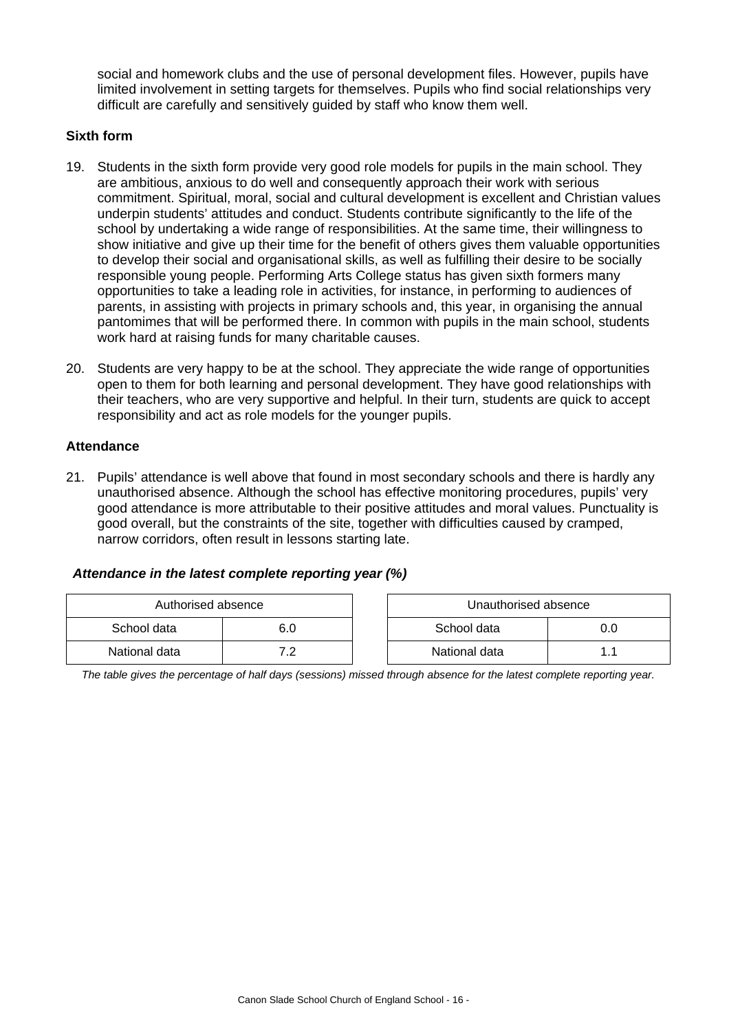social and homework clubs and the use of personal development files. However, pupils have limited involvement in setting targets for themselves. Pupils who find social relationships very difficult are carefully and sensitively guided by staff who know them well.

### Sixth form

19. Students in the sixth form provide very good role models for pupils in the main school. They are ambitious, anxious to do well and consequently approach their work with serious commitment. Spiritual, moral, social and cultural development is excellent and Christian values underpin students' attitudes and conduct. Students contribute significantly to the life of the school by undertaking a wide range of responsibilities. At the same time, their willingness to show initiative and give up their time for the benefit of others gives them valuable opportunities to develop their social and organisational skills, as well as fulfilling their desire to be socially responsible young people. Performing Arts College status has given sixth formers many opportunities to take a leading role in activities, for instance, in performing to audiences of parents, in assisting with projects in primary schools and, this year, in organising the annual pantomimes that will be performed there. In common with pupils in the main school, students work hard at raising funds for many charitable causes.

20. Students are very happy to be at the school. They appreciate the wide range of opportunities open to them for both learning and personal development. They have good relationships with their teachers, who are very supportive and helpful. In their turn, students are quick to accept responsibility and act as role models for the younger pupils.

### Attendance

21. Pupils' attendance is well above that found in most secondary schools and there is hardly any unauthorised absence. Although the school has effective monitoring procedures, pupils' very good attendance is more attributable to their positive attitudes and moral values. Punctuality is good overall, but the constraints of the site, together with difficulties caused by cramped, narrow corridors, often result in lessons starting late.

***Attendance in the latest complete reporting year (%)***

| Authorised absence | |
|---|---|
| School data | 6.0 |
| National data | 7.2 |

| Unauthorised absence | |
|---|---|
| School data | 0.0 |
| National data | 1.1 |

*The table gives the percentage of half days (sessions) missed through absence for the latest complete reporting year.*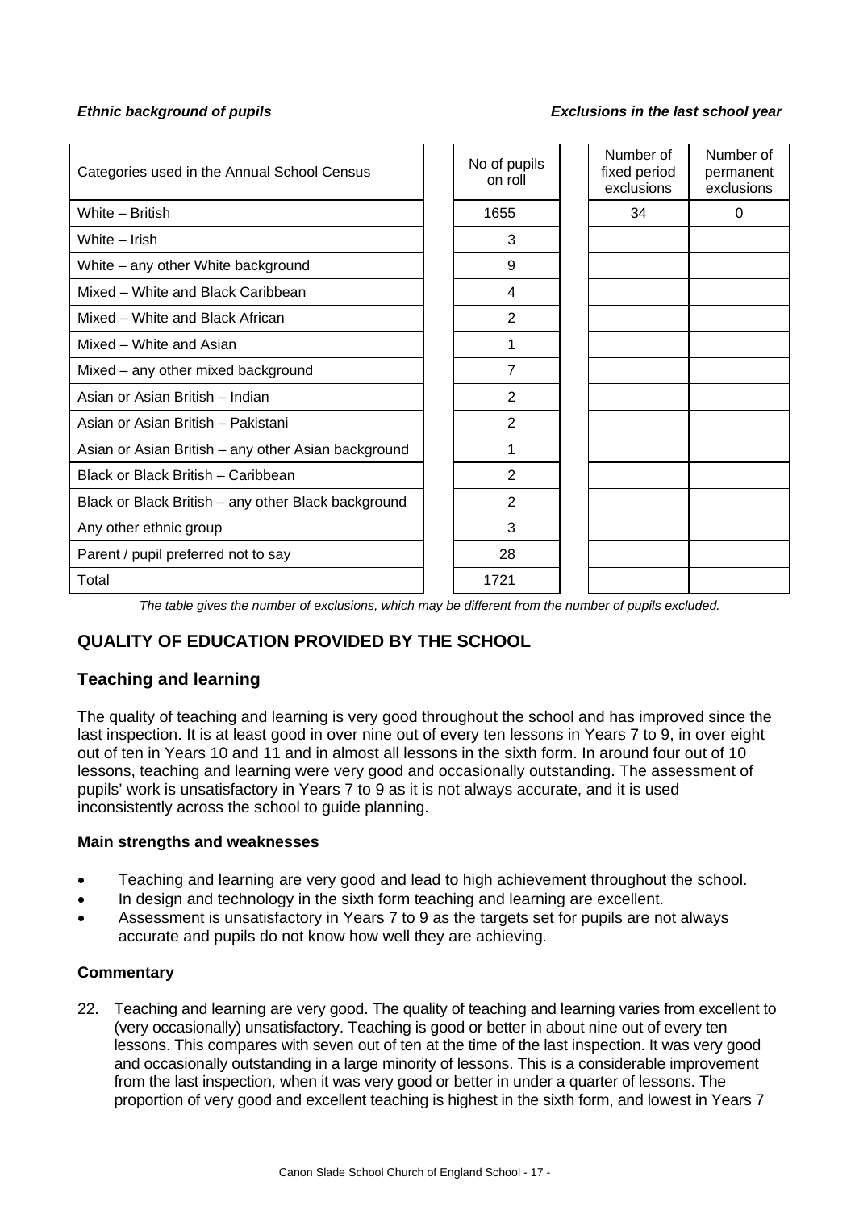***Ethnic background of pupils*** ***Exclusions in the last school year***

| Categories used in the Annual School Census | No of pupils on roll | Number of fixed period exclusions | Number of permanent exclusions |
|---|---|---|---|
| White – British | 1655 | 34 | 0 |
| White – Irish | 3 | | |
| White – any other White background | 9 | | |
| Mixed – White and Black Caribbean | 4 | | |
| Mixed – White and Black African | 2 | | |
| Mixed – White and Asian | 1 | | |
| Mixed – any other mixed background | 7 | | |
| Asian or Asian British – Indian | 2 | | |
| Asian or Asian British – Pakistani | 2 | | |
| Asian or Asian British – any other Asian background | 1 | | |
| Black or Black British – Caribbean | 2 | | |
| Black or Black British – any other Black background | 2 | | |
| Any other ethnic group | 3 | | |
| Parent / pupil preferred not to say | 28 | | |
| Total | 1721 | | |

*The table gives the number of exclusions, which may be different from the number of pupils excluded.*

## QUALITY OF EDUCATION PROVIDED BY THE SCHOOL

### Teaching and learning

The quality of teaching and learning is very good throughout the school and has improved since the last inspection. It is at least good in over nine out of every ten lessons in Years 7 to 9, in over eight out of ten in Years 10 and 11 and in almost all lessons in the sixth form. In around four out of 10 lessons, teaching and learning were very good and occasionally outstanding. The assessment of pupils' work is unsatisfactory in Years 7 to 9 as it is not always accurate, and it is used inconsistently across the school to guide planning.

#### Main strengths and weaknesses

- Teaching and learning are very good and lead to high achievement throughout the school.
- In design and technology in the sixth form teaching and learning are excellent.
- Assessment is unsatisfactory in Years 7 to 9 as the targets set for pupils are not always accurate and pupils do not know how well they are achieving.

#### Commentary

22. Teaching and learning are very good. The quality of teaching and learning varies from excellent to (very occasionally) unsatisfactory. Teaching is good or better in about nine out of every ten lessons. This compares with seven out of ten at the time of the last inspection. It was very good and occasionally outstanding in a large minority of lessons. This is a considerable improvement from the last inspection, when it was very good or better in under a quarter of lessons. The proportion of very good and excellent teaching is highest in the sixth form, and lowest in Years 7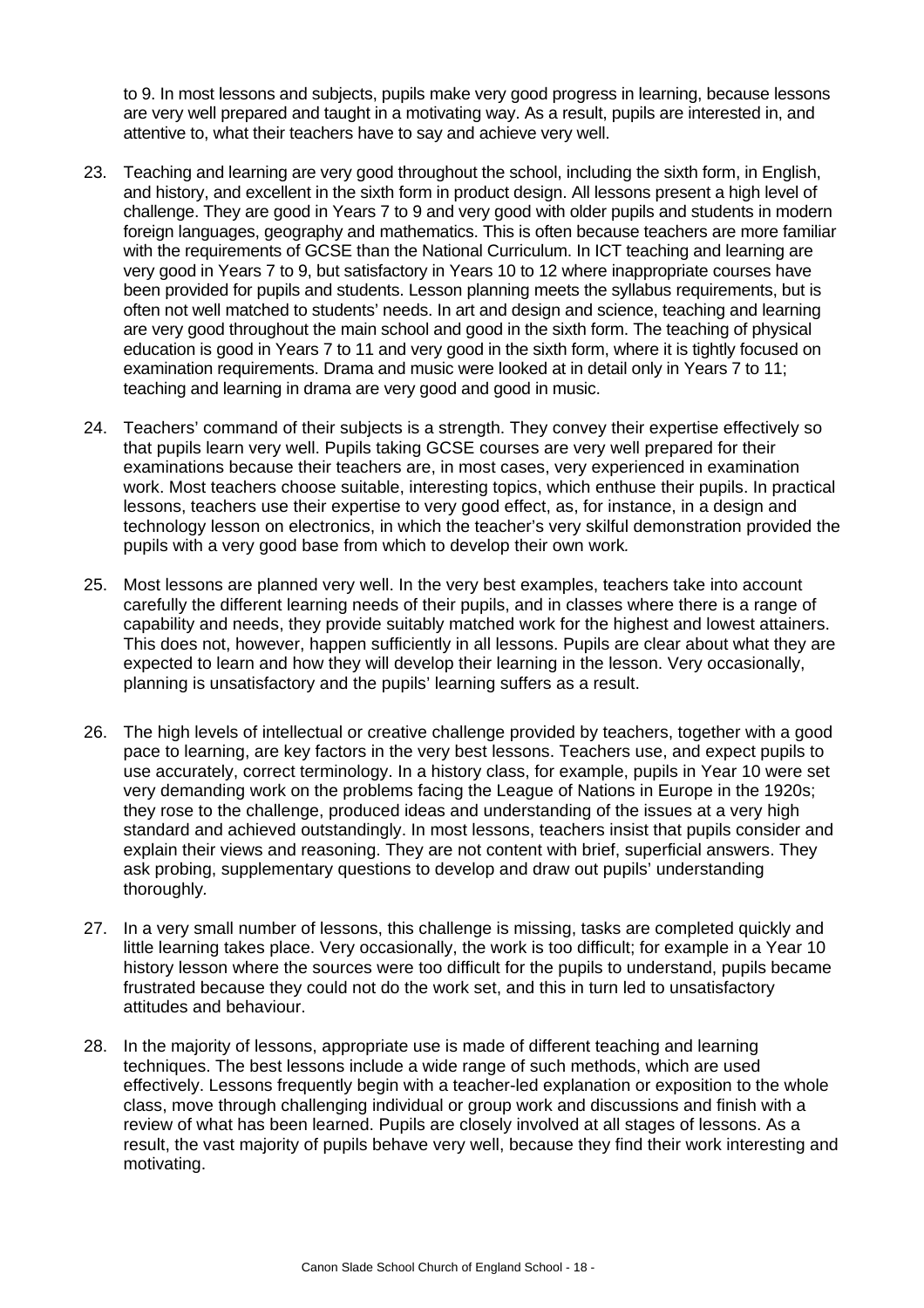to 9. In most lessons and subjects, pupils make very good progress in learning, because lessons are very well prepared and taught in a motivating way. As a result, pupils are interested in, and attentive to, what their teachers have to say and achieve very well.

23. Teaching and learning are very good throughout the school, including the sixth form, in English, and history, and excellent in the sixth form in product design. All lessons present a high level of challenge. They are good in Years 7 to 9 and very good with older pupils and students in modern foreign languages, geography and mathematics. This is often because teachers are more familiar with the requirements of GCSE than the National Curriculum. In ICT teaching and learning are very good in Years 7 to 9, but satisfactory in Years 10 to 12 where inappropriate courses have been provided for pupils and students. Lesson planning meets the syllabus requirements, but is often not well matched to students' needs. In art and design and science, teaching and learning are very good throughout the main school and good in the sixth form. The teaching of physical education is good in Years 7 to 11 and very good in the sixth form, where it is tightly focused on examination requirements. Drama and music were looked at in detail only in Years 7 to 11; teaching and learning in drama are very good and good in music.

24. Teachers' command of their subjects is a strength. They convey their expertise effectively so that pupils learn very well. Pupils taking GCSE courses are very well prepared for their examinations because their teachers are, in most cases, very experienced in examination work. Most teachers choose suitable, interesting topics, which enthuse their pupils. In practical lessons, teachers use their expertise to very good effect, as, for instance, in a design and technology lesson on electronics, in which the teacher's very skilful demonstration provided the pupils with a very good base from which to develop their own work.

25. Most lessons are planned very well. In the very best examples, teachers take into account carefully the different learning needs of their pupils, and in classes where there is a range of capability and needs, they provide suitably matched work for the highest and lowest attainers. This does not, however, happen sufficiently in all lessons. Pupils are clear about what they are expected to learn and how they will develop their learning in the lesson. Very occasionally, planning is unsatisfactory and the pupils' learning suffers as a result.

26. The high levels of intellectual or creative challenge provided by teachers, together with a good pace to learning, are key factors in the very best lessons. Teachers use, and expect pupils to use accurately, correct terminology. In a history class, for example, pupils in Year 10 were set very demanding work on the problems facing the League of Nations in Europe in the 1920s; they rose to the challenge, produced ideas and understanding of the issues at a very high standard and achieved outstandingly. In most lessons, teachers insist that pupils consider and explain their views and reasoning. They are not content with brief, superficial answers. They ask probing, supplementary questions to develop and draw out pupils' understanding thoroughly.

27. In a very small number of lessons, this challenge is missing, tasks are completed quickly and little learning takes place. Very occasionally, the work is too difficult; for example in a Year 10 history lesson where the sources were too difficult for the pupils to understand, pupils became frustrated because they could not do the work set, and this in turn led to unsatisfactory attitudes and behaviour.

28. In the majority of lessons, appropriate use is made of different teaching and learning techniques. The best lessons include a wide range of such methods, which are used effectively. Lessons frequently begin with a teacher-led explanation or exposition to the whole class, move through challenging individual or group work and discussions and finish with a review of what has been learned. Pupils are closely involved at all stages of lessons. As a result, the vast majority of pupils behave very well, because they find their work interesting and motivating.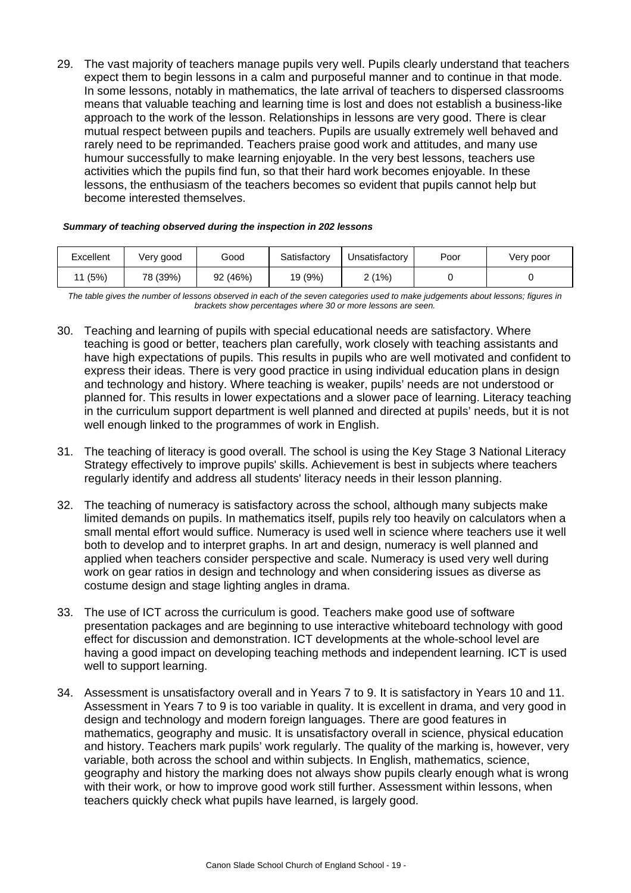29. The vast majority of teachers manage pupils very well. Pupils clearly understand that teachers expect them to begin lessons in a calm and purposeful manner and to continue in that mode. In some lessons, notably in mathematics, the late arrival of teachers to dispersed classrooms means that valuable teaching and learning time is lost and does not establish a business-like approach to the work of the lesson. Relationships in lessons are very good. There is clear mutual respect between pupils and teachers. Pupils are usually extremely well behaved and rarely need to be reprimanded. Teachers praise good work and attitudes, and many use humour successfully to make learning enjoyable. In the very best lessons, teachers use activities which the pupils find fun, so that their hard work becomes enjoyable. In these lessons, the enthusiasm of the teachers becomes so evident that pupils cannot help but become interested themselves.

***Summary of teaching observed during the inspection in 202 lessons***

| Excellent | Very good | Good | Satisfactory | Unsatisfactory | Poor | Very poor |
|---|---|---|---|---|---|---|
| 11 (5%) | 78 (39%) | 92 (46%) | 19 (9%) | 2 (1%) | 0 | 0 |

*The table gives the number of lessons observed in each of the seven categories used to make judgements about lessons; figures in brackets show percentages where 30 or more lessons are seen.*

30. Teaching and learning of pupils with special educational needs are satisfactory. Where teaching is good or better, teachers plan carefully, work closely with teaching assistants and have high expectations of pupils. This results in pupils who are well motivated and confident to express their ideas. There is very good practice in using individual education plans in design and technology and history. Where teaching is weaker, pupils' needs are not understood or planned for. This results in lower expectations and a slower pace of learning. Literacy teaching in the curriculum support department is well planned and directed at pupils' needs, but it is not well enough linked to the programmes of work in English.

31. The teaching of literacy is good overall. The school is using the Key Stage 3 National Literacy Strategy effectively to improve pupils' skills. Achievement is best in subjects where teachers regularly identify and address all students' literacy needs in their lesson planning.

32. The teaching of numeracy is satisfactory across the school, although many subjects make limited demands on pupils. In mathematics itself, pupils rely too heavily on calculators when a small mental effort would suffice. Numeracy is used well in science where teachers use it well both to develop and to interpret graphs. In art and design, numeracy is well planned and applied when teachers consider perspective and scale. Numeracy is used very well during work on gear ratios in design and technology and when considering issues as diverse as costume design and stage lighting angles in drama.

33. The use of ICT across the curriculum is good. Teachers make good use of software presentation packages and are beginning to use interactive whiteboard technology with good effect for discussion and demonstration. ICT developments at the whole-school level are having a good impact on developing teaching methods and independent learning. ICT is used well to support learning.

34. Assessment is unsatisfactory overall and in Years 7 to 9. It is satisfactory in Years 10 and 11. Assessment in Years 7 to 9 is too variable in quality. It is excellent in drama, and very good in design and technology and modern foreign languages. There are good features in mathematics, geography and music. It is unsatisfactory overall in science, physical education and history. Teachers mark pupils' work regularly. The quality of the marking is, however, very variable, both across the school and within subjects. In English, mathematics, science, geography and history the marking does not always show pupils clearly enough what is wrong with their work, or how to improve good work still further. Assessment within lessons, when teachers quickly check what pupils have learned, is largely good.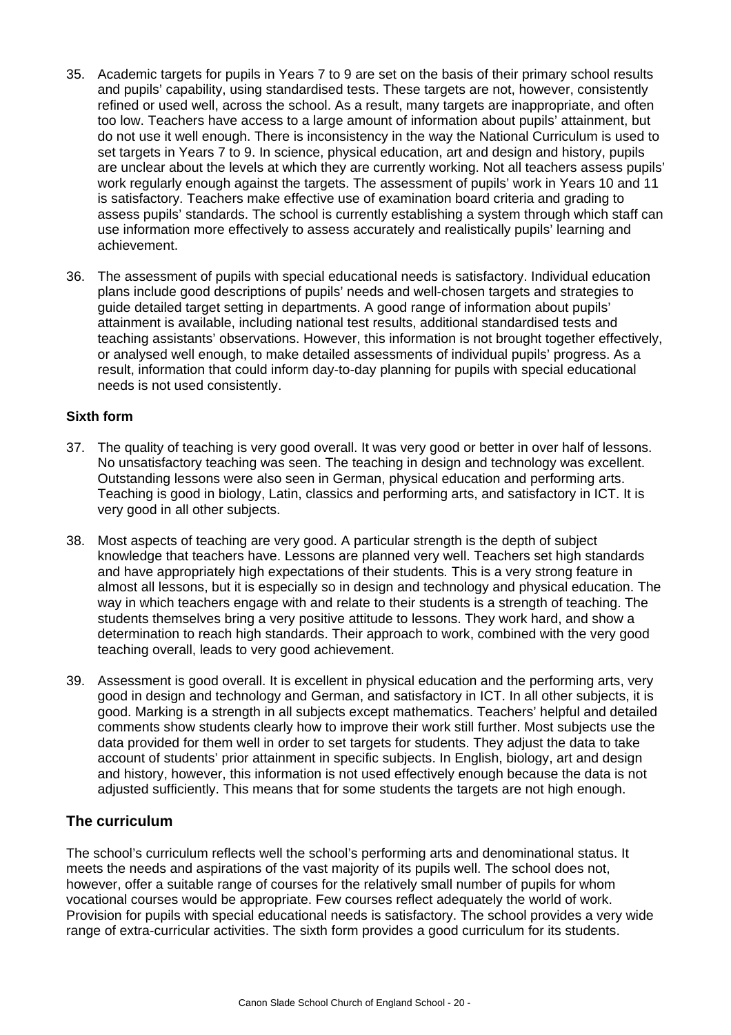35. Academic targets for pupils in Years 7 to 9 are set on the basis of their primary school results and pupils' capability, using standardised tests. These targets are not, however, consistently refined or used well, across the school. As a result, many targets are inappropriate, and often too low. Teachers have access to a large amount of information about pupils' attainment, but do not use it well enough. There is inconsistency in the way the National Curriculum is used to set targets in Years 7 to 9. In science, physical education, art and design and history, pupils are unclear about the levels at which they are currently working. Not all teachers assess pupils' work regularly enough against the targets. The assessment of pupils' work in Years 10 and 11 is satisfactory. Teachers make effective use of examination board criteria and grading to assess pupils' standards. The school is currently establishing a system through which staff can use information more effectively to assess accurately and realistically pupils' learning and achievement.

36. The assessment of pupils with special educational needs is satisfactory. Individual education plans include good descriptions of pupils' needs and well-chosen targets and strategies to guide detailed target setting in departments. A good range of information about pupils' attainment is available, including national test results, additional standardised tests and teaching assistants' observations. However, this information is not brought together effectively, or analysed well enough, to make detailed assessments of individual pupils' progress. As a result, information that could inform day-to-day planning for pupils with special educational needs is not used consistently.

**Sixth form**

37. The quality of teaching is very good overall. It was very good or better in over half of lessons. No unsatisfactory teaching was seen. The teaching in design and technology was excellent. Outstanding lessons were also seen in German, physical education and performing arts. Teaching is good in biology, Latin, classics and performing arts, and satisfactory in ICT. It is very good in all other subjects.

38. Most aspects of teaching are very good. A particular strength is the depth of subject knowledge that teachers have. Lessons are planned very well. Teachers set high standards and have appropriately high expectations of their students. This is a very strong feature in almost all lessons, but it is especially so in design and technology and physical education. The way in which teachers engage with and relate to their students is a strength of teaching. The students themselves bring a very positive attitude to lessons. They work hard, and show a determination to reach high standards. Their approach to work, combined with the very good teaching overall, leads to very good achievement.

39. Assessment is good overall. It is excellent in physical education and the performing arts, very good in design and technology and German, and satisfactory in ICT. In all other subjects, it is good. Marking is a strength in all subjects except mathematics. Teachers' helpful and detailed comments show students clearly how to improve their work still further. Most subjects use the data provided for them well in order to set targets for students. They adjust the data to take account of students' prior attainment in specific subjects. In English, biology, art and design and history, however, this information is not used effectively enough because the data is not adjusted sufficiently. This means that for some students the targets are not high enough.

## The curriculum

The school's curriculum reflects well the school's performing arts and denominational status. It meets the needs and aspirations of the vast majority of its pupils well. The school does not, however, offer a suitable range of courses for the relatively small number of pupils for whom vocational courses would be appropriate. Few courses reflect adequately the world of work. Provision for pupils with special educational needs is satisfactory. The school provides a very wide range of extra-curricular activities. The sixth form provides a good curriculum for its students.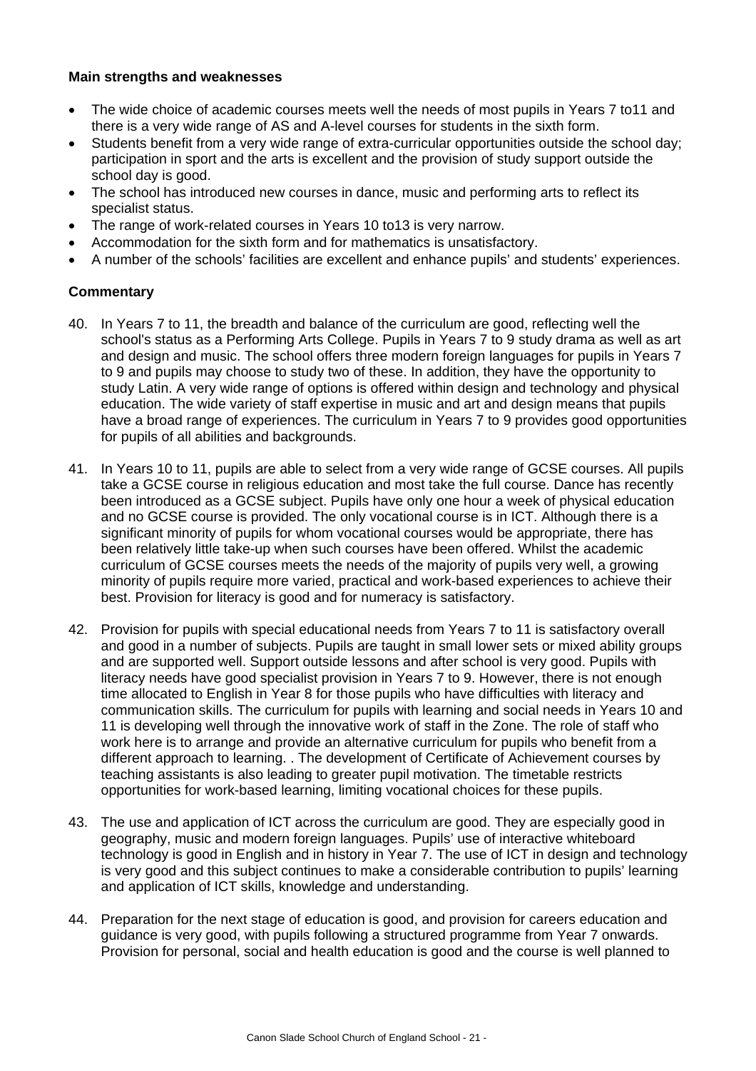**Main strengths and weaknesses**

- The wide choice of academic courses meets well the needs of most pupils in Years 7 to11 and there is a very wide range of AS and A-level courses for students in the sixth form.
- Students benefit from a very wide range of extra-curricular opportunities outside the school day; participation in sport and the arts is excellent and the provision of study support outside the school day is good.
- The school has introduced new courses in dance, music and performing arts to reflect its specialist status.
- The range of work-related courses in Years 10 to13 is very narrow.
- Accommodation for the sixth form and for mathematics is unsatisfactory.
- A number of the schools' facilities are excellent and enhance pupils' and students' experiences.

**Commentary**

40. In Years 7 to 11, the breadth and balance of the curriculum are good, reflecting well the school's status as a Performing Arts College. Pupils in Years 7 to 9 study drama as well as art and design and music. The school offers three modern foreign languages for pupils in Years 7 to 9 and pupils may choose to study two of these. In addition, they have the opportunity to study Latin. A very wide range of options is offered within design and technology and physical education. The wide variety of staff expertise in music and art and design means that pupils have a broad range of experiences. The curriculum in Years 7 to 9 provides good opportunities for pupils of all abilities and backgrounds.

41. In Years 10 to 11, pupils are able to select from a very wide range of GCSE courses. All pupils take a GCSE course in religious education and most take the full course. Dance has recently been introduced as a GCSE subject. Pupils have only one hour a week of physical education and no GCSE course is provided. The only vocational course is in ICT. Although there is a significant minority of pupils for whom vocational courses would be appropriate, there has been relatively little take-up when such courses have been offered. Whilst the academic curriculum of GCSE courses meets the needs of the majority of pupils very well, a growing minority of pupils require more varied, practical and work-based experiences to achieve their best. Provision for literacy is good and for numeracy is satisfactory.

42. Provision for pupils with special educational needs from Years 7 to 11 is satisfactory overall and good in a number of subjects. Pupils are taught in small lower sets or mixed ability groups and are supported well. Support outside lessons and after school is very good. Pupils with literacy needs have good specialist provision in Years 7 to 9. However, there is not enough time allocated to English in Year 8 for those pupils who have difficulties with literacy and communication skills. The curriculum for pupils with learning and social needs in Years 10 and 11 is developing well through the innovative work of staff in the Zone. The role of staff who work here is to arrange and provide an alternative curriculum for pupils who benefit from a different approach to learning. . The development of Certificate of Achievement courses by teaching assistants is also leading to greater pupil motivation. The timetable restricts opportunities for work-based learning, limiting vocational choices for these pupils.

43. The use and application of ICT across the curriculum are good. They are especially good in geography, music and modern foreign languages. Pupils' use of interactive whiteboard technology is good in English and in history in Year 7. The use of ICT in design and technology is very good and this subject continues to make a considerable contribution to pupils' learning and application of ICT skills, knowledge and understanding.

44. Preparation for the next stage of education is good, and provision for careers education and guidance is very good, with pupils following a structured programme from Year 7 onwards. Provision for personal, social and health education is good and the course is well planned to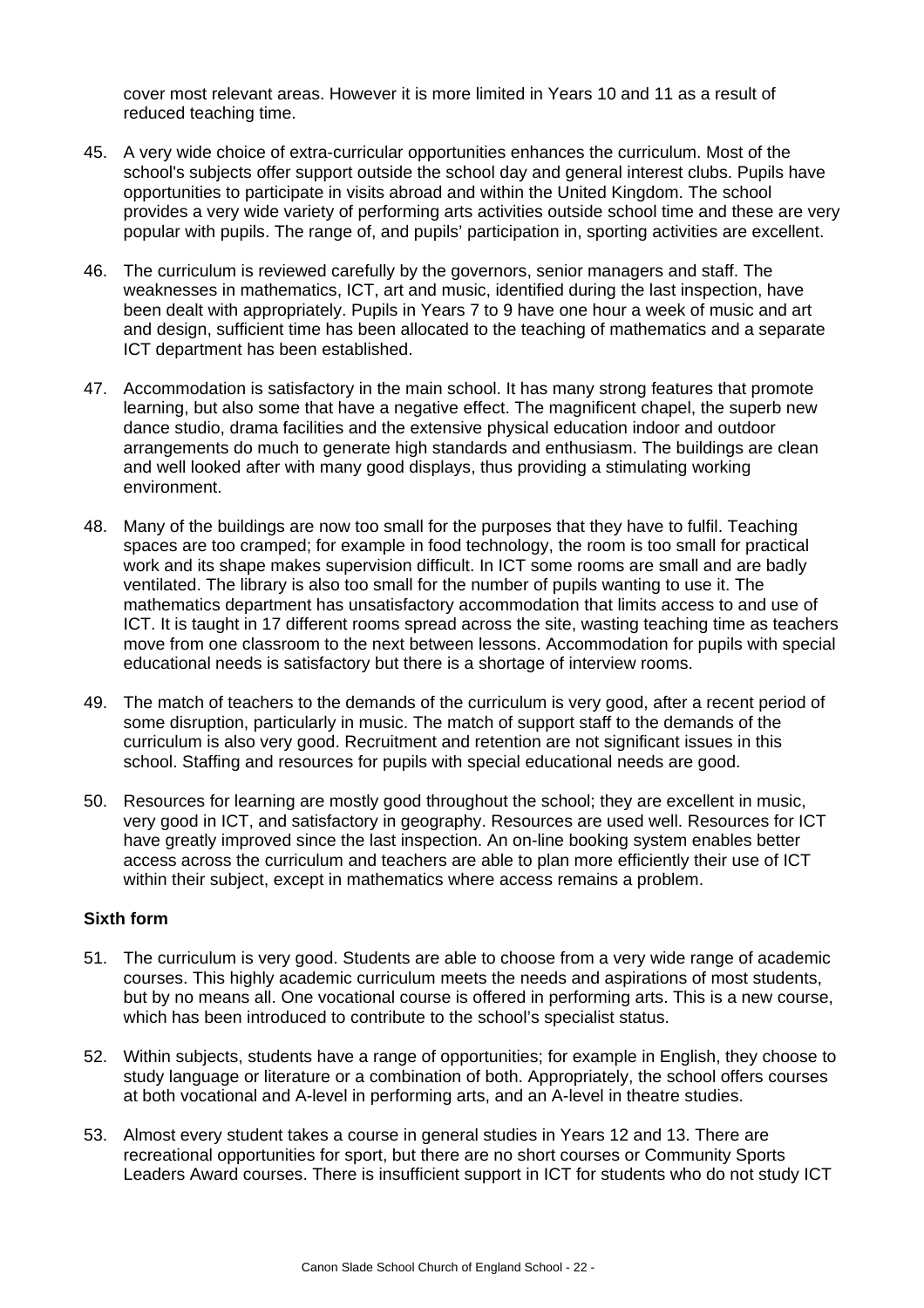cover most relevant areas. However it is more limited in Years 10 and 11 as a result of reduced teaching time.

45. A very wide choice of extra-curricular opportunities enhances the curriculum. Most of the school's subjects offer support outside the school day and general interest clubs. Pupils have opportunities to participate in visits abroad and within the United Kingdom. The school provides a very wide variety of performing arts activities outside school time and these are very popular with pupils. The range of, and pupils' participation in, sporting activities are excellent.

46. The curriculum is reviewed carefully by the governors, senior managers and staff. The weaknesses in mathematics, ICT, art and music, identified during the last inspection, have been dealt with appropriately. Pupils in Years 7 to 9 have one hour a week of music and art and design, sufficient time has been allocated to the teaching of mathematics and a separate ICT department has been established.

47. Accommodation is satisfactory in the main school. It has many strong features that promote learning, but also some that have a negative effect. The magnificent chapel, the superb new dance studio, drama facilities and the extensive physical education indoor and outdoor arrangements do much to generate high standards and enthusiasm. The buildings are clean and well looked after with many good displays, thus providing a stimulating working environment.

48. Many of the buildings are now too small for the purposes that they have to fulfil. Teaching spaces are too cramped; for example in food technology, the room is too small for practical work and its shape makes supervision difficult. In ICT some rooms are small and are badly ventilated. The library is also too small for the number of pupils wanting to use it. The mathematics department has unsatisfactory accommodation that limits access to and use of ICT. It is taught in 17 different rooms spread across the site, wasting teaching time as teachers move from one classroom to the next between lessons. Accommodation for pupils with special educational needs is satisfactory but there is a shortage of interview rooms.

49. The match of teachers to the demands of the curriculum is very good, after a recent period of some disruption, particularly in music. The match of support staff to the demands of the curriculum is also very good. Recruitment and retention are not significant issues in this school. Staffing and resources for pupils with special educational needs are good.

50. Resources for learning are mostly good throughout the school; they are excellent in music, very good in ICT, and satisfactory in geography. Resources are used well. Resources for ICT have greatly improved since the last inspection. An on-line booking system enables better access across the curriculum and teachers are able to plan more efficiently their use of ICT within their subject, except in mathematics where access remains a problem.

**Sixth form**

51. The curriculum is very good. Students are able to choose from a very wide range of academic courses. This highly academic curriculum meets the needs and aspirations of most students, but by no means all. One vocational course is offered in performing arts. This is a new course, which has been introduced to contribute to the school's specialist status.

52. Within subjects, students have a range of opportunities; for example in English, they choose to study language or literature or a combination of both. Appropriately, the school offers courses at both vocational and A-level in performing arts, and an A-level in theatre studies.

53. Almost every student takes a course in general studies in Years 12 and 13. There are recreational opportunities for sport, but there are no short courses or Community Sports Leaders Award courses. There is insufficient support in ICT for students who do not study ICT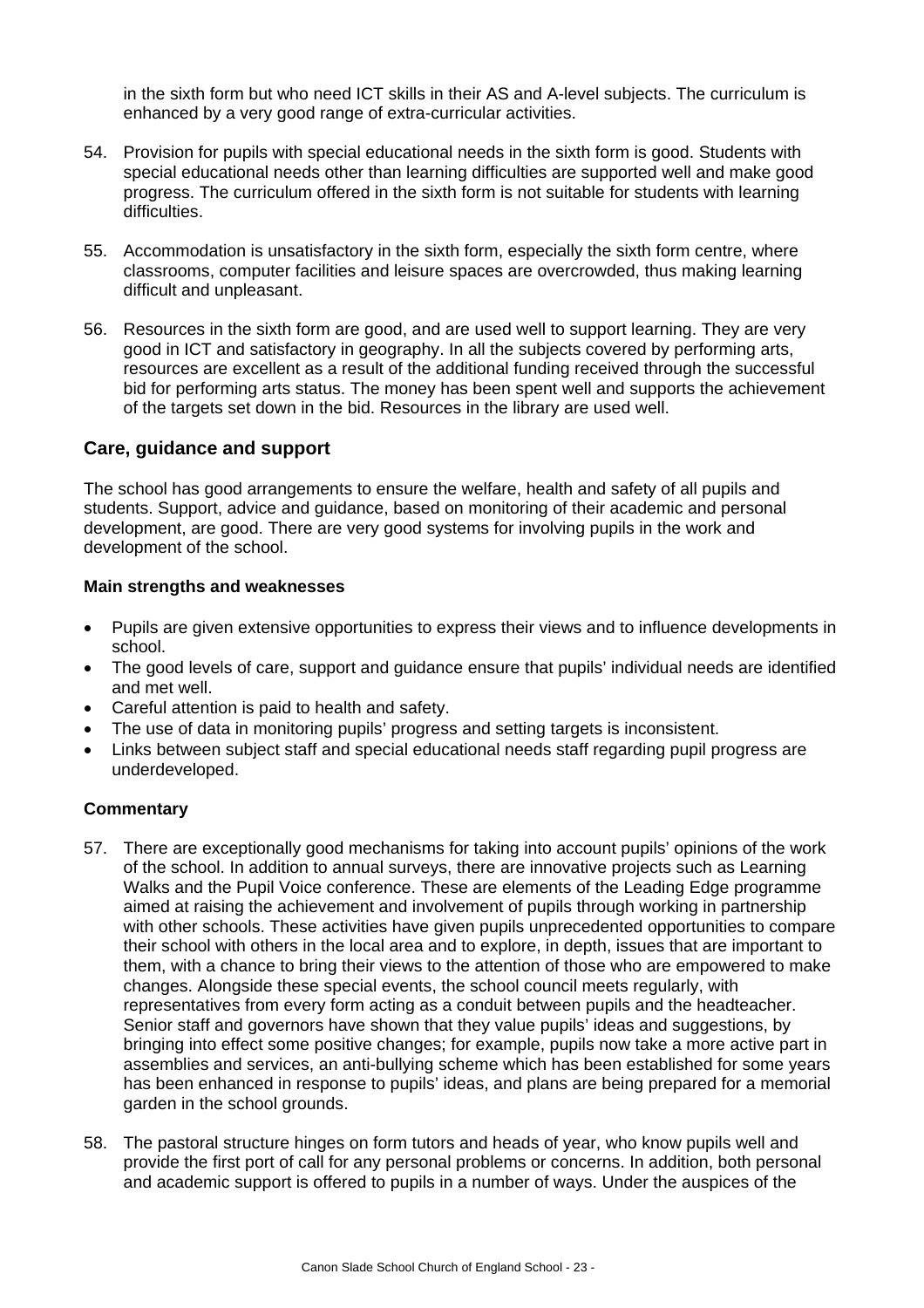in the sixth form but who need ICT skills in their AS and A-level subjects. The curriculum is enhanced by a very good range of extra-curricular activities.

54. Provision for pupils with special educational needs in the sixth form is good. Students with special educational needs other than learning difficulties are supported well and make good progress. The curriculum offered in the sixth form is not suitable for students with learning difficulties.

55. Accommodation is unsatisfactory in the sixth form, especially the sixth form centre, where classrooms, computer facilities and leisure spaces are overcrowded, thus making learning difficult and unpleasant.

56. Resources in the sixth form are good, and are used well to support learning. They are very good in ICT and satisfactory in geography. In all the subjects covered by performing arts, resources are excellent as a result of the additional funding received through the successful bid for performing arts status. The money has been spent well and supports the achievement of the targets set down in the bid. Resources in the library are used well.

## Care, guidance and support

The school has good arrangements to ensure the welfare, health and safety of all pupils and students. Support, advice and guidance, based on monitoring of their academic and personal development, are good. There are very good systems for involving pupils in the work and development of the school.

**Main strengths and weaknesses**

- Pupils are given extensive opportunities to express their views and to influence developments in school.
- The good levels of care, support and guidance ensure that pupils' individual needs are identified and met well.
- Careful attention is paid to health and safety.
- The use of data in monitoring pupils' progress and setting targets is inconsistent.
- Links between subject staff and special educational needs staff regarding pupil progress are underdeveloped.

**Commentary**

57. There are exceptionally good mechanisms for taking into account pupils' opinions of the work of the school. In addition to annual surveys, there are innovative projects such as Learning Walks and the Pupil Voice conference. These are elements of the Leading Edge programme aimed at raising the achievement and involvement of pupils through working in partnership with other schools. These activities have given pupils unprecedented opportunities to compare their school with others in the local area and to explore, in depth, issues that are important to them, with a chance to bring their views to the attention of those who are empowered to make changes. Alongside these special events, the school council meets regularly, with representatives from every form acting as a conduit between pupils and the headteacher. Senior staff and governors have shown that they value pupils' ideas and suggestions, by bringing into effect some positive changes; for example, pupils now take a more active part in assemblies and services, an anti-bullying scheme which has been established for some years has been enhanced in response to pupils' ideas, and plans are being prepared for a memorial garden in the school grounds.

58. The pastoral structure hinges on form tutors and heads of year, who know pupils well and provide the first port of call for any personal problems or concerns. In addition, both personal and academic support is offered to pupils in a number of ways. Under the auspices of the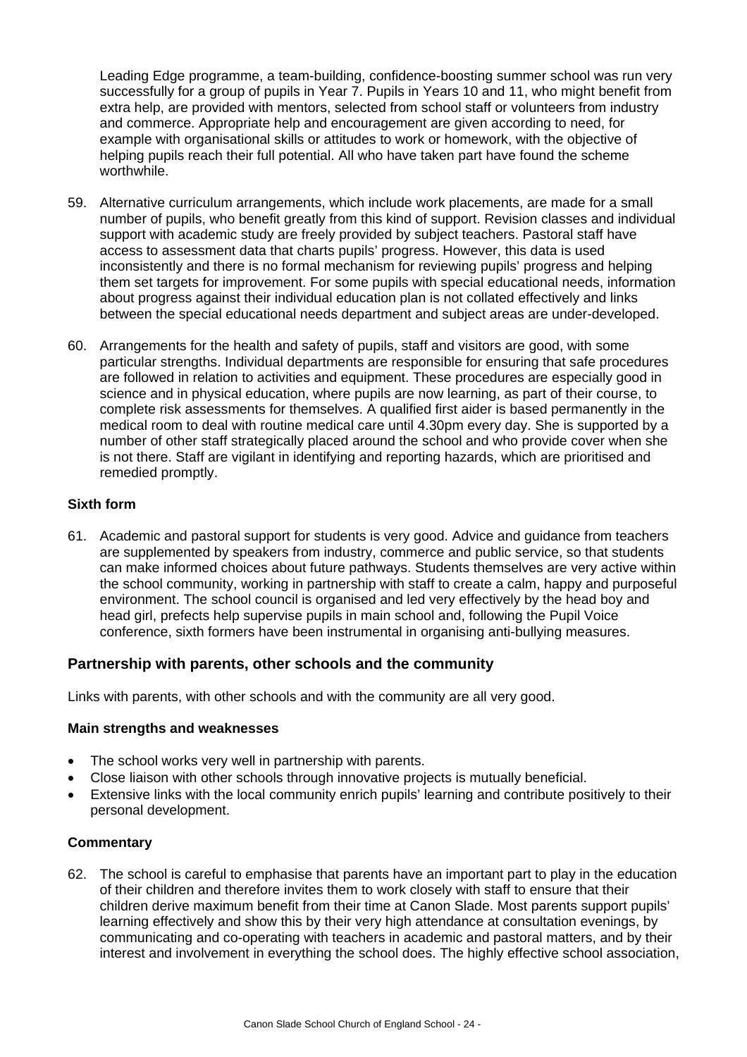Leading Edge programme, a team-building, confidence-boosting summer school was run very successfully for a group of pupils in Year 7. Pupils in Years 10 and 11, who might benefit from extra help, are provided with mentors, selected from school staff or volunteers from industry and commerce. Appropriate help and encouragement are given according to need, for example with organisational skills or attitudes to work or homework, with the objective of helping pupils reach their full potential. All who have taken part have found the scheme worthwhile.

59. Alternative curriculum arrangements, which include work placements, are made for a small number of pupils, who benefit greatly from this kind of support. Revision classes and individual support with academic study are freely provided by subject teachers. Pastoral staff have access to assessment data that charts pupils' progress. However, this data is used inconsistently and there is no formal mechanism for reviewing pupils' progress and helping them set targets for improvement. For some pupils with special educational needs, information about progress against their individual education plan is not collated effectively and links between the special educational needs department and subject areas are under-developed.

60. Arrangements for the health and safety of pupils, staff and visitors are good, with some particular strengths. Individual departments are responsible for ensuring that safe procedures are followed in relation to activities and equipment. These procedures are especially good in science and in physical education, where pupils are now learning, as part of their course, to complete risk assessments for themselves. A qualified first aider is based permanently in the medical room to deal with routine medical care until 4.30pm every day. She is supported by a number of other staff strategically placed around the school and who provide cover when she is not there. Staff are vigilant in identifying and reporting hazards, which are prioritised and remedied promptly.

### Sixth form

61. Academic and pastoral support for students is very good. Advice and guidance from teachers are supplemented by speakers from industry, commerce and public service, so that students can make informed choices about future pathways. Students themselves are very active within the school community, working in partnership with staff to create a calm, happy and purposeful environment. The school council is organised and led very effectively by the head boy and head girl, prefects help supervise pupils in main school and, following the Pupil Voice conference, sixth formers have been instrumental in organising anti-bullying measures.

## Partnership with parents, other schools and the community

Links with parents, with other schools and with the community are all very good.

### Main strengths and weaknesses

- The school works very well in partnership with parents.
- Close liaison with other schools through innovative projects is mutually beneficial.
- Extensive links with the local community enrich pupils' learning and contribute positively to their personal development.

### Commentary

62. The school is careful to emphasise that parents have an important part to play in the education of their children and therefore invites them to work closely with staff to ensure that their children derive maximum benefit from their time at Canon Slade. Most parents support pupils' learning effectively and show this by their very high attendance at consultation evenings, by communicating and co-operating with teachers in academic and pastoral matters, and by their interest and involvement in everything the school does. The highly effective school association,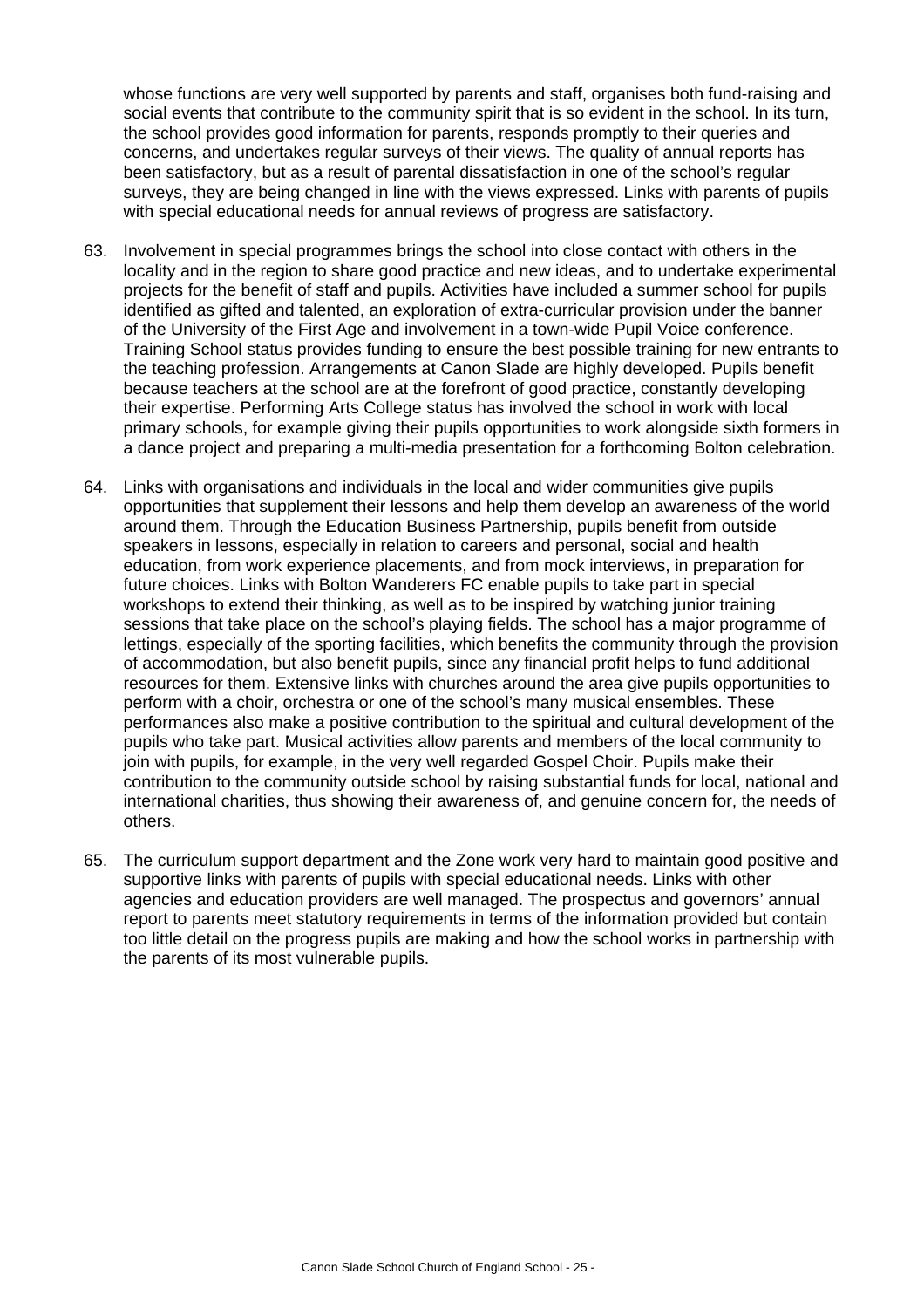whose functions are very well supported by parents and staff, organises both fund-raising and social events that contribute to the community spirit that is so evident in the school. In its turn, the school provides good information for parents, responds promptly to their queries and concerns, and undertakes regular surveys of their views. The quality of annual reports has been satisfactory, but as a result of parental dissatisfaction in one of the school's regular surveys, they are being changed in line with the views expressed. Links with parents of pupils with special educational needs for annual reviews of progress are satisfactory.

63. Involvement in special programmes brings the school into close contact with others in the locality and in the region to share good practice and new ideas, and to undertake experimental projects for the benefit of staff and pupils. Activities have included a summer school for pupils identified as gifted and talented, an exploration of extra-curricular provision under the banner of the University of the First Age and involvement in a town-wide Pupil Voice conference. Training School status provides funding to ensure the best possible training for new entrants to the teaching profession. Arrangements at Canon Slade are highly developed. Pupils benefit because teachers at the school are at the forefront of good practice, constantly developing their expertise. Performing Arts College status has involved the school in work with local primary schools, for example giving their pupils opportunities to work alongside sixth formers in a dance project and preparing a multi-media presentation for a forthcoming Bolton celebration.

64. Links with organisations and individuals in the local and wider communities give pupils opportunities that supplement their lessons and help them develop an awareness of the world around them. Through the Education Business Partnership, pupils benefit from outside speakers in lessons, especially in relation to careers and personal, social and health education, from work experience placements, and from mock interviews, in preparation for future choices. Links with Bolton Wanderers FC enable pupils to take part in special workshops to extend their thinking, as well as to be inspired by watching junior training sessions that take place on the school's playing fields. The school has a major programme of lettings, especially of the sporting facilities, which benefits the community through the provision of accommodation, but also benefit pupils, since any financial profit helps to fund additional resources for them. Extensive links with churches around the area give pupils opportunities to perform with a choir, orchestra or one of the school's many musical ensembles. These performances also make a positive contribution to the spiritual and cultural development of the pupils who take part. Musical activities allow parents and members of the local community to join with pupils, for example, in the very well regarded Gospel Choir. Pupils make their contribution to the community outside school by raising substantial funds for local, national and international charities, thus showing their awareness of, and genuine concern for, the needs of others.

65. The curriculum support department and the Zone work very hard to maintain good positive and supportive links with parents of pupils with special educational needs. Links with other agencies and education providers are well managed. The prospectus and governors' annual report to parents meet statutory requirements in terms of the information provided but contain too little detail on the progress pupils are making and how the school works in partnership with the parents of its most vulnerable pupils.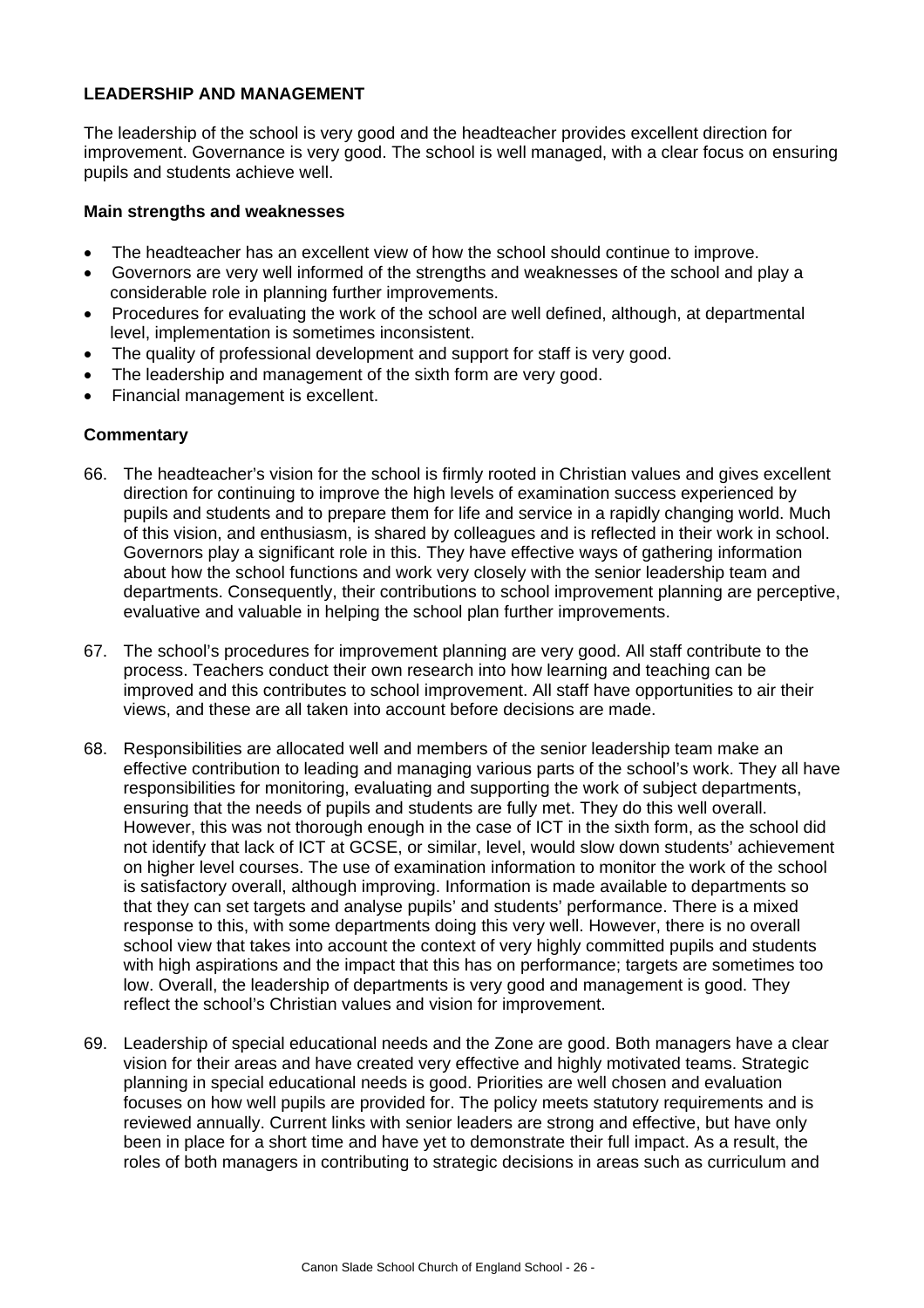## LEADERSHIP AND MANAGEMENT

The leadership of the school is very good and the headteacher provides excellent direction for improvement. Governance is very good. The school is well managed, with a clear focus on ensuring pupils and students achieve well.

### Main strengths and weaknesses

- The headteacher has an excellent view of how the school should continue to improve.
- Governors are very well informed of the strengths and weaknesses of the school and play a considerable role in planning further improvements.
- Procedures for evaluating the work of the school are well defined, although, at departmental level, implementation is sometimes inconsistent.
- The quality of professional development and support for staff is very good.
- The leadership and management of the sixth form are very good.
- Financial management is excellent.

### Commentary

66. The headteacher's vision for the school is firmly rooted in Christian values and gives excellent direction for continuing to improve the high levels of examination success experienced by pupils and students and to prepare them for life and service in a rapidly changing world. Much of this vision, and enthusiasm, is shared by colleagues and is reflected in their work in school. Governors play a significant role in this. They have effective ways of gathering information about how the school functions and work very closely with the senior leadership team and departments. Consequently, their contributions to school improvement planning are perceptive, evaluative and valuable in helping the school plan further improvements.

67. The school's procedures for improvement planning are very good. All staff contribute to the process. Teachers conduct their own research into how learning and teaching can be improved and this contributes to school improvement. All staff have opportunities to air their views, and these are all taken into account before decisions are made.

68. Responsibilities are allocated well and members of the senior leadership team make an effective contribution to leading and managing various parts of the school's work. They all have responsibilities for monitoring, evaluating and supporting the work of subject departments, ensuring that the needs of pupils and students are fully met. They do this well overall. However, this was not thorough enough in the case of ICT in the sixth form, as the school did not identify that lack of ICT at GCSE, or similar, level, would slow down students' achievement on higher level courses. The use of examination information to monitor the work of the school is satisfactory overall, although improving. Information is made available to departments so that they can set targets and analyse pupils' and students' performance. There is a mixed response to this, with some departments doing this very well. However, there is no overall school view that takes into account the context of very highly committed pupils and students with high aspirations and the impact that this has on performance; targets are sometimes too low. Overall, the leadership of departments is very good and management is good. They reflect the school's Christian values and vision for improvement.

69. Leadership of special educational needs and the Zone are good. Both managers have a clear vision for their areas and have created very effective and highly motivated teams. Strategic planning in special educational needs is good. Priorities are well chosen and evaluation focuses on how well pupils are provided for. The policy meets statutory requirements and is reviewed annually. Current links with senior leaders are strong and effective, but have only been in place for a short time and have yet to demonstrate their full impact. As a result, the roles of both managers in contributing to strategic decisions in areas such as curriculum and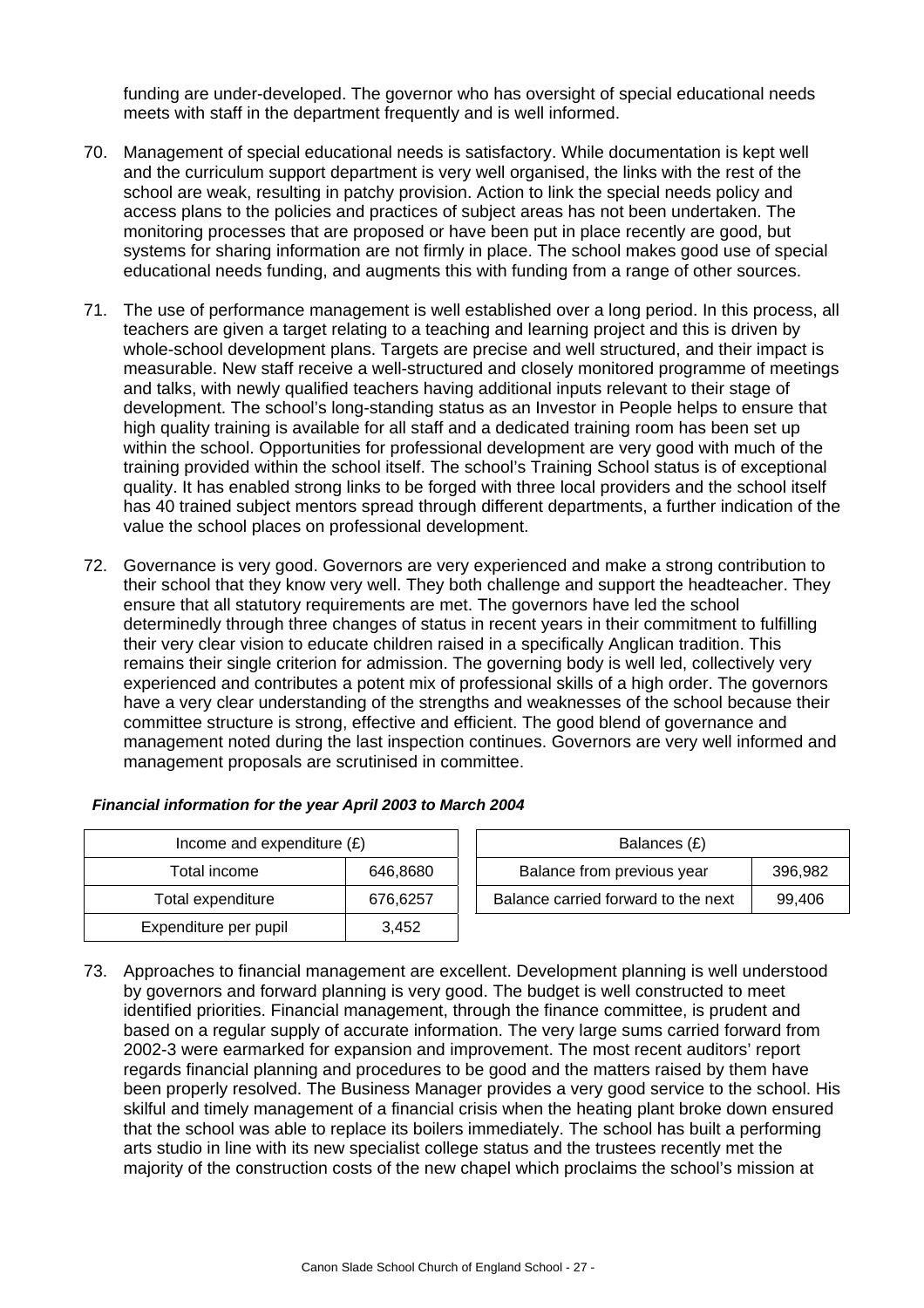funding are under-developed. The governor who has oversight of special educational needs meets with staff in the department frequently and is well informed.

70. Management of special educational needs is satisfactory. While documentation is kept well and the curriculum support department is very well organised, the links with the rest of the school are weak, resulting in patchy provision. Action to link the special needs policy and access plans to the policies and practices of subject areas has not been undertaken. The monitoring processes that are proposed or have been put in place recently are good, but systems for sharing information are not firmly in place. The school makes good use of special educational needs funding, and augments this with funding from a range of other sources.

71. The use of performance management is well established over a long period. In this process, all teachers are given a target relating to a teaching and learning project and this is driven by whole-school development plans. Targets are precise and well structured, and their impact is measurable. New staff receive a well-structured and closely monitored programme of meetings and talks, with newly qualified teachers having additional inputs relevant to their stage of development. The school's long-standing status as an Investor in People helps to ensure that high quality training is available for all staff and a dedicated training room has been set up within the school. Opportunities for professional development are very good with much of the training provided within the school itself. The school's Training School status is of exceptional quality. It has enabled strong links to be forged with three local providers and the school itself has 40 trained subject mentors spread through different departments, a further indication of the value the school places on professional development.

72. Governance is very good. Governors are very experienced and make a strong contribution to their school that they know very well. They both challenge and support the headteacher. They ensure that all statutory requirements are met. The governors have led the school determinedly through three changes of status in recent years in their commitment to fulfilling their very clear vision to educate children raised in a specifically Anglican tradition. This remains their single criterion for admission. The governing body is well led, collectively very experienced and contributes a potent mix of professional skills of a high order. The governors have a very clear understanding of the strengths and weaknesses of the school because their committee structure is strong, effective and efficient. The good blend of governance and management noted during the last inspection continues. Governors are very well informed and management proposals are scrutinised in committee.

***Financial information for the year April 2003 to March 2004***

| Income and expenditure (£) | |
|---|---|
| Total income | 646,8680 |
| Total expenditure | 676,6257 |
| Expenditure per pupil | 3,452 |

| Balances (£) | |
|---|---|
| Balance from previous year | 396,982 |
| Balance carried forward to the next | 99,406 |

73. Approaches to financial management are excellent. Development planning is well understood by governors and forward planning is very good. The budget is well constructed to meet identified priorities. Financial management, through the finance committee, is prudent and based on a regular supply of accurate information. The very large sums carried forward from 2002-3 were earmarked for expansion and improvement. The most recent auditors' report regards financial planning and procedures to be good and the matters raised by them have been properly resolved. The Business Manager provides a very good service to the school. His skilful and timely management of a financial crisis when the heating plant broke down ensured that the school was able to replace its boilers immediately. The school has built a performing arts studio in line with its new specialist college status and the trustees recently met the majority of the construction costs of the new chapel which proclaims the school's mission at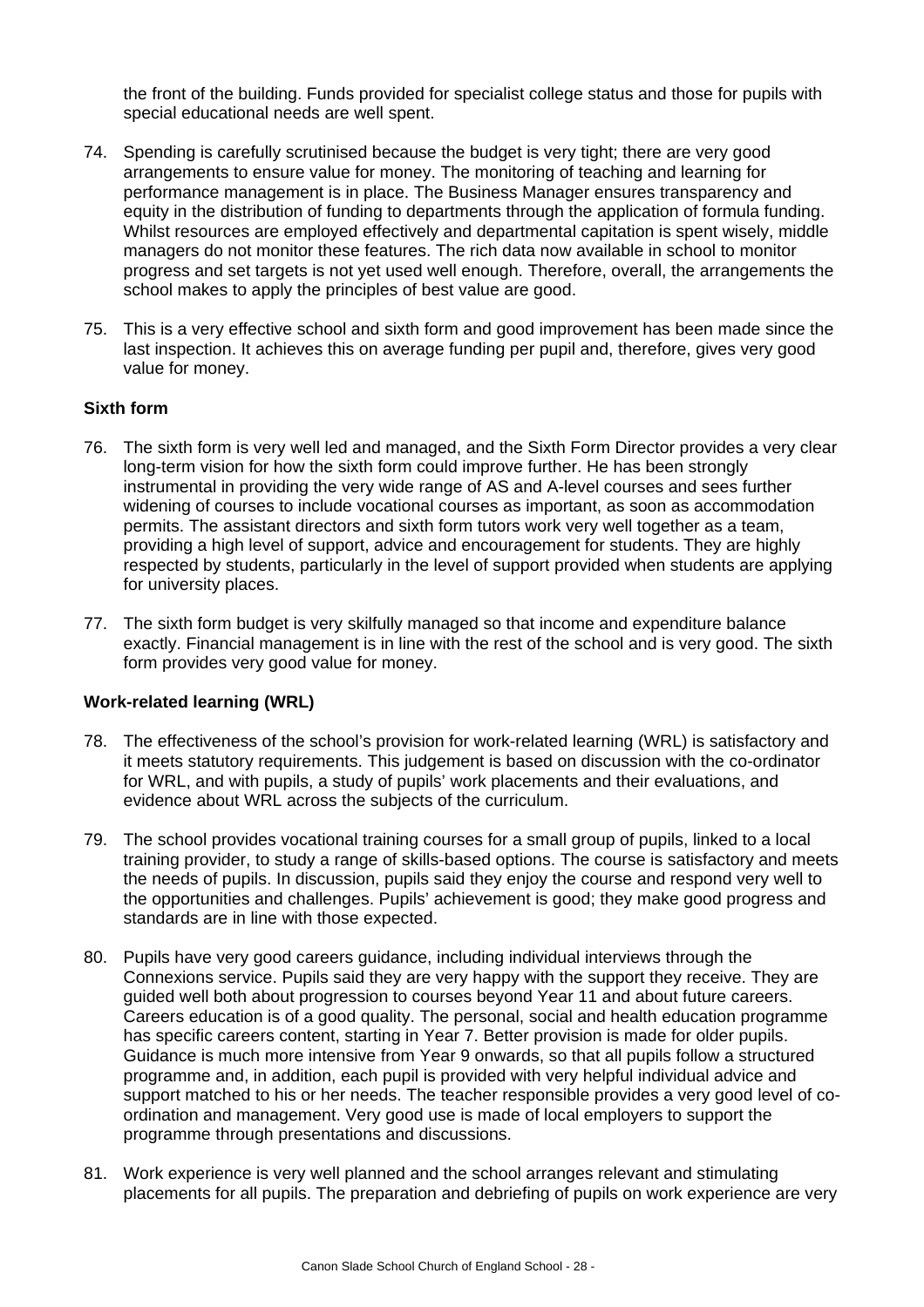the front of the building. Funds provided for specialist college status and those for pupils with special educational needs are well spent.

74. Spending is carefully scrutinised because the budget is very tight; there are very good arrangements to ensure value for money. The monitoring of teaching and learning for performance management is in place. The Business Manager ensures transparency and equity in the distribution of funding to departments through the application of formula funding. Whilst resources are employed effectively and departmental capitation is spent wisely, middle managers do not monitor these features. The rich data now available in school to monitor progress and set targets is not yet used well enough. Therefore, overall, the arrangements the school makes to apply the principles of best value are good.

75. This is a very effective school and sixth form and good improvement has been made since the last inspection. It achieves this on average funding per pupil and, therefore, gives very good value for money.

**Sixth form**

76. The sixth form is very well led and managed, and the Sixth Form Director provides a very clear long-term vision for how the sixth form could improve further. He has been strongly instrumental in providing the very wide range of AS and A-level courses and sees further widening of courses to include vocational courses as important, as soon as accommodation permits. The assistant directors and sixth form tutors work very well together as a team, providing a high level of support, advice and encouragement for students. They are highly respected by students, particularly in the level of support provided when students are applying for university places.

77. The sixth form budget is very skilfully managed so that income and expenditure balance exactly. Financial management is in line with the rest of the school and is very good. The sixth form provides very good value for money.

**Work-related learning (WRL)**

78. The effectiveness of the school's provision for work-related learning (WRL) is satisfactory and it meets statutory requirements. This judgement is based on discussion with the co-ordinator for WRL, and with pupils, a study of pupils' work placements and their evaluations, and evidence about WRL across the subjects of the curriculum.

79. The school provides vocational training courses for a small group of pupils, linked to a local training provider, to study a range of skills-based options. The course is satisfactory and meets the needs of pupils. In discussion, pupils said they enjoy the course and respond very well to the opportunities and challenges. Pupils' achievement is good; they make good progress and standards are in line with those expected.

80. Pupils have very good careers guidance, including individual interviews through the Connexions service. Pupils said they are very happy with the support they receive. They are guided well both about progression to courses beyond Year 11 and about future careers. Careers education is of a good quality. The personal, social and health education programme has specific careers content, starting in Year 7. Better provision is made for older pupils. Guidance is much more intensive from Year 9 onwards, so that all pupils follow a structured programme and, in addition, each pupil is provided with very helpful individual advice and support matched to his or her needs. The teacher responsible provides a very good level of co-ordination and management. Very good use is made of local employers to support the programme through presentations and discussions.

81. Work experience is very well planned and the school arranges relevant and stimulating placements for all pupils. The preparation and debriefing of pupils on work experience are very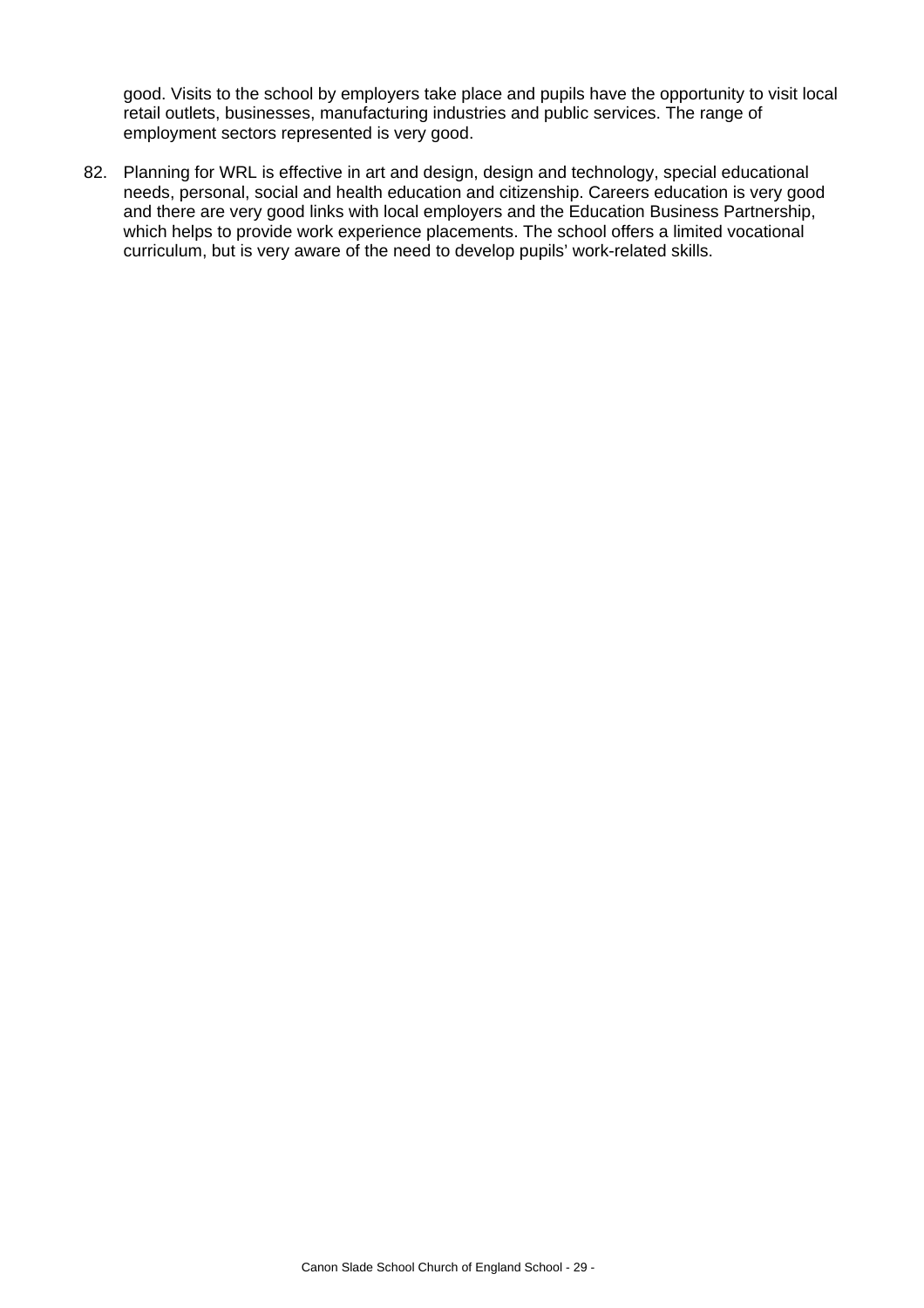good. Visits to the school by employers take place and pupils have the opportunity to visit local retail outlets, businesses, manufacturing industries and public services. The range of employment sectors represented is very good.

82. Planning for WRL is effective in art and design, design and technology, special educational needs, personal, social and health education and citizenship. Careers education is very good and there are very good links with local employers and the Education Business Partnership, which helps to provide work experience placements. The school offers a limited vocational curriculum, but is very aware of the need to develop pupils' work-related skills.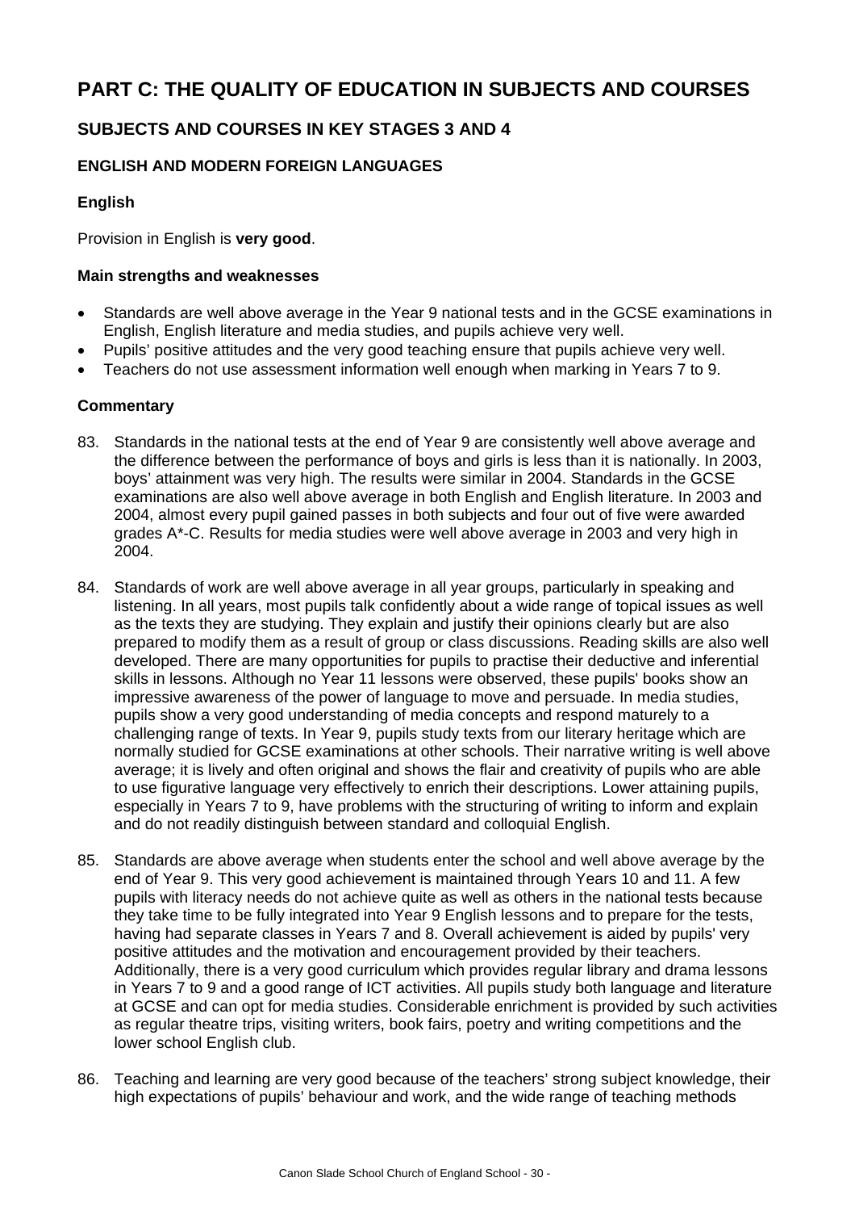# PART C: THE QUALITY OF EDUCATION IN SUBJECTS AND COURSES

## SUBJECTS AND COURSES IN KEY STAGES 3 AND 4

### ENGLISH AND MODERN FOREIGN LANGUAGES

#### English

Provision in English is **very good**.

**Main strengths and weaknesses**

- Standards are well above average in the Year 9 national tests and in the GCSE examinations in English, English literature and media studies, and pupils achieve very well.
- Pupils' positive attitudes and the very good teaching ensure that pupils achieve very well.
- Teachers do not use assessment information well enough when marking in Years 7 to 9.

**Commentary**

83. Standards in the national tests at the end of Year 9 are consistently well above average and the difference between the performance of boys and girls is less than it is nationally. In 2003, boys' attainment was very high. The results were similar in 2004. Standards in the GCSE examinations are also well above average in both English and English literature. In 2003 and 2004, almost every pupil gained passes in both subjects and four out of five were awarded grades A*-C. Results for media studies were well above average in 2003 and very high in 2004.

84. Standards of work are well above average in all year groups, particularly in speaking and listening. In all years, most pupils talk confidently about a wide range of topical issues as well as the texts they are studying. They explain and justify their opinions clearly but are also prepared to modify them as a result of group or class discussions. Reading skills are also well developed. There are many opportunities for pupils to practise their deductive and inferential skills in lessons. Although no Year 11 lessons were observed, these pupils' books show an impressive awareness of the power of language to move and persuade. In media studies, pupils show a very good understanding of media concepts and respond maturely to a challenging range of texts. In Year 9, pupils study texts from our literary heritage which are normally studied for GCSE examinations at other schools. Their narrative writing is well above average; it is lively and often original and shows the flair and creativity of pupils who are able to use figurative language very effectively to enrich their descriptions. Lower attaining pupils, especially in Years 7 to 9, have problems with the structuring of writing to inform and explain and do not readily distinguish between standard and colloquial English.

85. Standards are above average when students enter the school and well above average by the end of Year 9. This very good achievement is maintained through Years 10 and 11. A few pupils with literacy needs do not achieve quite as well as others in the national tests because they take time to be fully integrated into Year 9 English lessons and to prepare for the tests, having had separate classes in Years 7 and 8. Overall achievement is aided by pupils' very positive attitudes and the motivation and encouragement provided by their teachers. Additionally, there is a very good curriculum which provides regular library and drama lessons in Years 7 to 9 and a good range of ICT activities. All pupils study both language and literature at GCSE and can opt for media studies. Considerable enrichment is provided by such activities as regular theatre trips, visiting writers, book fairs, poetry and writing competitions and the lower school English club.

86. Teaching and learning are very good because of the teachers' strong subject knowledge, their high expectations of pupils' behaviour and work, and the wide range of teaching methods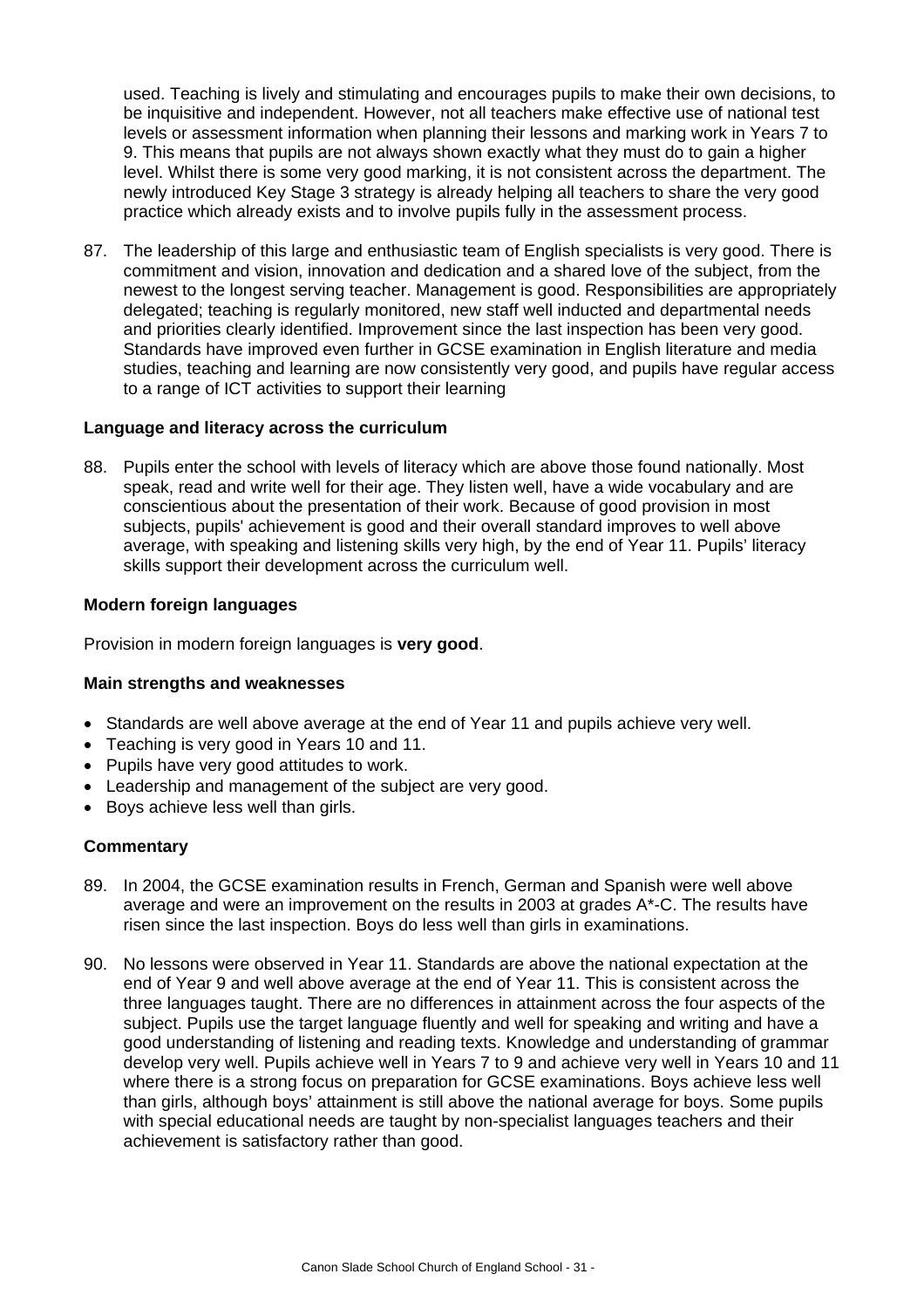used. Teaching is lively and stimulating and encourages pupils to make their own decisions, to be inquisitive and independent. However, not all teachers make effective use of national test levels or assessment information when planning their lessons and marking work in Years 7 to 9. This means that pupils are not always shown exactly what they must do to gain a higher level. Whilst there is some very good marking, it is not consistent across the department. The newly introduced Key Stage 3 strategy is already helping all teachers to share the very good practice which already exists and to involve pupils fully in the assessment process.

87. The leadership of this large and enthusiastic team of English specialists is very good. There is commitment and vision, innovation and dedication and a shared love of the subject, from the newest to the longest serving teacher. Management is good. Responsibilities are appropriately delegated; teaching is regularly monitored, new staff well inducted and departmental needs and priorities clearly identified. Improvement since the last inspection has been very good. Standards have improved even further in GCSE examination in English literature and media studies, teaching and learning are now consistently very good, and pupils have regular access to a range of ICT activities to support their learning

**Language and literacy across the curriculum**

88. Pupils enter the school with levels of literacy which are above those found nationally. Most speak, read and write well for their age. They listen well, have a wide vocabulary and are conscientious about the presentation of their work. Because of good provision in most subjects, pupils' achievement is good and their overall standard improves to well above average, with speaking and listening skills very high, by the end of Year 11. Pupils' literacy skills support their development across the curriculum well.

**Modern foreign languages**

Provision in modern foreign languages is **very good**.

**Main strengths and weaknesses**

- Standards are well above average at the end of Year 11 and pupils achieve very well.
- Teaching is very good in Years 10 and 11.
- Pupils have very good attitudes to work.
- Leadership and management of the subject are very good.
- Boys achieve less well than girls.

**Commentary**

89. In 2004, the GCSE examination results in French, German and Spanish were well above average and were an improvement on the results in 2003 at grades A*-C. The results have risen since the last inspection. Boys do less well than girls in examinations.

90. No lessons were observed in Year 11. Standards are above the national expectation at the end of Year 9 and well above average at the end of Year 11. This is consistent across the three languages taught. There are no differences in attainment across the four aspects of the subject. Pupils use the target language fluently and well for speaking and writing and have a good understanding of listening and reading texts. Knowledge and understanding of grammar develop very well. Pupils achieve well in Years 7 to 9 and achieve very well in Years 10 and 11 where there is a strong focus on preparation for GCSE examinations. Boys achieve less well than girls, although boys' attainment is still above the national average for boys. Some pupils with special educational needs are taught by non-specialist languages teachers and their achievement is satisfactory rather than good.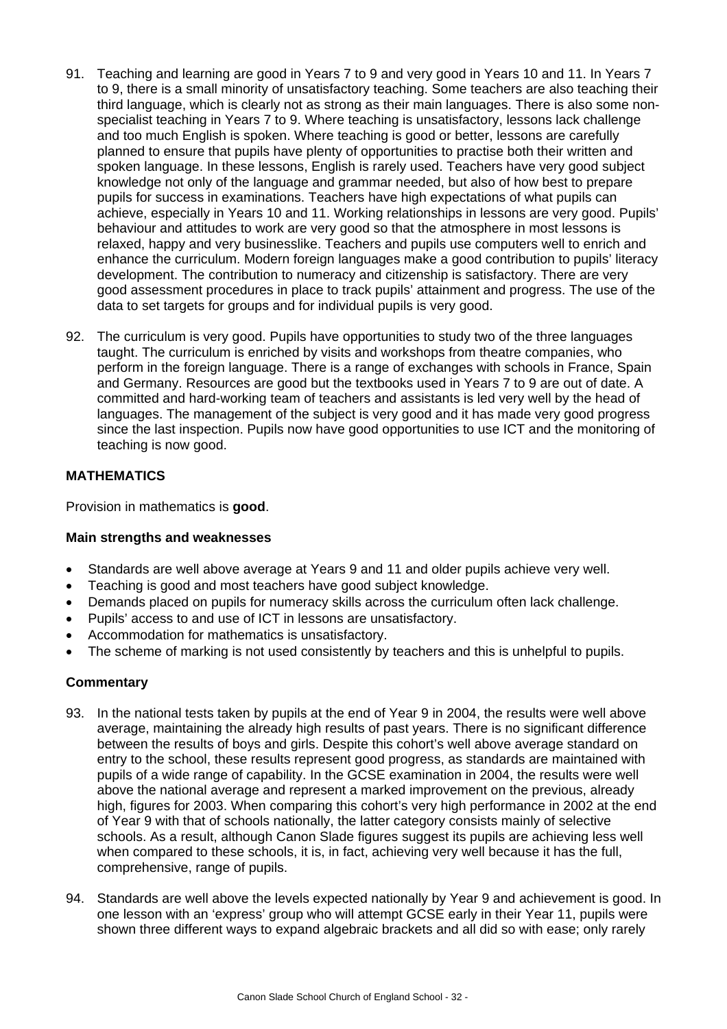91. Teaching and learning are good in Years 7 to 9 and very good in Years 10 and 11. In Years 7 to 9, there is a small minority of unsatisfactory teaching. Some teachers are also teaching their third language, which is clearly not as strong as their main languages. There is also some non-specialist teaching in Years 7 to 9. Where teaching is unsatisfactory, lessons lack challenge and too much English is spoken. Where teaching is good or better, lessons are carefully planned to ensure that pupils have plenty of opportunities to practise both their written and spoken language. In these lessons, English is rarely used. Teachers have very good subject knowledge not only of the language and grammar needed, but also of how best to prepare pupils for success in examinations. Teachers have high expectations of what pupils can achieve, especially in Years 10 and 11. Working relationships in lessons are very good. Pupils' behaviour and attitudes to work are very good so that the atmosphere in most lessons is relaxed, happy and very businesslike. Teachers and pupils use computers well to enrich and enhance the curriculum. Modern foreign languages make a good contribution to pupils' literacy development. The contribution to numeracy and citizenship is satisfactory. There are very good assessment procedures in place to track pupils' attainment and progress. The use of the data to set targets for groups and for individual pupils is very good.

92. The curriculum is very good. Pupils have opportunities to study two of the three languages taught. The curriculum is enriched by visits and workshops from theatre companies, who perform in the foreign language. There is a range of exchanges with schools in France, Spain and Germany. Resources are good but the textbooks used in Years 7 to 9 are out of date. A committed and hard-working team of teachers and assistants is led very well by the head of languages. The management of the subject is very good and it has made very good progress since the last inspection. Pupils now have good opportunities to use ICT and the monitoring of teaching is now good.

## MATHEMATICS

Provision in mathematics is **good**.

### Main strengths and weaknesses

- Standards are well above average at Years 9 and 11 and older pupils achieve very well.
- Teaching is good and most teachers have good subject knowledge.
- Demands placed on pupils for numeracy skills across the curriculum often lack challenge.
- Pupils' access to and use of ICT in lessons are unsatisfactory.
- Accommodation for mathematics is unsatisfactory.
- The scheme of marking is not used consistently by teachers and this is unhelpful to pupils.

### Commentary

93. In the national tests taken by pupils at the end of Year 9 in 2004, the results were well above average, maintaining the already high results of past years. There is no significant difference between the results of boys and girls. Despite this cohort's well above average standard on entry to the school, these results represent good progress, as standards are maintained with pupils of a wide range of capability. In the GCSE examination in 2004, the results were well above the national average and represent a marked improvement on the previous, already high, figures for 2003. When comparing this cohort's very high performance in 2002 at the end of Year 9 with that of schools nationally, the latter category consists mainly of selective schools. As a result, although Canon Slade figures suggest its pupils are achieving less well when compared to these schools, it is, in fact, achieving very well because it has the full, comprehensive, range of pupils.

94. Standards are well above the levels expected nationally by Year 9 and achievement is good. In one lesson with an 'express' group who will attempt GCSE early in their Year 11, pupils were shown three different ways to expand algebraic brackets and all did so with ease; only rarely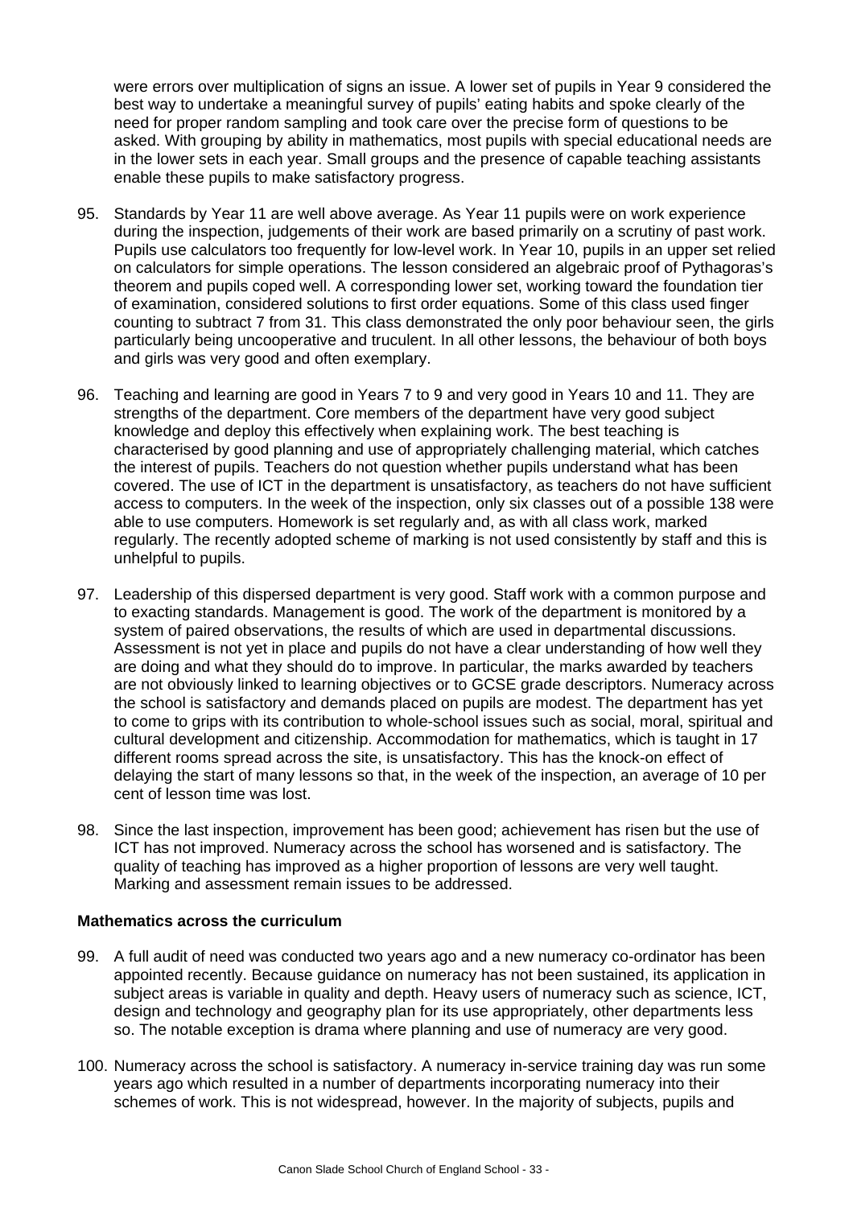were errors over multiplication of signs an issue. A lower set of pupils in Year 9 considered the best way to undertake a meaningful survey of pupils' eating habits and spoke clearly of the need for proper random sampling and took care over the precise form of questions to be asked. With grouping by ability in mathematics, most pupils with special educational needs are in the lower sets in each year. Small groups and the presence of capable teaching assistants enable these pupils to make satisfactory progress.

95. Standards by Year 11 are well above average. As Year 11 pupils were on work experience during the inspection, judgements of their work are based primarily on a scrutiny of past work. Pupils use calculators too frequently for low-level work. In Year 10, pupils in an upper set relied on calculators for simple operations. The lesson considered an algebraic proof of Pythagoras's theorem and pupils coped well. A corresponding lower set, working toward the foundation tier of examination, considered solutions to first order equations. Some of this class used finger counting to subtract 7 from 31. This class demonstrated the only poor behaviour seen, the girls particularly being uncooperative and truculent. In all other lessons, the behaviour of both boys and girls was very good and often exemplary.

96. Teaching and learning are good in Years 7 to 9 and very good in Years 10 and 11. They are strengths of the department. Core members of the department have very good subject knowledge and deploy this effectively when explaining work. The best teaching is characterised by good planning and use of appropriately challenging material, which catches the interest of pupils. Teachers do not question whether pupils understand what has been covered. The use of ICT in the department is unsatisfactory, as teachers do not have sufficient access to computers. In the week of the inspection, only six classes out of a possible 138 were able to use computers. Homework is set regularly and, as with all class work, marked regularly. The recently adopted scheme of marking is not used consistently by staff and this is unhelpful to pupils.

97. Leadership of this dispersed department is very good. Staff work with a common purpose and to exacting standards. Management is good. The work of the department is monitored by a system of paired observations, the results of which are used in departmental discussions. Assessment is not yet in place and pupils do not have a clear understanding of how well they are doing and what they should do to improve. In particular, the marks awarded by teachers are not obviously linked to learning objectives or to GCSE grade descriptors. Numeracy across the school is satisfactory and demands placed on pupils are modest. The department has yet to come to grips with its contribution to whole-school issues such as social, moral, spiritual and cultural development and citizenship. Accommodation for mathematics, which is taught in 17 different rooms spread across the site, is unsatisfactory. This has the knock-on effect of delaying the start of many lessons so that, in the week of the inspection, an average of 10 per cent of lesson time was lost.

98. Since the last inspection, improvement has been good; achievement has risen but the use of ICT has not improved. Numeracy across the school has worsened and is satisfactory. The quality of teaching has improved as a higher proportion of lessons are very well taught. Marking and assessment remain issues to be addressed.

**Mathematics across the curriculum**

99. A full audit of need was conducted two years ago and a new numeracy co-ordinator has been appointed recently. Because guidance on numeracy has not been sustained, its application in subject areas is variable in quality and depth. Heavy users of numeracy such as science, ICT, design and technology and geography plan for its use appropriately, other departments less so. The notable exception is drama where planning and use of numeracy are very good.

100. Numeracy across the school is satisfactory. A numeracy in-service training day was run some years ago which resulted in a number of departments incorporating numeracy into their schemes of work. This is not widespread, however. In the majority of subjects, pupils and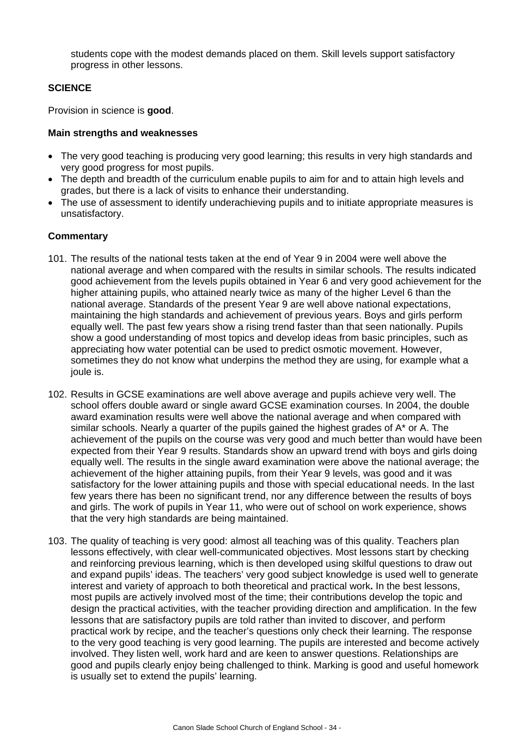students cope with the modest demands placed on them. Skill levels support satisfactory progress in other lessons.

## SCIENCE

Provision in science is **good**.

### Main strengths and weaknesses

- The very good teaching is producing very good learning; this results in very high standards and very good progress for most pupils.
- The depth and breadth of the curriculum enable pupils to aim for and to attain high levels and grades, but there is a lack of visits to enhance their understanding.
- The use of assessment to identify underachieving pupils and to initiate appropriate measures is unsatisfactory.

### Commentary

101. The results of the national tests taken at the end of Year 9 in 2004 were well above the national average and when compared with the results in similar schools. The results indicated good achievement from the levels pupils obtained in Year 6 and very good achievement for the higher attaining pupils, who attained nearly twice as many of the higher Level 6 than the national average. Standards of the present Year 9 are well above national expectations, maintaining the high standards and achievement of previous years. Boys and girls perform equally well. The past few years show a rising trend faster than that seen nationally. Pupils show a good understanding of most topics and develop ideas from basic principles, such as appreciating how water potential can be used to predict osmotic movement. However, sometimes they do not know what underpins the method they are using, for example what a joule is.

102. Results in GCSE examinations are well above average and pupils achieve very well. The school offers double award or single award GCSE examination courses. In 2004, the double award examination results were well above the national average and when compared with similar schools. Nearly a quarter of the pupils gained the highest grades of A* or A. The achievement of the pupils on the course was very good and much better than would have been expected from their Year 9 results. Standards show an upward trend with boys and girls doing equally well. The results in the single award examination were above the national average; the achievement of the higher attaining pupils, from their Year 9 levels, was good and it was satisfactory for the lower attaining pupils and those with special educational needs. In the last few years there has been no significant trend, nor any difference between the results of boys and girls. The work of pupils in Year 11, who were out of school on work experience, shows that the very high standards are being maintained.

103. The quality of teaching is very good: almost all teaching was of this quality. Teachers plan lessons effectively, with clear well-communicated objectives. Most lessons start by checking and reinforcing previous learning, which is then developed using skilful questions to draw out and expand pupils' ideas. The teachers' very good subject knowledge is used well to generate interest and variety of approach to both theoretical and practical work**.** In the best lessons, most pupils are actively involved most of the time; their contributions develop the topic and design the practical activities, with the teacher providing direction and amplification. In the few lessons that are satisfactory pupils are told rather than invited to discover, and perform practical work by recipe, and the teacher's questions only check their learning. The response to the very good teaching is very good learning. The pupils are interested and become actively involved. They listen well, work hard and are keen to answer questions. Relationships are good and pupils clearly enjoy being challenged to think. Marking is good and useful homework is usually set to extend the pupils' learning.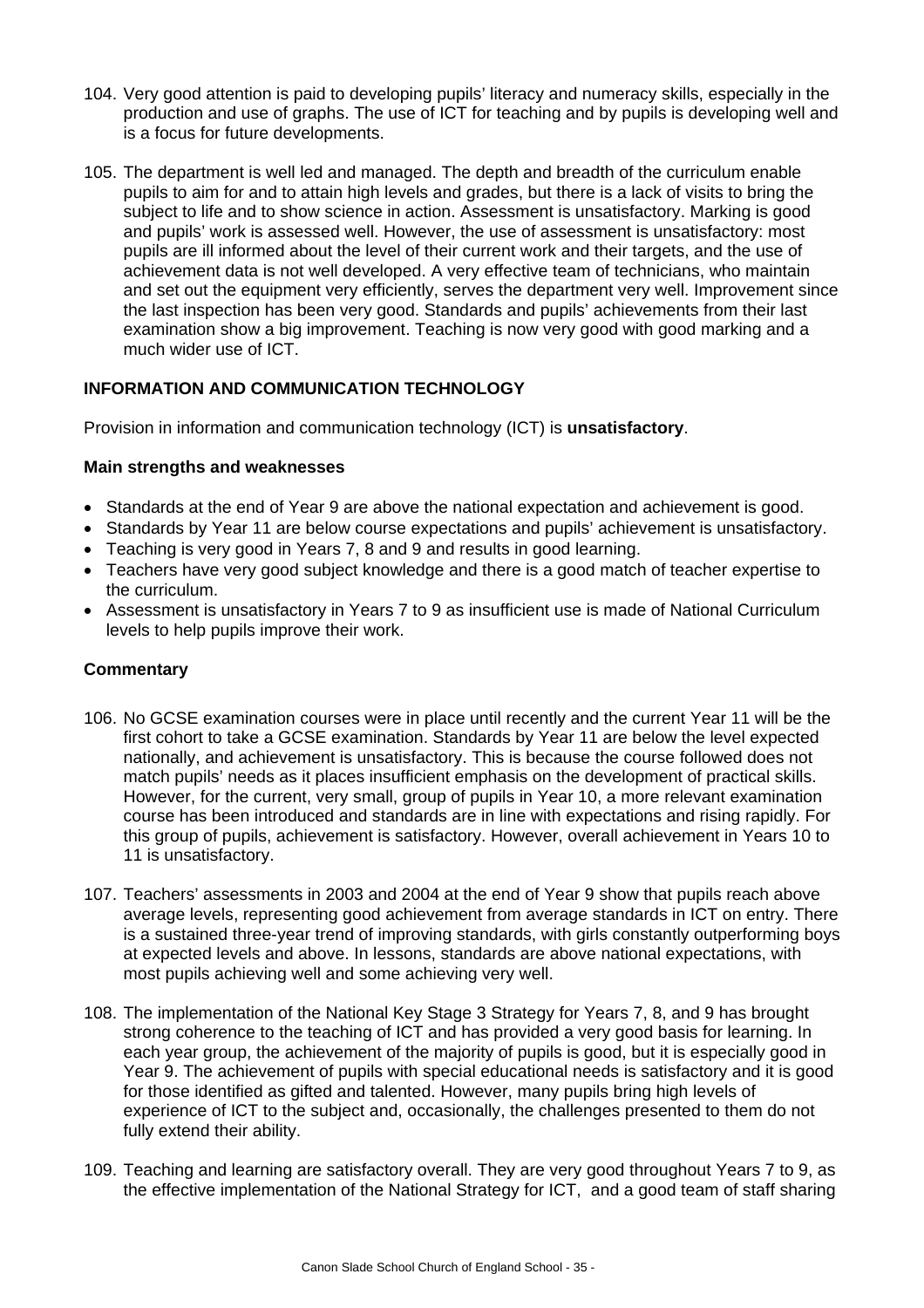104. Very good attention is paid to developing pupils' literacy and numeracy skills, especially in the production and use of graphs. The use of ICT for teaching and by pupils is developing well and is a focus for future developments.

105. The department is well led and managed. The depth and breadth of the curriculum enable pupils to aim for and to attain high levels and grades, but there is a lack of visits to bring the subject to life and to show science in action. Assessment is unsatisfactory. Marking is good and pupils' work is assessed well. However, the use of assessment is unsatisfactory: most pupils are ill informed about the level of their current work and their targets, and the use of achievement data is not well developed. A very effective team of technicians, who maintain and set out the equipment very efficiently, serves the department very well. Improvement since the last inspection has been very good. Standards and pupils' achievements from their last examination show a big improvement. Teaching is now very good with good marking and a much wider use of ICT.

## INFORMATION AND COMMUNICATION TECHNOLOGY

Provision in information and communication technology (ICT) is **unsatisfactory**.

### Main strengths and weaknesses

- Standards at the end of Year 9 are above the national expectation and achievement is good.
- Standards by Year 11 are below course expectations and pupils' achievement is unsatisfactory.
- Teaching is very good in Years 7, 8 and 9 and results in good learning.
- Teachers have very good subject knowledge and there is a good match of teacher expertise to the curriculum.
- Assessment is unsatisfactory in Years 7 to 9 as insufficient use is made of National Curriculum levels to help pupils improve their work.

### Commentary

106. No GCSE examination courses were in place until recently and the current Year 11 will be the first cohort to take a GCSE examination. Standards by Year 11 are below the level expected nationally, and achievement is unsatisfactory. This is because the course followed does not match pupils' needs as it places insufficient emphasis on the development of practical skills. However, for the current, very small, group of pupils in Year 10, a more relevant examination course has been introduced and standards are in line with expectations and rising rapidly. For this group of pupils, achievement is satisfactory. However, overall achievement in Years 10 to 11 is unsatisfactory.

107. Teachers' assessments in 2003 and 2004 at the end of Year 9 show that pupils reach above average levels, representing good achievement from average standards in ICT on entry. There is a sustained three-year trend of improving standards, with girls constantly outperforming boys at expected levels and above. In lessons, standards are above national expectations, with most pupils achieving well and some achieving very well.

108. The implementation of the National Key Stage 3 Strategy for Years 7, 8, and 9 has brought strong coherence to the teaching of ICT and has provided a very good basis for learning. In each year group, the achievement of the majority of pupils is good, but it is especially good in Year 9. The achievement of pupils with special educational needs is satisfactory and it is good for those identified as gifted and talented. However, many pupils bring high levels of experience of ICT to the subject and, occasionally, the challenges presented to them do not fully extend their ability.

109. Teaching and learning are satisfactory overall. They are very good throughout Years 7 to 9, as the effective implementation of the National Strategy for ICT, and a good team of staff sharing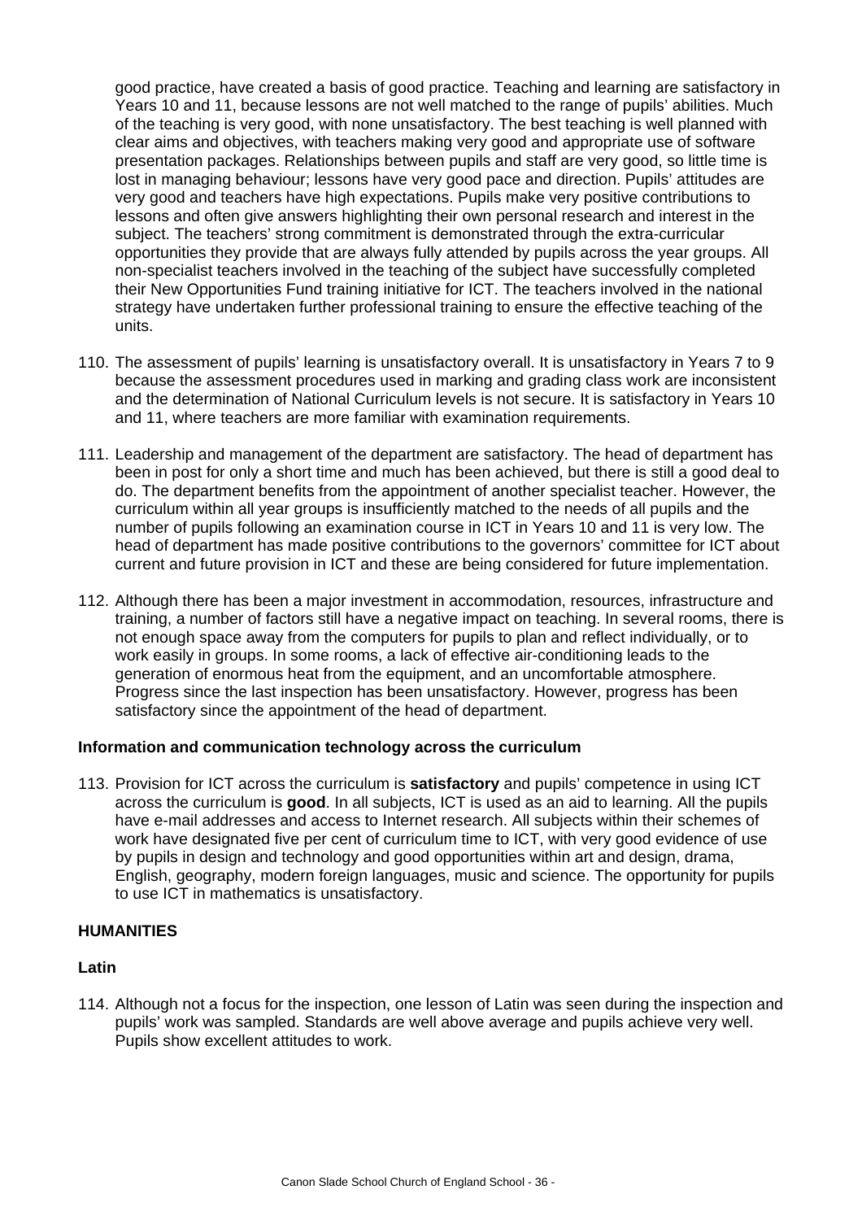good practice, have created a basis of good practice. Teaching and learning are satisfactory in Years 10 and 11, because lessons are not well matched to the range of pupils' abilities. Much of the teaching is very good, with none unsatisfactory. The best teaching is well planned with clear aims and objectives, with teachers making very good and appropriate use of software presentation packages. Relationships between pupils and staff are very good, so little time is lost in managing behaviour; lessons have very good pace and direction. Pupils' attitudes are very good and teachers have high expectations. Pupils make very positive contributions to lessons and often give answers highlighting their own personal research and interest in the subject. The teachers' strong commitment is demonstrated through the extra-curricular opportunities they provide that are always fully attended by pupils across the year groups. All non-specialist teachers involved in the teaching of the subject have successfully completed their New Opportunities Fund training initiative for ICT. The teachers involved in the national strategy have undertaken further professional training to ensure the effective teaching of the units.

110. The assessment of pupils' learning is unsatisfactory overall. It is unsatisfactory in Years 7 to 9 because the assessment procedures used in marking and grading class work are inconsistent and the determination of National Curriculum levels is not secure. It is satisfactory in Years 10 and 11, where teachers are more familiar with examination requirements.

111. Leadership and management of the department are satisfactory. The head of department has been in post for only a short time and much has been achieved, but there is still a good deal to do. The department benefits from the appointment of another specialist teacher. However, the curriculum within all year groups is insufficiently matched to the needs of all pupils and the number of pupils following an examination course in ICT in Years 10 and 11 is very low. The head of department has made positive contributions to the governors' committee for ICT about current and future provision in ICT and these are being considered for future implementation.

112. Although there has been a major investment in accommodation, resources, infrastructure and training, a number of factors still have a negative impact on teaching. In several rooms, there is not enough space away from the computers for pupils to plan and reflect individually, or to work easily in groups. In some rooms, a lack of effective air-conditioning leads to the generation of enormous heat from the equipment, and an uncomfortable atmosphere. Progress since the last inspection has been unsatisfactory. However, progress has been satisfactory since the appointment of the head of department.

### Information and communication technology across the curriculum

113. Provision for ICT across the curriculum is **satisfactory** and pupils' competence in using ICT across the curriculum is **good**. In all subjects, ICT is used as an aid to learning. All the pupils have e-mail addresses and access to Internet research. All subjects within their schemes of work have designated five per cent of curriculum time to ICT, with very good evidence of use by pupils in design and technology and good opportunities within art and design, drama, English, geography, modern foreign languages, music and science. The opportunity for pupils to use ICT in mathematics is unsatisfactory.

## HUMANITIES

### Latin

114. Although not a focus for the inspection, one lesson of Latin was seen during the inspection and pupils' work was sampled. Standards are well above average and pupils achieve very well. Pupils show excellent attitudes to work.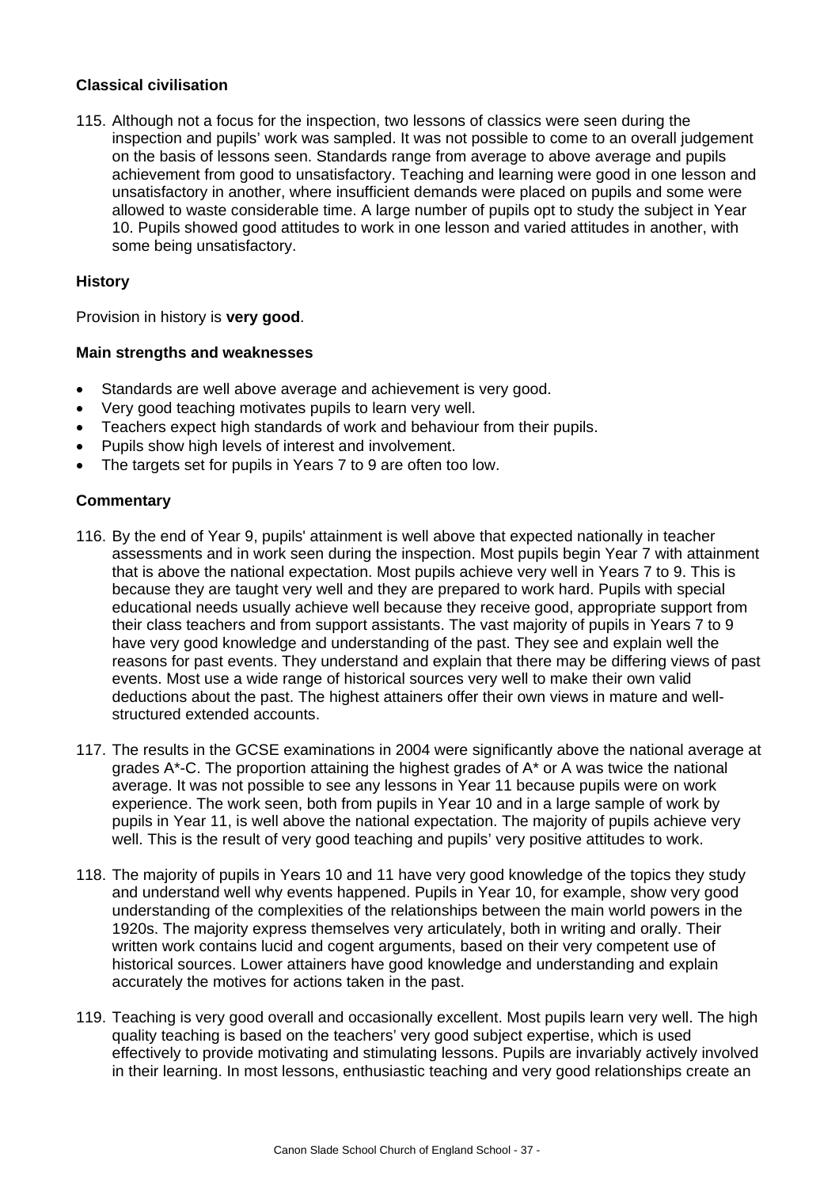### Classical civilisation

115. Although not a focus for the inspection, two lessons of classics were seen during the inspection and pupils' work was sampled. It was not possible to come to an overall judgement on the basis of lessons seen. Standards range from average to above average and pupils achievement from good to unsatisfactory. Teaching and learning were good in one lesson and unsatisfactory in another, where insufficient demands were placed on pupils and some were allowed to waste considerable time. A large number of pupils opt to study the subject in Year 10. Pupils showed good attitudes to work in one lesson and varied attitudes in another, with some being unsatisfactory.

### History

Provision in history is **very good**.

**Main strengths and weaknesses**

- Standards are well above average and achievement is very good.
- Very good teaching motivates pupils to learn very well.
- Teachers expect high standards of work and behaviour from their pupils.
- Pupils show high levels of interest and involvement.
- The targets set for pupils in Years 7 to 9 are often too low.

**Commentary**

116. By the end of Year 9, pupils' attainment is well above that expected nationally in teacher assessments and in work seen during the inspection. Most pupils begin Year 7 with attainment that is above the national expectation. Most pupils achieve very well in Years 7 to 9. This is because they are taught very well and they are prepared to work hard. Pupils with special educational needs usually achieve well because they receive good, appropriate support from their class teachers and from support assistants. The vast majority of pupils in Years 7 to 9 have very good knowledge and understanding of the past. They see and explain well the reasons for past events. They understand and explain that there may be differing views of past events. Most use a wide range of historical sources very well to make their own valid deductions about the past. The highest attainers offer their own views in mature and well-structured extended accounts.

117. The results in the GCSE examinations in 2004 were significantly above the national average at grades A*-C. The proportion attaining the highest grades of A* or A was twice the national average. It was not possible to see any lessons in Year 11 because pupils were on work experience. The work seen, both from pupils in Year 10 and in a large sample of work by pupils in Year 11, is well above the national expectation. The majority of pupils achieve very well. This is the result of very good teaching and pupils' very positive attitudes to work.

118. The majority of pupils in Years 10 and 11 have very good knowledge of the topics they study and understand well why events happened. Pupils in Year 10, for example, show very good understanding of the complexities of the relationships between the main world powers in the 1920s. The majority express themselves very articulately, both in writing and orally. Their written work contains lucid and cogent arguments, based on their very competent use of historical sources. Lower attainers have good knowledge and understanding and explain accurately the motives for actions taken in the past.

119. Teaching is very good overall and occasionally excellent. Most pupils learn very well. The high quality teaching is based on the teachers' very good subject expertise, which is used effectively to provide motivating and stimulating lessons. Pupils are invariably actively involved in their learning. In most lessons, enthusiastic teaching and very good relationships create an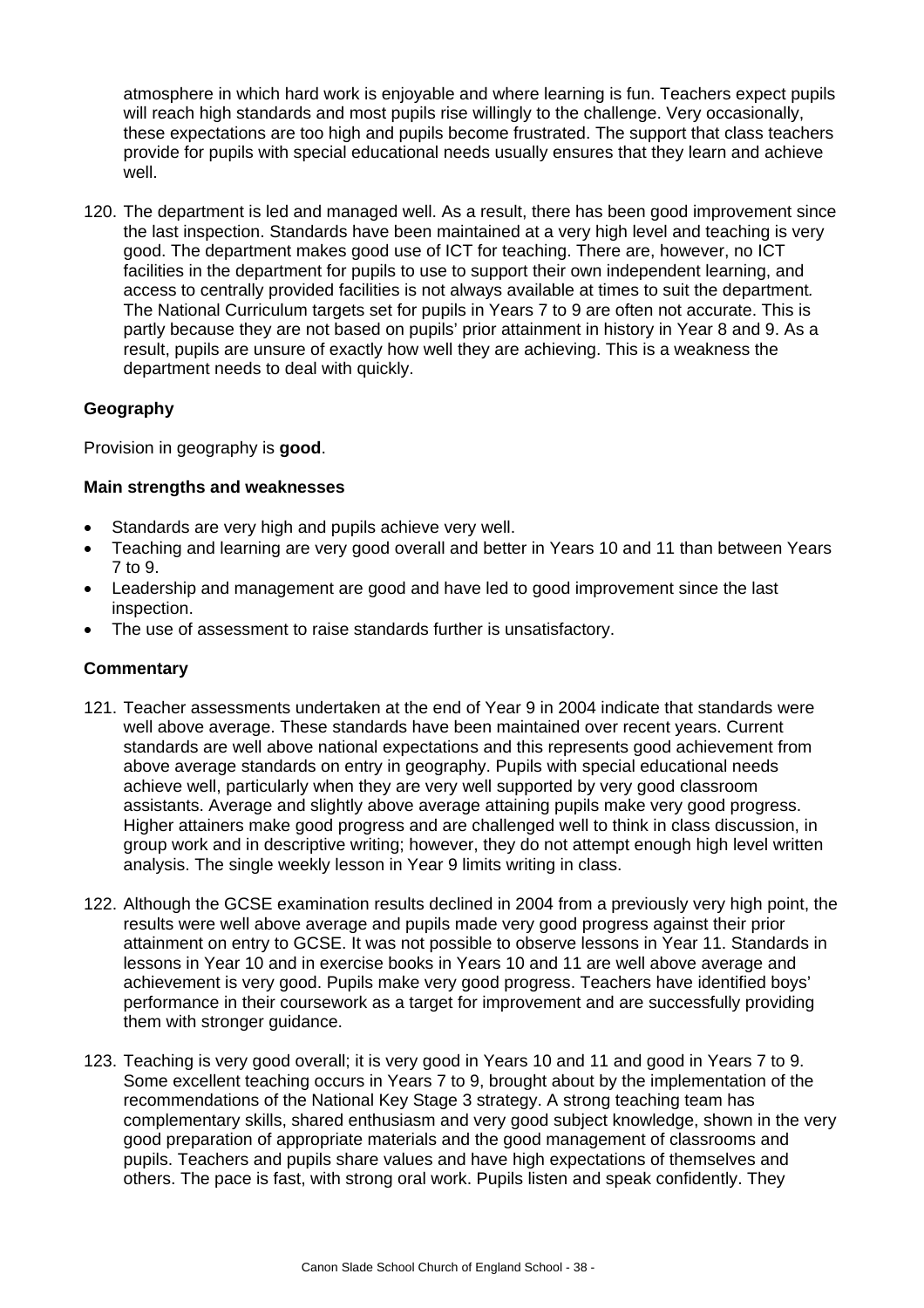atmosphere in which hard work is enjoyable and where learning is fun. Teachers expect pupils will reach high standards and most pupils rise willingly to the challenge. Very occasionally, these expectations are too high and pupils become frustrated. The support that class teachers provide for pupils with special educational needs usually ensures that they learn and achieve well.

120. The department is led and managed well. As a result, there has been good improvement since the last inspection. Standards have been maintained at a very high level and teaching is very good. The department makes good use of ICT for teaching. There are, however, no ICT facilities in the department for pupils to use to support their own independent learning, and access to centrally provided facilities is not always available at times to suit the department. The National Curriculum targets set for pupils in Years 7 to 9 are often not accurate. This is partly because they are not based on pupils' prior attainment in history in Year 8 and 9. As a result, pupils are unsure of exactly how well they are achieving. This is a weakness the department needs to deal with quickly.

### Geography

Provision in geography is **good**.

#### Main strengths and weaknesses

- Standards are very high and pupils achieve very well.
- Teaching and learning are very good overall and better in Years 10 and 11 than between Years 7 to 9.
- Leadership and management are good and have led to good improvement since the last inspection.
- The use of assessment to raise standards further is unsatisfactory.

#### Commentary

121. Teacher assessments undertaken at the end of Year 9 in 2004 indicate that standards were well above average. These standards have been maintained over recent years. Current standards are well above national expectations and this represents good achievement from above average standards on entry in geography. Pupils with special educational needs achieve well, particularly when they are very well supported by very good classroom assistants. Average and slightly above average attaining pupils make very good progress. Higher attainers make good progress and are challenged well to think in class discussion, in group work and in descriptive writing; however, they do not attempt enough high level written analysis. The single weekly lesson in Year 9 limits writing in class.

122. Although the GCSE examination results declined in 2004 from a previously very high point, the results were well above average and pupils made very good progress against their prior attainment on entry to GCSE. It was not possible to observe lessons in Year 11. Standards in lessons in Year 10 and in exercise books in Years 10 and 11 are well above average and achievement is very good. Pupils make very good progress. Teachers have identified boys' performance in their coursework as a target for improvement and are successfully providing them with stronger guidance.

123. Teaching is very good overall; it is very good in Years 10 and 11 and good in Years 7 to 9. Some excellent teaching occurs in Years 7 to 9, brought about by the implementation of the recommendations of the National Key Stage 3 strategy. A strong teaching team has complementary skills, shared enthusiasm and very good subject knowledge, shown in the very good preparation of appropriate materials and the good management of classrooms and pupils. Teachers and pupils share values and have high expectations of themselves and others. The pace is fast, with strong oral work. Pupils listen and speak confidently. They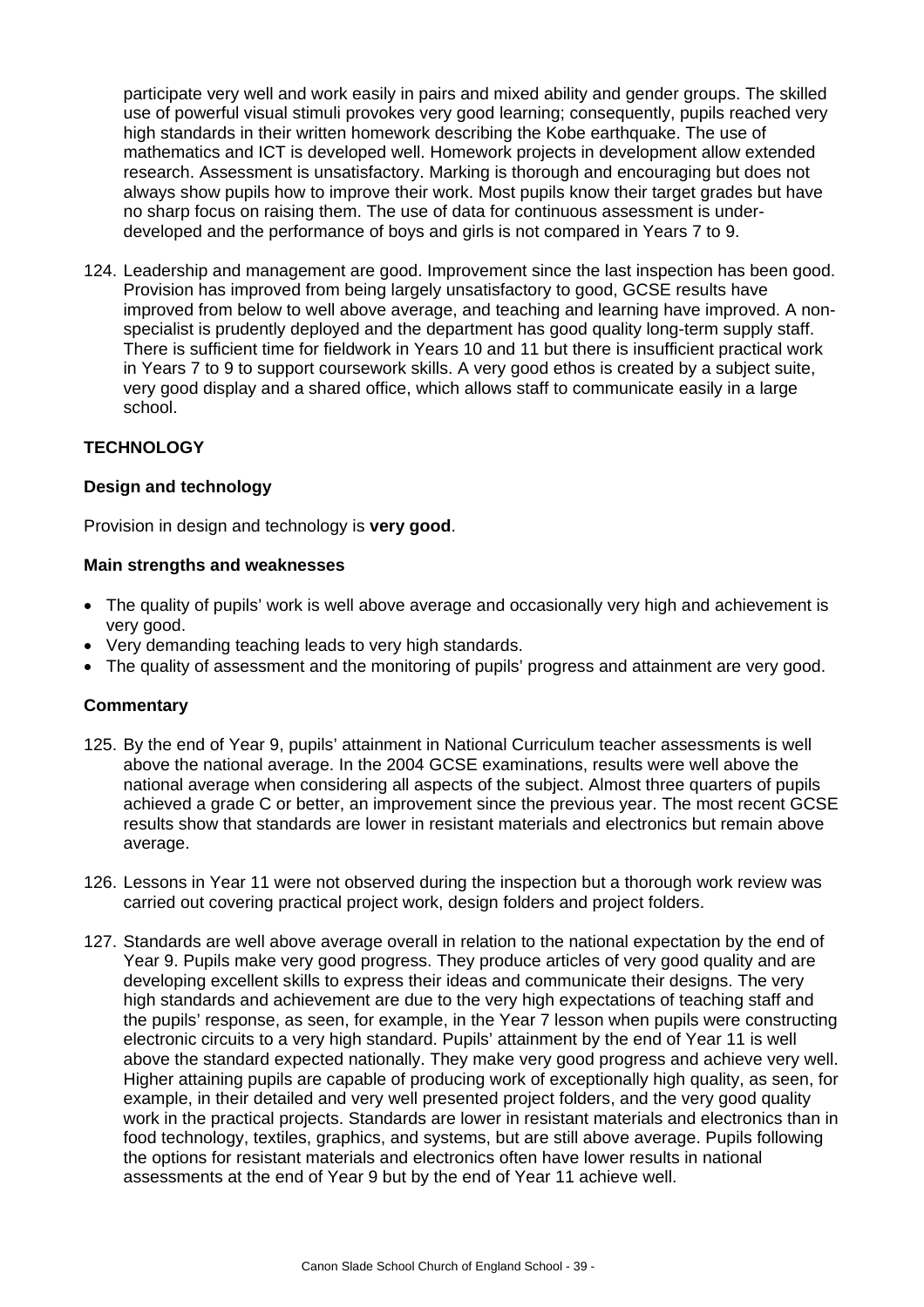participate very well and work easily in pairs and mixed ability and gender groups. The skilled use of powerful visual stimuli provokes very good learning; consequently, pupils reached very high standards in their written homework describing the Kobe earthquake. The use of mathematics and ICT is developed well. Homework projects in development allow extended research. Assessment is unsatisfactory. Marking is thorough and encouraging but does not always show pupils how to improve their work. Most pupils know their target grades but have no sharp focus on raising them. The use of data for continuous assessment is under-developed and the performance of boys and girls is not compared in Years 7 to 9.

124. Leadership and management are good. Improvement since the last inspection has been good. Provision has improved from being largely unsatisfactory to good, GCSE results have improved from below to well above average, and teaching and learning have improved. A non-specialist is prudently deployed and the department has good quality long-term supply staff. There is sufficient time for fieldwork in Years 10 and 11 but there is insufficient practical work in Years 7 to 9 to support coursework skills. A very good ethos is created by a subject suite, very good display and a shared office, which allows staff to communicate easily in a large school.

## TECHNOLOGY

### Design and technology

Provision in design and technology is **very good**.

#### Main strengths and weaknesses

- The quality of pupils' work is well above average and occasionally very high and achievement is very good.
- Very demanding teaching leads to very high standards.
- The quality of assessment and the monitoring of pupils' progress and attainment are very good.

#### Commentary

125. By the end of Year 9, pupils' attainment in National Curriculum teacher assessments is well above the national average. In the 2004 GCSE examinations, results were well above the national average when considering all aspects of the subject. Almost three quarters of pupils achieved a grade C or better, an improvement since the previous year. The most recent GCSE results show that standards are lower in resistant materials and electronics but remain above average.

126. Lessons in Year 11 were not observed during the inspection but a thorough work review was carried out covering practical project work, design folders and project folders.

127. Standards are well above average overall in relation to the national expectation by the end of Year 9. Pupils make very good progress. They produce articles of very good quality and are developing excellent skills to express their ideas and communicate their designs. The very high standards and achievement are due to the very high expectations of teaching staff and the pupils' response, as seen, for example, in the Year 7 lesson when pupils were constructing electronic circuits to a very high standard. Pupils' attainment by the end of Year 11 is well above the standard expected nationally. They make very good progress and achieve very well. Higher attaining pupils are capable of producing work of exceptionally high quality, as seen, for example, in their detailed and very well presented project folders, and the very good quality work in the practical projects. Standards are lower in resistant materials and electronics than in food technology, textiles, graphics, and systems, but are still above average. Pupils following the options for resistant materials and electronics often have lower results in national assessments at the end of Year 9 but by the end of Year 11 achieve well.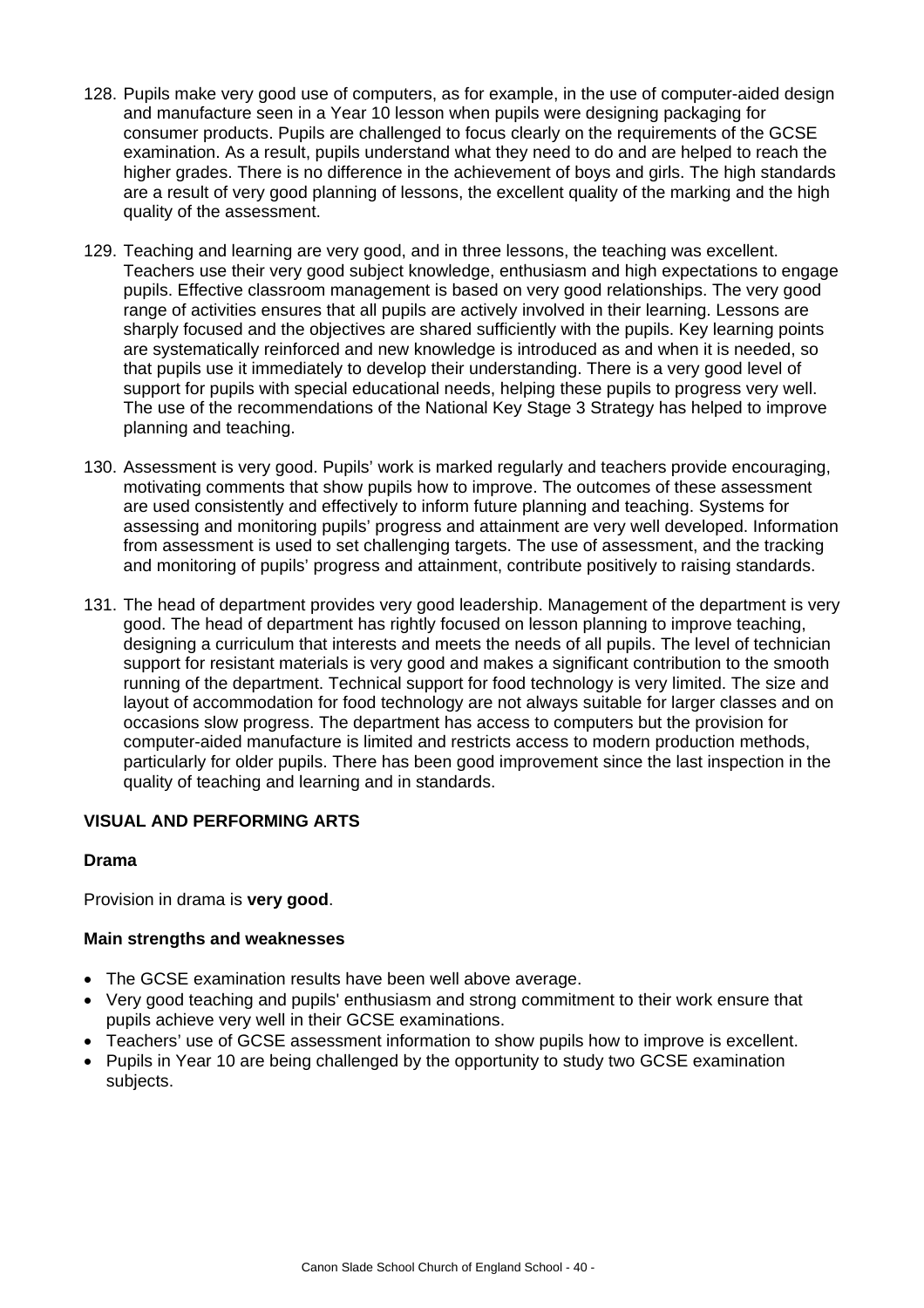128. Pupils make very good use of computers, as for example, in the use of computer-aided design and manufacture seen in a Year 10 lesson when pupils were designing packaging for consumer products. Pupils are challenged to focus clearly on the requirements of the GCSE examination. As a result, pupils understand what they need to do and are helped to reach the higher grades. There is no difference in the achievement of boys and girls. The high standards are a result of very good planning of lessons, the excellent quality of the marking and the high quality of the assessment.

129. Teaching and learning are very good, and in three lessons, the teaching was excellent. Teachers use their very good subject knowledge, enthusiasm and high expectations to engage pupils. Effective classroom management is based on very good relationships. The very good range of activities ensures that all pupils are actively involved in their learning. Lessons are sharply focused and the objectives are shared sufficiently with the pupils. Key learning points are systematically reinforced and new knowledge is introduced as and when it is needed, so that pupils use it immediately to develop their understanding. There is a very good level of support for pupils with special educational needs, helping these pupils to progress very well. The use of the recommendations of the National Key Stage 3 Strategy has helped to improve planning and teaching.

130. Assessment is very good. Pupils' work is marked regularly and teachers provide encouraging, motivating comments that show pupils how to improve. The outcomes of these assessment are used consistently and effectively to inform future planning and teaching. Systems for assessing and monitoring pupils' progress and attainment are very well developed. Information from assessment is used to set challenging targets. The use of assessment, and the tracking and monitoring of pupils' progress and attainment, contribute positively to raising standards.

131. The head of department provides very good leadership. Management of the department is very good. The head of department has rightly focused on lesson planning to improve teaching, designing a curriculum that interests and meets the needs of all pupils. The level of technician support for resistant materials is very good and makes a significant contribution to the smooth running of the department. Technical support for food technology is very limited. The size and layout of accommodation for food technology are not always suitable for larger classes and on occasions slow progress. The department has access to computers but the provision for computer-aided manufacture is limited and restricts access to modern production methods, particularly for older pupils. There has been good improvement since the last inspection in the quality of teaching and learning and in standards.

## VISUAL AND PERFORMING ARTS

### Drama

Provision in drama is **very good**.

### Main strengths and weaknesses

- The GCSE examination results have been well above average.
- Very good teaching and pupils' enthusiasm and strong commitment to their work ensure that pupils achieve very well in their GCSE examinations.
- Teachers' use of GCSE assessment information to show pupils how to improve is excellent.
- Pupils in Year 10 are being challenged by the opportunity to study two GCSE examination subjects.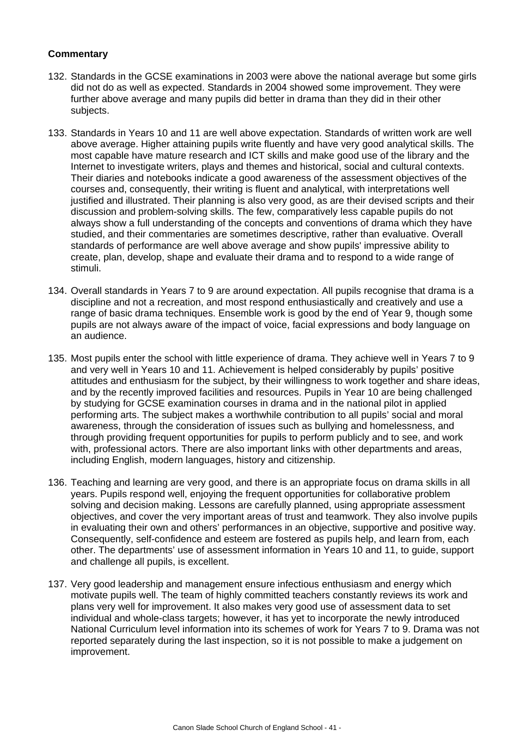**Commentary**

132. Standards in the GCSE examinations in 2003 were above the national average but some girls did not do as well as expected. Standards in 2004 showed some improvement. They were further above average and many pupils did better in drama than they did in their other subjects.

133. Standards in Years 10 and 11 are well above expectation. Standards of written work are well above average. Higher attaining pupils write fluently and have very good analytical skills. The most capable have mature research and ICT skills and make good use of the library and the Internet to investigate writers, plays and themes and historical, social and cultural contexts. Their diaries and notebooks indicate a good awareness of the assessment objectives of the courses and, consequently, their writing is fluent and analytical, with interpretations well justified and illustrated. Their planning is also very good, as are their devised scripts and their discussion and problem-solving skills. The few, comparatively less capable pupils do not always show a full understanding of the concepts and conventions of drama which they have studied, and their commentaries are sometimes descriptive, rather than evaluative. Overall standards of performance are well above average and show pupils' impressive ability to create, plan, develop, shape and evaluate their drama and to respond to a wide range of stimuli.

134. Overall standards in Years 7 to 9 are around expectation. All pupils recognise that drama is a discipline and not a recreation, and most respond enthusiastically and creatively and use a range of basic drama techniques. Ensemble work is good by the end of Year 9, though some pupils are not always aware of the impact of voice, facial expressions and body language on an audience.

135. Most pupils enter the school with little experience of drama. They achieve well in Years 7 to 9 and very well in Years 10 and 11. Achievement is helped considerably by pupils' positive attitudes and enthusiasm for the subject, by their willingness to work together and share ideas, and by the recently improved facilities and resources. Pupils in Year 10 are being challenged by studying for GCSE examination courses in drama and in the national pilot in applied performing arts. The subject makes a worthwhile contribution to all pupils' social and moral awareness, through the consideration of issues such as bullying and homelessness, and through providing frequent opportunities for pupils to perform publicly and to see, and work with, professional actors. There are also important links with other departments and areas, including English, modern languages, history and citizenship.

136. Teaching and learning are very good, and there is an appropriate focus on drama skills in all years. Pupils respond well, enjoying the frequent opportunities for collaborative problem solving and decision making. Lessons are carefully planned, using appropriate assessment objectives, and cover the very important areas of trust and teamwork. They also involve pupils in evaluating their own and others' performances in an objective, supportive and positive way. Consequently, self-confidence and esteem are fostered as pupils help, and learn from, each other. The departments' use of assessment information in Years 10 and 11, to guide, support and challenge all pupils, is excellent.

137. Very good leadership and management ensure infectious enthusiasm and energy which motivate pupils well. The team of highly committed teachers constantly reviews its work and plans very well for improvement. It also makes very good use of assessment data to set individual and whole-class targets; however, it has yet to incorporate the newly introduced National Curriculum level information into its schemes of work for Years 7 to 9. Drama was not reported separately during the last inspection, so it is not possible to make a judgement on improvement.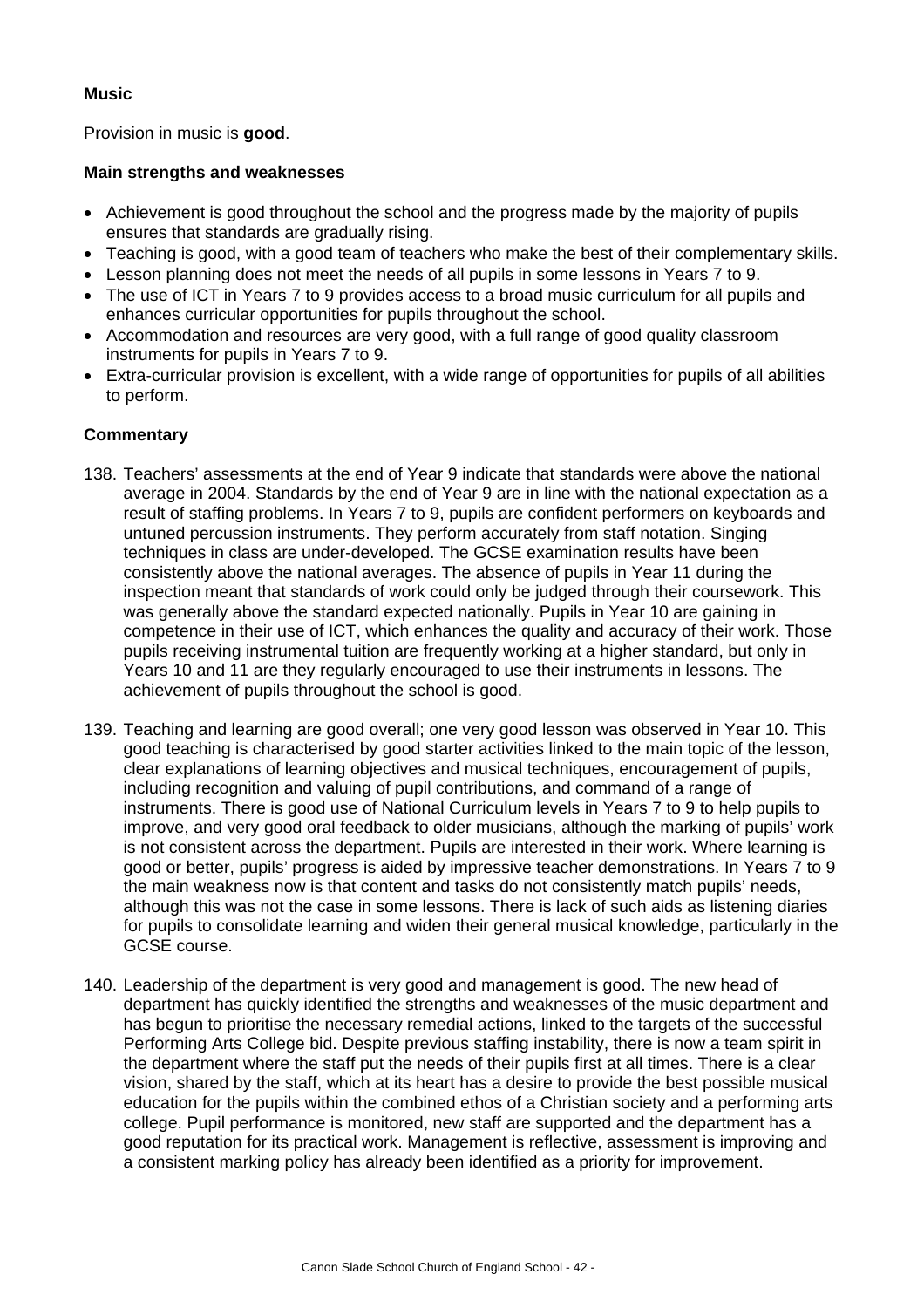**Music**

Provision in music is **good**.

**Main strengths and weaknesses**

- Achievement is good throughout the school and the progress made by the majority of pupils ensures that standards are gradually rising.
- Teaching is good, with a good team of teachers who make the best of their complementary skills.
- Lesson planning does not meet the needs of all pupils in some lessons in Years 7 to 9.
- The use of ICT in Years 7 to 9 provides access to a broad music curriculum for all pupils and enhances curricular opportunities for pupils throughout the school.
- Accommodation and resources are very good, with a full range of good quality classroom instruments for pupils in Years 7 to 9.
- Extra-curricular provision is excellent, with a wide range of opportunities for pupils of all abilities to perform.

**Commentary**

138. Teachers' assessments at the end of Year 9 indicate that standards were above the national average in 2004. Standards by the end of Year 9 are in line with the national expectation as a result of staffing problems. In Years 7 to 9, pupils are confident performers on keyboards and untuned percussion instruments. They perform accurately from staff notation. Singing techniques in class are under-developed. The GCSE examination results have been consistently above the national averages. The absence of pupils in Year 11 during the inspection meant that standards of work could only be judged through their coursework. This was generally above the standard expected nationally. Pupils in Year 10 are gaining in competence in their use of ICT, which enhances the quality and accuracy of their work. Those pupils receiving instrumental tuition are frequently working at a higher standard, but only in Years 10 and 11 are they regularly encouraged to use their instruments in lessons. The achievement of pupils throughout the school is good.

139. Teaching and learning are good overall; one very good lesson was observed in Year 10. This good teaching is characterised by good starter activities linked to the main topic of the lesson, clear explanations of learning objectives and musical techniques, encouragement of pupils, including recognition and valuing of pupil contributions, and command of a range of instruments. There is good use of National Curriculum levels in Years 7 to 9 to help pupils to improve, and very good oral feedback to older musicians, although the marking of pupils' work is not consistent across the department. Pupils are interested in their work. Where learning is good or better, pupils' progress is aided by impressive teacher demonstrations. In Years 7 to 9 the main weakness now is that content and tasks do not consistently match pupils' needs, although this was not the case in some lessons. There is lack of such aids as listening diaries for pupils to consolidate learning and widen their general musical knowledge, particularly in the GCSE course.

140. Leadership of the department is very good and management is good. The new head of department has quickly identified the strengths and weaknesses of the music department and has begun to prioritise the necessary remedial actions, linked to the targets of the successful Performing Arts College bid. Despite previous staffing instability, there is now a team spirit in the department where the staff put the needs of their pupils first at all times. There is a clear vision, shared by the staff, which at its heart has a desire to provide the best possible musical education for the pupils within the combined ethos of a Christian society and a performing arts college. Pupil performance is monitored, new staff are supported and the department has a good reputation for its practical work. Management is reflective, assessment is improving and a consistent marking policy has already been identified as a priority for improvement.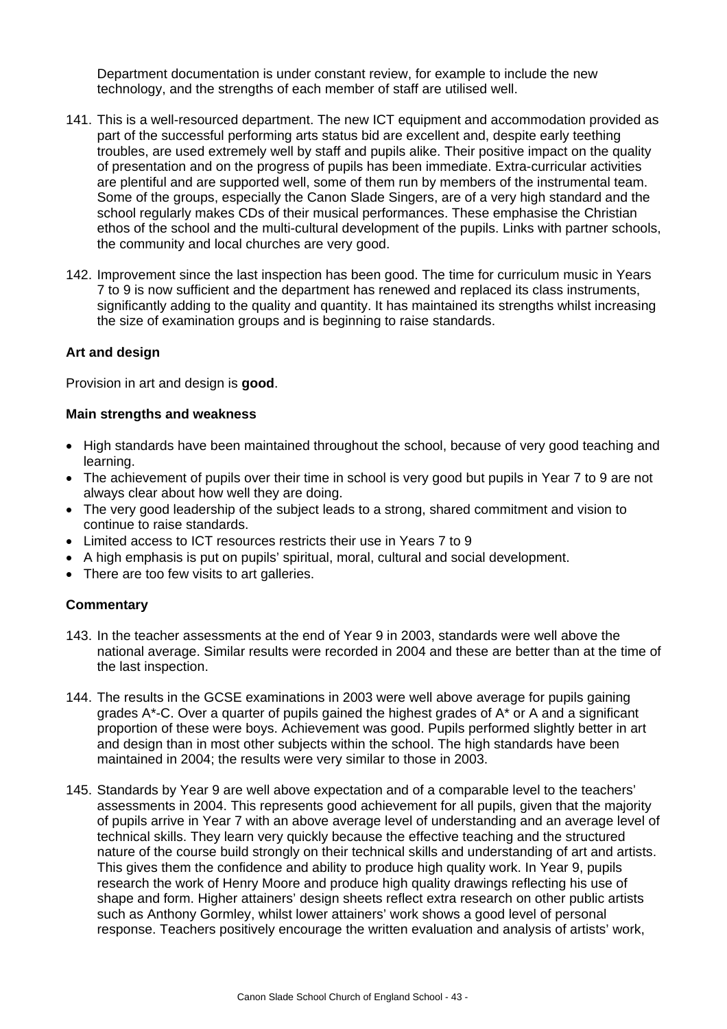Department documentation is under constant review, for example to include the new technology, and the strengths of each member of staff are utilised well.

141. This is a well-resourced department. The new ICT equipment and accommodation provided as part of the successful performing arts status bid are excellent and, despite early teething troubles, are used extremely well by staff and pupils alike. Their positive impact on the quality of presentation and on the progress of pupils has been immediate. Extra-curricular activities are plentiful and are supported well, some of them run by members of the instrumental team. Some of the groups, especially the Canon Slade Singers, are of a very high standard and the school regularly makes CDs of their musical performances. These emphasise the Christian ethos of the school and the multi-cultural development of the pupils. Links with partner schools, the community and local churches are very good.

142. Improvement since the last inspection has been good. The time for curriculum music in Years 7 to 9 is now sufficient and the department has renewed and replaced its class instruments, significantly adding to the quality and quantity. It has maintained its strengths whilst increasing the size of examination groups and is beginning to raise standards.

### Art and design

Provision in art and design is **good**.

#### Main strengths and weakness

- High standards have been maintained throughout the school, because of very good teaching and learning.
- The achievement of pupils over their time in school is very good but pupils in Year 7 to 9 are not always clear about how well they are doing.
- The very good leadership of the subject leads to a strong, shared commitment and vision to continue to raise standards.
- Limited access to ICT resources restricts their use in Years 7 to 9
- A high emphasis is put on pupils' spiritual, moral, cultural and social development.
- There are too few visits to art galleries.

#### Commentary

143. In the teacher assessments at the end of Year 9 in 2003, standards were well above the national average. Similar results were recorded in 2004 and these are better than at the time of the last inspection.

144. The results in the GCSE examinations in 2003 were well above average for pupils gaining grades A*-C. Over a quarter of pupils gained the highest grades of A* or A and a significant proportion of these were boys. Achievement was good. Pupils performed slightly better in art and design than in most other subjects within the school. The high standards have been maintained in 2004; the results were very similar to those in 2003.

145. Standards by Year 9 are well above expectation and of a comparable level to the teachers' assessments in 2004. This represents good achievement for all pupils, given that the majority of pupils arrive in Year 7 with an above average level of understanding and an average level of technical skills. They learn very quickly because the effective teaching and the structured nature of the course build strongly on their technical skills and understanding of art and artists. This gives them the confidence and ability to produce high quality work. In Year 9, pupils research the work of Henry Moore and produce high quality drawings reflecting his use of shape and form. Higher attainers' design sheets reflect extra research on other public artists such as Anthony Gormley, whilst lower attainers' work shows a good level of personal response. Teachers positively encourage the written evaluation and analysis of artists' work,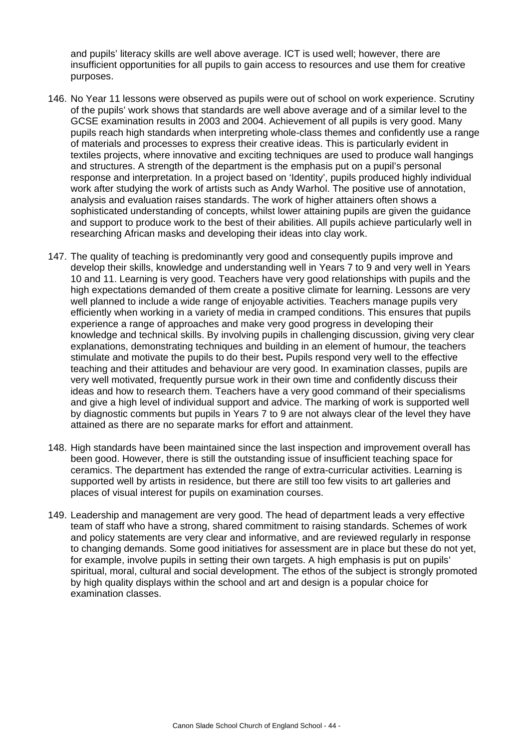and pupils' literacy skills are well above average. ICT is used well; however, there are insufficient opportunities for all pupils to gain access to resources and use them for creative purposes.

146. No Year 11 lessons were observed as pupils were out of school on work experience. Scrutiny of the pupils' work shows that standards are well above average and of a similar level to the GCSE examination results in 2003 and 2004. Achievement of all pupils is very good. Many pupils reach high standards when interpreting whole-class themes and confidently use a range of materials and processes to express their creative ideas. This is particularly evident in textiles projects, where innovative and exciting techniques are used to produce wall hangings and structures. A strength of the department is the emphasis put on a pupil's personal response and interpretation. In a project based on 'Identity', pupils produced highly individual work after studying the work of artists such as Andy Warhol. The positive use of annotation, analysis and evaluation raises standards. The work of higher attainers often shows a sophisticated understanding of concepts, whilst lower attaining pupils are given the guidance and support to produce work to the best of their abilities. All pupils achieve particularly well in researching African masks and developing their ideas into clay work.

147. The quality of teaching is predominantly very good and consequently pupils improve and develop their skills, knowledge and understanding well in Years 7 to 9 and very well in Years 10 and 11. Learning is very good. Teachers have very good relationships with pupils and the high expectations demanded of them create a positive climate for learning. Lessons are very well planned to include a wide range of enjoyable activities. Teachers manage pupils very efficiently when working in a variety of media in cramped conditions. This ensures that pupils experience a range of approaches and make very good progress in developing their knowledge and technical skills. By involving pupils in challenging discussion, giving very clear explanations, demonstrating techniques and building in an element of humour, the teachers stimulate and motivate the pupils to do their best. Pupils respond very well to the effective teaching and their attitudes and behaviour are very good. In examination classes, pupils are very well motivated, frequently pursue work in their own time and confidently discuss their ideas and how to research them. Teachers have a very good command of their specialisms and give a high level of individual support and advice. The marking of work is supported well by diagnostic comments but pupils in Years 7 to 9 are not always clear of the level they have attained as there are no separate marks for effort and attainment.

148. High standards have been maintained since the last inspection and improvement overall has been good. However, there is still the outstanding issue of insufficient teaching space for ceramics. The department has extended the range of extra-curricular activities. Learning is supported well by artists in residence, but there are still too few visits to art galleries and places of visual interest for pupils on examination courses.

149. Leadership and management are very good. The head of department leads a very effective team of staff who have a strong, shared commitment to raising standards. Schemes of work and policy statements are very clear and informative, and are reviewed regularly in response to changing demands. Some good initiatives for assessment are in place but these do not yet, for example, involve pupils in setting their own targets. A high emphasis is put on pupils' spiritual, moral, cultural and social development. The ethos of the subject is strongly promoted by high quality displays within the school and art and design is a popular choice for examination classes.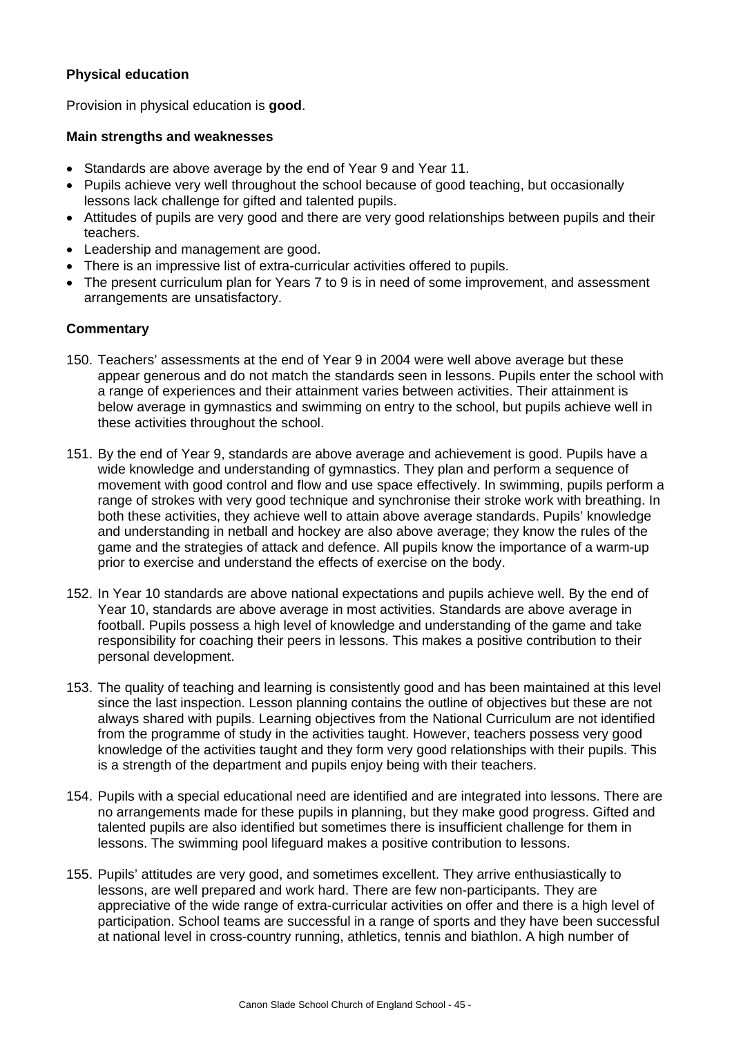**Physical education**

Provision in physical education is **good**.

**Main strengths and weaknesses**

- Standards are above average by the end of Year 9 and Year 11.
- Pupils achieve very well throughout the school because of good teaching, but occasionally lessons lack challenge for gifted and talented pupils.
- Attitudes of pupils are very good and there are very good relationships between pupils and their teachers.
- Leadership and management are good.
- There is an impressive list of extra-curricular activities offered to pupils.
- The present curriculum plan for Years 7 to 9 is in need of some improvement, and assessment arrangements are unsatisfactory.

**Commentary**

150. Teachers' assessments at the end of Year 9 in 2004 were well above average but these appear generous and do not match the standards seen in lessons. Pupils enter the school with a range of experiences and their attainment varies between activities. Their attainment is below average in gymnastics and swimming on entry to the school, but pupils achieve well in these activities throughout the school.

151. By the end of Year 9, standards are above average and achievement is good. Pupils have a wide knowledge and understanding of gymnastics. They plan and perform a sequence of movement with good control and flow and use space effectively. In swimming, pupils perform a range of strokes with very good technique and synchronise their stroke work with breathing. In both these activities, they achieve well to attain above average standards. Pupils' knowledge and understanding in netball and hockey are also above average; they know the rules of the game and the strategies of attack and defence. All pupils know the importance of a warm-up prior to exercise and understand the effects of exercise on the body.

152. In Year 10 standards are above national expectations and pupils achieve well. By the end of Year 10, standards are above average in most activities. Standards are above average in football. Pupils possess a high level of knowledge and understanding of the game and take responsibility for coaching their peers in lessons. This makes a positive contribution to their personal development.

153. The quality of teaching and learning is consistently good and has been maintained at this level since the last inspection. Lesson planning contains the outline of objectives but these are not always shared with pupils. Learning objectives from the National Curriculum are not identified from the programme of study in the activities taught. However, teachers possess very good knowledge of the activities taught and they form very good relationships with their pupils. This is a strength of the department and pupils enjoy being with their teachers.

154. Pupils with a special educational need are identified and are integrated into lessons. There are no arrangements made for these pupils in planning, but they make good progress. Gifted and talented pupils are also identified but sometimes there is insufficient challenge for them in lessons. The swimming pool lifeguard makes a positive contribution to lessons.

155. Pupils' attitudes are very good, and sometimes excellent. They arrive enthusiastically to lessons, are well prepared and work hard. There are few non-participants. They are appreciative of the wide range of extra-curricular activities on offer and there is a high level of participation. School teams are successful in a range of sports and they have been successful at national level in cross-country running, athletics, tennis and biathlon. A high number of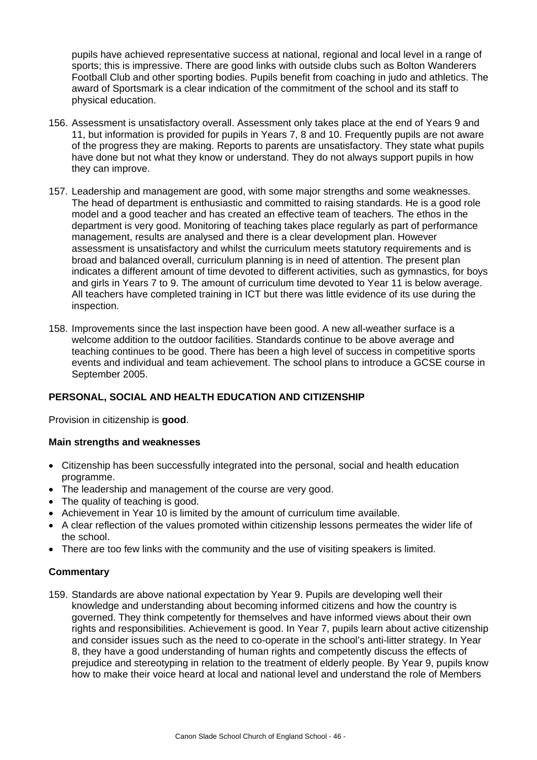pupils have achieved representative success at national, regional and local level in a range of sports; this is impressive. There are good links with outside clubs such as Bolton Wanderers Football Club and other sporting bodies. Pupils benefit from coaching in judo and athletics. The award of Sportsmark is a clear indication of the commitment of the school and its staff to physical education.

156. Assessment is unsatisfactory overall. Assessment only takes place at the end of Years 9 and 11, but information is provided for pupils in Years 7, 8 and 10. Frequently pupils are not aware of the progress they are making. Reports to parents are unsatisfactory. They state what pupils have done but not what they know or understand. They do not always support pupils in how they can improve.

157. Leadership and management are good, with some major strengths and some weaknesses. The head of department is enthusiastic and committed to raising standards. He is a good role model and a good teacher and has created an effective team of teachers. The ethos in the department is very good. Monitoring of teaching takes place regularly as part of performance management, results are analysed and there is a clear development plan. However assessment is unsatisfactory and whilst the curriculum meets statutory requirements and is broad and balanced overall, curriculum planning is in need of attention. The present plan indicates a different amount of time devoted to different activities, such as gymnastics, for boys and girls in Years 7 to 9. The amount of curriculum time devoted to Year 11 is below average. All teachers have completed training in ICT but there was little evidence of its use during the inspection.

158. Improvements since the last inspection have been good. A new all-weather surface is a welcome addition to the outdoor facilities. Standards continue to be above average and teaching continues to be good. There has been a high level of success in competitive sports events and individual and team achievement. The school plans to introduce a GCSE course in September 2005.

## PERSONAL, SOCIAL AND HEALTH EDUCATION AND CITIZENSHIP

Provision in citizenship is **good**.

### Main strengths and weaknesses

- Citizenship has been successfully integrated into the personal, social and health education programme.
- The leadership and management of the course are very good.
- The quality of teaching is good.
- Achievement in Year 10 is limited by the amount of curriculum time available.
- A clear reflection of the values promoted within citizenship lessons permeates the wider life of the school.
- There are too few links with the community and the use of visiting speakers is limited.

### Commentary

159. Standards are above national expectation by Year 9. Pupils are developing well their knowledge and understanding about becoming informed citizens and how the country is governed. They think competently for themselves and have informed views about their own rights and responsibilities. Achievement is good. In Year 7, pupils learn about active citizenship and consider issues such as the need to co-operate in the school's anti-litter strategy. In Year 8, they have a good understanding of human rights and competently discuss the effects of prejudice and stereotyping in relation to the treatment of elderly people. By Year 9, pupils know how to make their voice heard at local and national level and understand the role of Members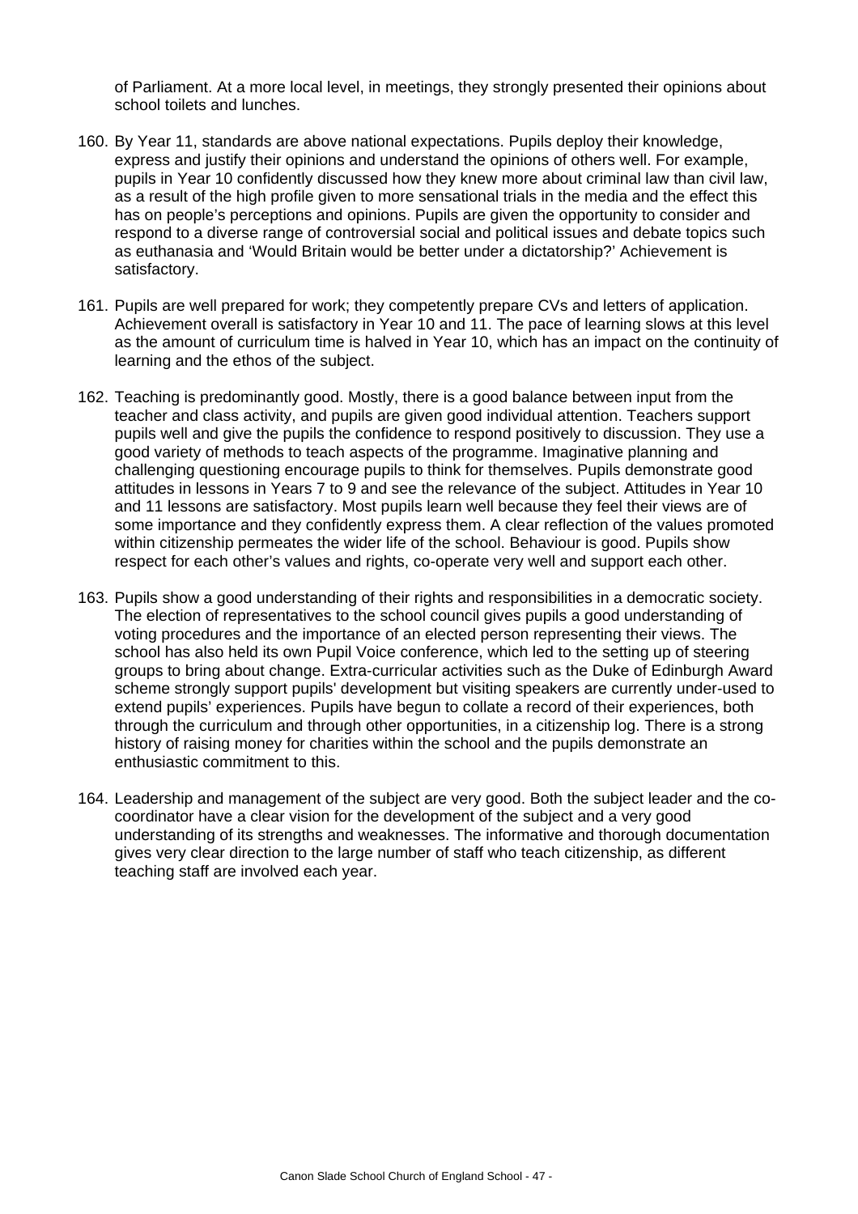of Parliament. At a more local level, in meetings, they strongly presented their opinions about school toilets and lunches.

160. By Year 11, standards are above national expectations. Pupils deploy their knowledge, express and justify their opinions and understand the opinions of others well. For example, pupils in Year 10 confidently discussed how they knew more about criminal law than civil law, as a result of the high profile given to more sensational trials in the media and the effect this has on people's perceptions and opinions. Pupils are given the opportunity to consider and respond to a diverse range of controversial social and political issues and debate topics such as euthanasia and 'Would Britain would be better under a dictatorship?' Achievement is satisfactory.

161. Pupils are well prepared for work; they competently prepare CVs and letters of application. Achievement overall is satisfactory in Year 10 and 11. The pace of learning slows at this level as the amount of curriculum time is halved in Year 10, which has an impact on the continuity of learning and the ethos of the subject.

162. Teaching is predominantly good. Mostly, there is a good balance between input from the teacher and class activity, and pupils are given good individual attention. Teachers support pupils well and give the pupils the confidence to respond positively to discussion. They use a good variety of methods to teach aspects of the programme. Imaginative planning and challenging questioning encourage pupils to think for themselves. Pupils demonstrate good attitudes in lessons in Years 7 to 9 and see the relevance of the subject. Attitudes in Year 10 and 11 lessons are satisfactory. Most pupils learn well because they feel their views are of some importance and they confidently express them. A clear reflection of the values promoted within citizenship permeates the wider life of the school. Behaviour is good. Pupils show respect for each other's values and rights, co-operate very well and support each other.

163. Pupils show a good understanding of their rights and responsibilities in a democratic society. The election of representatives to the school council gives pupils a good understanding of voting procedures and the importance of an elected person representing their views. The school has also held its own Pupil Voice conference, which led to the setting up of steering groups to bring about change. Extra-curricular activities such as the Duke of Edinburgh Award scheme strongly support pupils' development but visiting speakers are currently under-used to extend pupils' experiences. Pupils have begun to collate a record of their experiences, both through the curriculum and through other opportunities, in a citizenship log. There is a strong history of raising money for charities within the school and the pupils demonstrate an enthusiastic commitment to this.

164. Leadership and management of the subject are very good. Both the subject leader and the co-coordinator have a clear vision for the development of the subject and a very good understanding of its strengths and weaknesses. The informative and thorough documentation gives very clear direction to the large number of staff who teach citizenship, as different teaching staff are involved each year.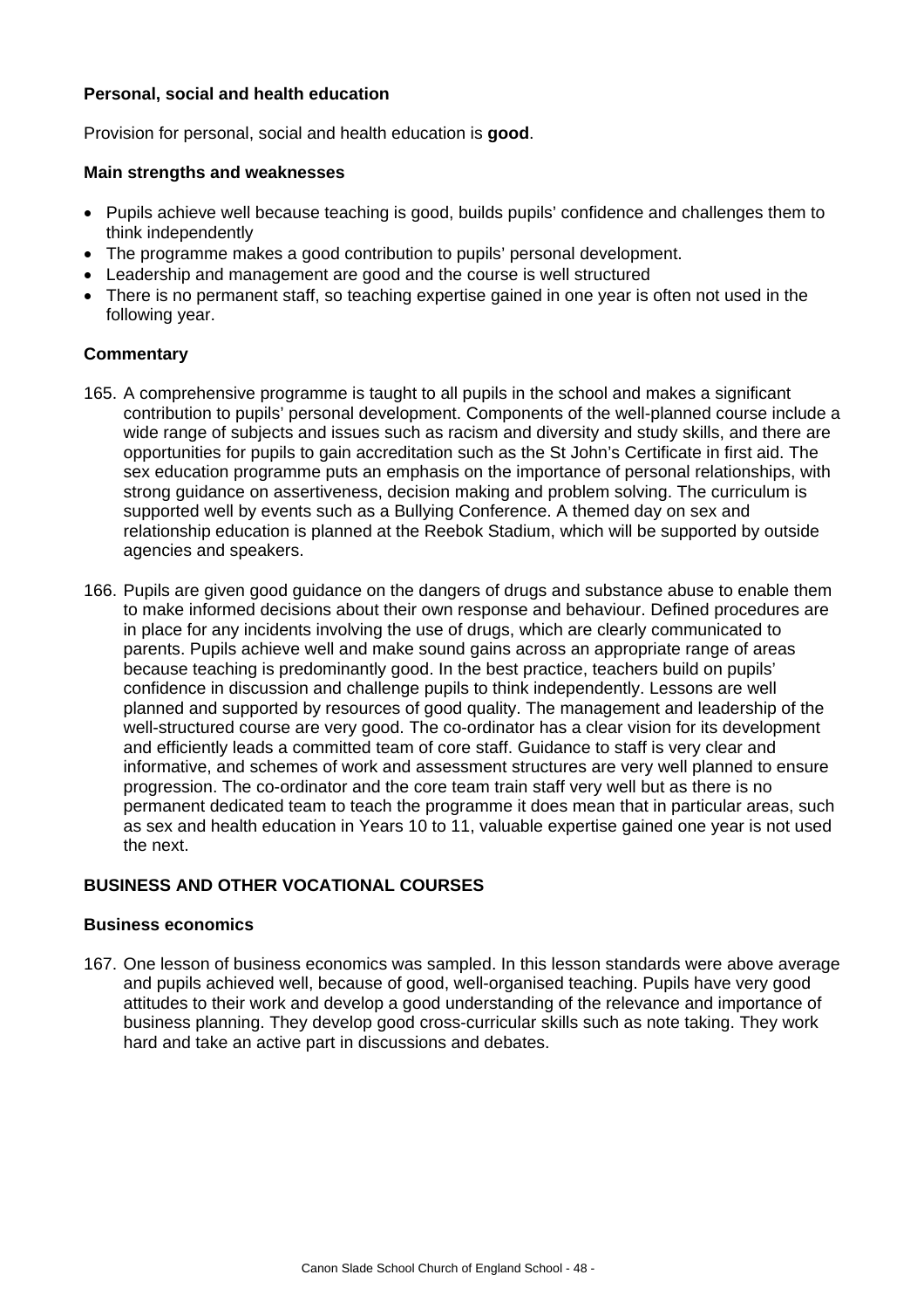**Personal, social and health education**

Provision for personal, social and health education is **good**.

**Main strengths and weaknesses**

- Pupils achieve well because teaching is good, builds pupils' confidence and challenges them to think independently
- The programme makes a good contribution to pupils' personal development.
- Leadership and management are good and the course is well structured
- There is no permanent staff, so teaching expertise gained in one year is often not used in the following year.

**Commentary**

165. A comprehensive programme is taught to all pupils in the school and makes a significant contribution to pupils' personal development. Components of the well-planned course include a wide range of subjects and issues such as racism and diversity and study skills, and there are opportunities for pupils to gain accreditation such as the St John's Certificate in first aid. The sex education programme puts an emphasis on the importance of personal relationships, with strong guidance on assertiveness, decision making and problem solving. The curriculum is supported well by events such as a Bullying Conference. A themed day on sex and relationship education is planned at the Reebok Stadium, which will be supported by outside agencies and speakers.

166. Pupils are given good guidance on the dangers of drugs and substance abuse to enable them to make informed decisions about their own response and behaviour. Defined procedures are in place for any incidents involving the use of drugs, which are clearly communicated to parents. Pupils achieve well and make sound gains across an appropriate range of areas because teaching is predominantly good. In the best practice, teachers build on pupils' confidence in discussion and challenge pupils to think independently. Lessons are well planned and supported by resources of good quality. The management and leadership of the well-structured course are very good. The co-ordinator has a clear vision for its development and efficiently leads a committed team of core staff. Guidance to staff is very clear and informative, and schemes of work and assessment structures are very well planned to ensure progression. The co-ordinator and the core team train staff very well but as there is no permanent dedicated team to teach the programme it does mean that in particular areas, such as sex and health education in Years 10 to 11, valuable expertise gained one year is not used the next.

## BUSINESS AND OTHER VOCATIONAL COURSES

**Business economics**

167. One lesson of business economics was sampled. In this lesson standards were above average and pupils achieved well, because of good, well-organised teaching. Pupils have very good attitudes to their work and develop a good understanding of the relevance and importance of business planning. They develop good cross-curricular skills such as note taking. They work hard and take an active part in discussions and debates.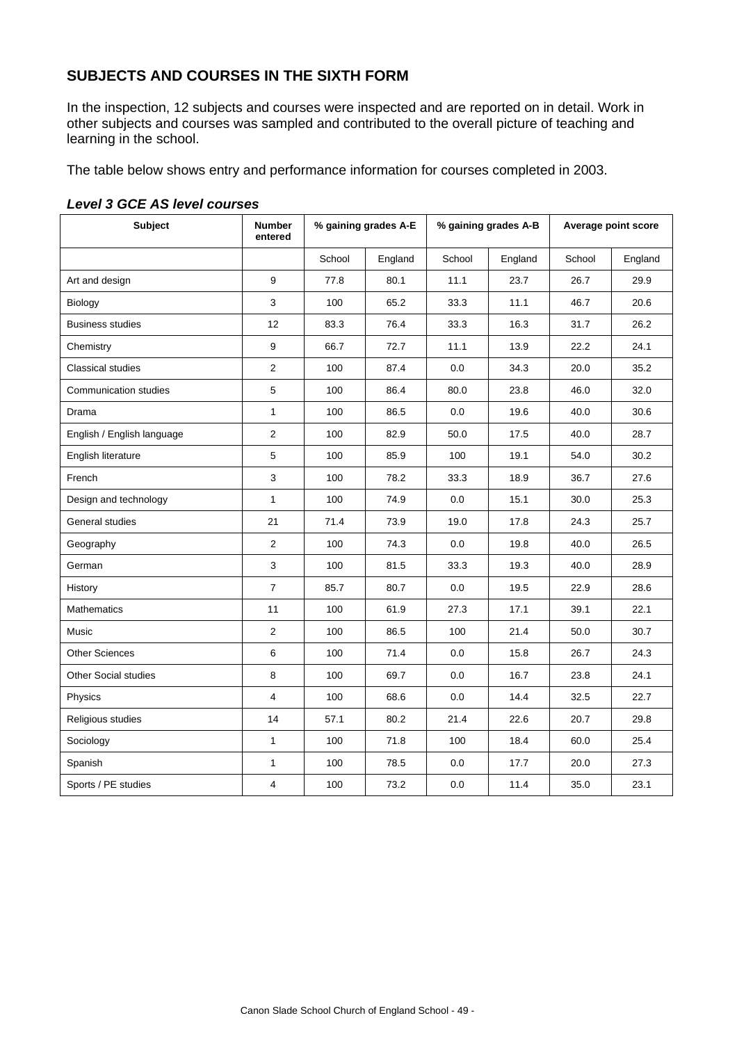## SUBJECTS AND COURSES IN THE SIXTH FORM

In the inspection, 12 subjects and courses were inspected and are reported on in detail. Work in other subjects and courses was sampled and contributed to the overall picture of teaching and learning in the school.

The table below shows entry and performance information for courses completed in 2003.

***Level 3 GCE AS level courses***

| Subject | Number entered | % gaining grades A-E | | % gaining grades A-B | | Average point score | |
|---|---|---|---|---|---|---|---|
| | | School | England | School | England | School | England |
| Art and design | 9 | 77.8 | 80.1 | 11.1 | 23.7 | 26.7 | 29.9 |
| Biology | 3 | 100 | 65.2 | 33.3 | 11.1 | 46.7 | 20.6 |
| Business studies | 12 | 83.3 | 76.4 | 33.3 | 16.3 | 31.7 | 26.2 |
| Chemistry | 9 | 66.7 | 72.7 | 11.1 | 13.9 | 22.2 | 24.1 |
| Classical studies | 2 | 100 | 87.4 | 0.0 | 34.3 | 20.0 | 35.2 |
| Communication studies | 5 | 100 | 86.4 | 80.0 | 23.8 | 46.0 | 32.0 |
| Drama | 1 | 100 | 86.5 | 0.0 | 19.6 | 40.0 | 30.6 |
| English / English language | 2 | 100 | 82.9 | 50.0 | 17.5 | 40.0 | 28.7 |
| English literature | 5 | 100 | 85.9 | 100 | 19.1 | 54.0 | 30.2 |
| French | 3 | 100 | 78.2 | 33.3 | 18.9 | 36.7 | 27.6 |
| Design and technology | 1 | 100 | 74.9 | 0.0 | 15.1 | 30.0 | 25.3 |
| General studies | 21 | 71.4 | 73.9 | 19.0 | 17.8 | 24.3 | 25.7 |
| Geography | 2 | 100 | 74.3 | 0.0 | 19.8 | 40.0 | 26.5 |
| German | 3 | 100 | 81.5 | 33.3 | 19.3 | 40.0 | 28.9 |
| History | 7 | 85.7 | 80.7 | 0.0 | 19.5 | 22.9 | 28.6 |
| Mathematics | 11 | 100 | 61.9 | 27.3 | 17.1 | 39.1 | 22.1 |
| Music | 2 | 100 | 86.5 | 100 | 21.4 | 50.0 | 30.7 |
| Other Sciences | 6 | 100 | 71.4 | 0.0 | 15.8 | 26.7 | 24.3 |
| Other Social studies | 8 | 100 | 69.7 | 0.0 | 16.7 | 23.8 | 24.1 |
| Physics | 4 | 100 | 68.6 | 0.0 | 14.4 | 32.5 | 22.7 |
| Religious studies | 14 | 57.1 | 80.2 | 21.4 | 22.6 | 20.7 | 29.8 |
| Sociology | 1 | 100 | 71.8 | 100 | 18.4 | 60.0 | 25.4 |
| Spanish | 1 | 100 | 78.5 | 0.0 | 17.7 | 20.0 | 27.3 |
| Sports / PE studies | 4 | 100 | 73.2 | 0.0 | 11.4 | 35.0 | 23.1 |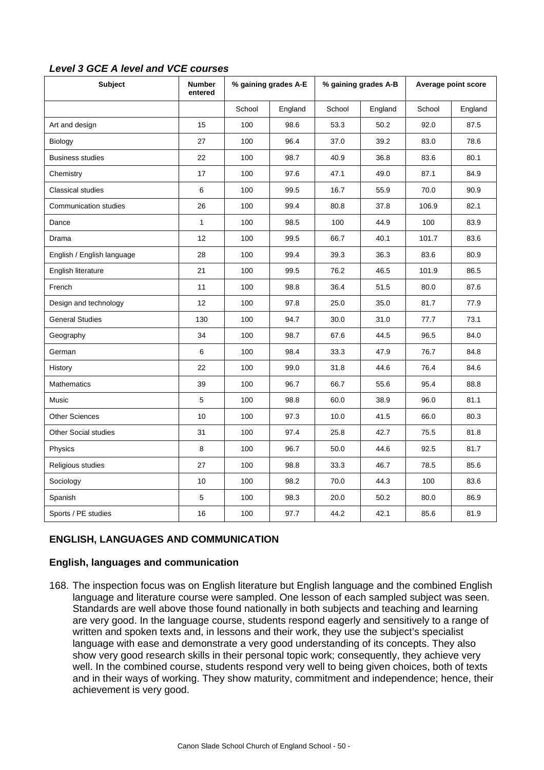### *Level 3 GCE A level and VCE courses*

| Subject | Number entered | % gaining grades A-E | | % gaining grades A-B | | Average point score | |
|---|---|---|---|---|---|---|---|
| | | School | England | School | England | School | England |
| Art and design | 15 | 100 | 98.6 | 53.3 | 50.2 | 92.0 | 87.5 |
| Biology | 27 | 100 | 96.4 | 37.0 | 39.2 | 83.0 | 78.6 |
| Business studies | 22 | 100 | 98.7 | 40.9 | 36.8 | 83.6 | 80.1 |
| Chemistry | 17 | 100 | 97.6 | 47.1 | 49.0 | 87.1 | 84.9 |
| Classical studies | 6 | 100 | 99.5 | 16.7 | 55.9 | 70.0 | 90.9 |
| Communication studies | 26 | 100 | 99.4 | 80.8 | 37.8 | 106.9 | 82.1 |
| Dance | 1 | 100 | 98.5 | 100 | 44.9 | 100 | 83.9 |
| Drama | 12 | 100 | 99.5 | 66.7 | 40.1 | 101.7 | 83.6 |
| English / English language | 28 | 100 | 99.4 | 39.3 | 36.3 | 83.6 | 80.9 |
| English literature | 21 | 100 | 99.5 | 76.2 | 46.5 | 101.9 | 86.5 |
| French | 11 | 100 | 98.8 | 36.4 | 51.5 | 80.0 | 87.6 |
| Design and technology | 12 | 100 | 97.8 | 25.0 | 35.0 | 81.7 | 77.9 |
| General Studies | 130 | 100 | 94.7 | 30.0 | 31.0 | 77.7 | 73.1 |
| Geography | 34 | 100 | 98.7 | 67.6 | 44.5 | 96.5 | 84.0 |
| German | 6 | 100 | 98.4 | 33.3 | 47.9 | 76.7 | 84.8 |
| History | 22 | 100 | 99.0 | 31.8 | 44.6 | 76.4 | 84.6 |
| Mathematics | 39 | 100 | 96.7 | 66.7 | 55.6 | 95.4 | 88.8 |
| Music | 5 | 100 | 98.8 | 60.0 | 38.9 | 96.0 | 81.1 |
| Other Sciences | 10 | 100 | 97.3 | 10.0 | 41.5 | 66.0 | 80.3 |
| Other Social studies | 31 | 100 | 97.4 | 25.8 | 42.7 | 75.5 | 81.8 |
| Physics | 8 | 100 | 96.7 | 50.0 | 44.6 | 92.5 | 81.7 |
| Religious studies | 27 | 100 | 98.8 | 33.3 | 46.7 | 78.5 | 85.6 |
| Sociology | 10 | 100 | 98.2 | 70.0 | 44.3 | 100 | 83.6 |
| Spanish | 5 | 100 | 98.3 | 20.0 | 50.2 | 80.0 | 86.9 |
| Sports / PE studies | 16 | 100 | 97.7 | 44.2 | 42.1 | 85.6 | 81.9 |

## ENGLISH, LANGUAGES AND COMMUNICATION

### English, languages and communication

168. The inspection focus was on English literature but English language and the combined English language and literature course were sampled. One lesson of each sampled subject was seen. Standards are well above those found nationally in both subjects and teaching and learning are very good. In the language course, students respond eagerly and sensitively to a range of written and spoken texts and, in lessons and their work, they use the subject's specialist language with ease and demonstrate a very good understanding of its concepts. They also show very good research skills in their personal topic work; consequently, they achieve very well. In the combined course, students respond very well to being given choices, both of texts and in their ways of working. They show maturity, commitment and independence; hence, their achievement is very good.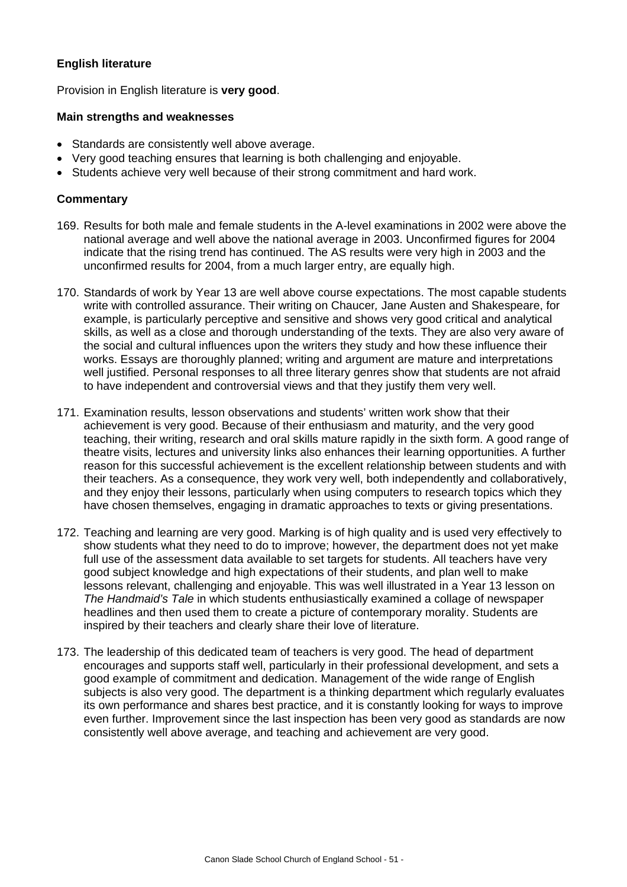**English literature**

Provision in English literature is **very good**.

**Main strengths and weaknesses**

- Standards are consistently well above average.
- Very good teaching ensures that learning is both challenging and enjoyable.
- Students achieve very well because of their strong commitment and hard work.

**Commentary**

169. Results for both male and female students in the A-level examinations in 2002 were above the national average and well above the national average in 2003. Unconfirmed figures for 2004 indicate that the rising trend has continued. The AS results were very high in 2003 and the unconfirmed results for 2004, from a much larger entry, are equally high.

170. Standards of work by Year 13 are well above course expectations. The most capable students write with controlled assurance. Their writing on Chaucer*,* Jane Austen and Shakespeare, for example, is particularly perceptive and sensitive and shows very good critical and analytical skills, as well as a close and thorough understanding of the texts. They are also very aware of the social and cultural influences upon the writers they study and how these influence their works. Essays are thoroughly planned; writing and argument are mature and interpretations well justified. Personal responses to all three literary genres show that students are not afraid to have independent and controversial views and that they justify them very well.

171. Examination results, lesson observations and students' written work show that their achievement is very good. Because of their enthusiasm and maturity, and the very good teaching, their writing, research and oral skills mature rapidly in the sixth form. A good range of theatre visits, lectures and university links also enhances their learning opportunities. A further reason for this successful achievement is the excellent relationship between students and with their teachers. As a consequence, they work very well, both independently and collaboratively, and they enjoy their lessons, particularly when using computers to research topics which they have chosen themselves, engaging in dramatic approaches to texts or giving presentations.

172. Teaching and learning are very good. Marking is of high quality and is used very effectively to show students what they need to do to improve; however, the department does not yet make full use of the assessment data available to set targets for students. All teachers have very good subject knowledge and high expectations of their students, and plan well to make lessons relevant, challenging and enjoyable. This was well illustrated in a Year 13 lesson on *The Handmaid's Tale* in which students enthusiastically examined a collage of newspaper headlines and then used them to create a picture of contemporary morality. Students are inspired by their teachers and clearly share their love of literature.

173. The leadership of this dedicated team of teachers is very good. The head of department encourages and supports staff well, particularly in their professional development, and sets a good example of commitment and dedication. Management of the wide range of English subjects is also very good. The department is a thinking department which regularly evaluates its own performance and shares best practice, and it is constantly looking for ways to improve even further. Improvement since the last inspection has been very good as standards are now consistently well above average, and teaching and achievement are very good.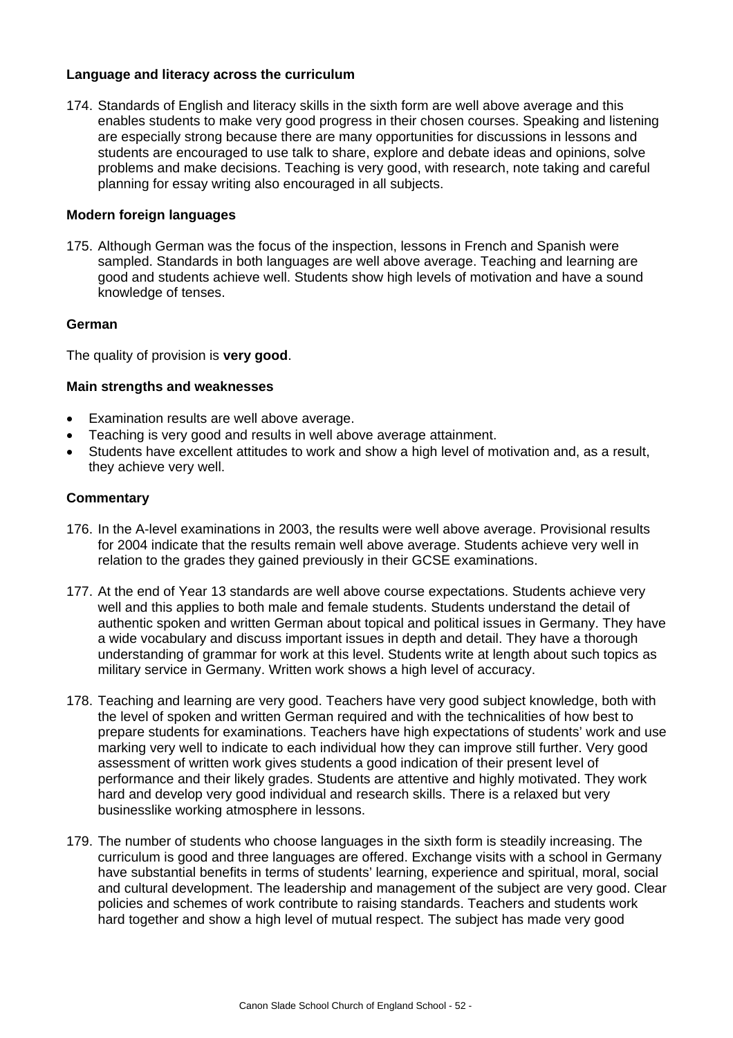### Language and literacy across the curriculum

174. Standards of English and literacy skills in the sixth form are well above average and this enables students to make very good progress in their chosen courses. Speaking and listening are especially strong because there are many opportunities for discussions in lessons and students are encouraged to use talk to share, explore and debate ideas and opinions, solve problems and make decisions. Teaching is very good, with research, note taking and careful planning for essay writing also encouraged in all subjects.

### Modern foreign languages

175. Although German was the focus of the inspection, lessons in French and Spanish were sampled. Standards in both languages are well above average. Teaching and learning are good and students achieve well. Students show high levels of motivation and have a sound knowledge of tenses.

### German

The quality of provision is **very good**.

#### Main strengths and weaknesses

- Examination results are well above average.
- Teaching is very good and results in well above average attainment.
- Students have excellent attitudes to work and show a high level of motivation and, as a result, they achieve very well.

#### Commentary

176. In the A-level examinations in 2003, the results were well above average. Provisional results for 2004 indicate that the results remain well above average. Students achieve very well in relation to the grades they gained previously in their GCSE examinations.

177. At the end of Year 13 standards are well above course expectations. Students achieve very well and this applies to both male and female students. Students understand the detail of authentic spoken and written German about topical and political issues in Germany. They have a wide vocabulary and discuss important issues in depth and detail. They have a thorough understanding of grammar for work at this level. Students write at length about such topics as military service in Germany. Written work shows a high level of accuracy.

178. Teaching and learning are very good. Teachers have very good subject knowledge, both with the level of spoken and written German required and with the technicalities of how best to prepare students for examinations. Teachers have high expectations of students' work and use marking very well to indicate to each individual how they can improve still further. Very good assessment of written work gives students a good indication of their present level of performance and their likely grades. Students are attentive and highly motivated. They work hard and develop very good individual and research skills. There is a relaxed but very businesslike working atmosphere in lessons.

179. The number of students who choose languages in the sixth form is steadily increasing. The curriculum is good and three languages are offered. Exchange visits with a school in Germany have substantial benefits in terms of students' learning, experience and spiritual, moral, social and cultural development. The leadership and management of the subject are very good. Clear policies and schemes of work contribute to raising standards. Teachers and students work hard together and show a high level of mutual respect. The subject has made very good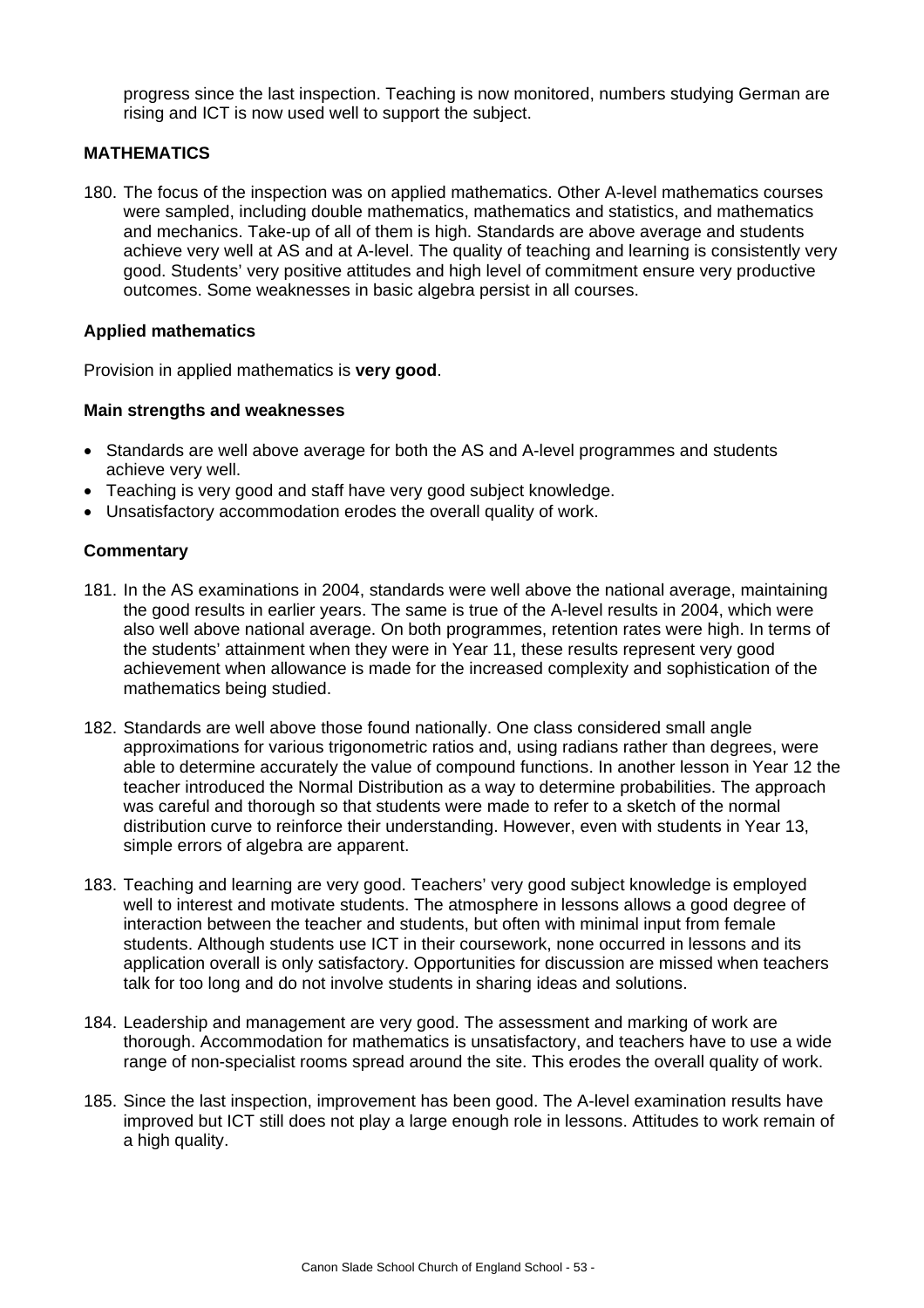progress since the last inspection. Teaching is now monitored, numbers studying German are rising and ICT is now used well to support the subject.

### MATHEMATICS

180. The focus of the inspection was on applied mathematics. Other A-level mathematics courses were sampled, including double mathematics, mathematics and statistics, and mathematics and mechanics. Take-up of all of them is high. Standards are above average and students achieve very well at AS and at A-level. The quality of teaching and learning is consistently very good. Students' very positive attitudes and high level of commitment ensure very productive outcomes. Some weaknesses in basic algebra persist in all courses.

#### Applied mathematics

Provision in applied mathematics is **very good**.

#### Main strengths and weaknesses

- Standards are well above average for both the AS and A-level programmes and students achieve very well.
- Teaching is very good and staff have very good subject knowledge.
- Unsatisfactory accommodation erodes the overall quality of work.

#### Commentary

181. In the AS examinations in 2004, standards were well above the national average, maintaining the good results in earlier years. The same is true of the A-level results in 2004, which were also well above national average. On both programmes, retention rates were high. In terms of the students' attainment when they were in Year 11, these results represent very good achievement when allowance is made for the increased complexity and sophistication of the mathematics being studied.

182. Standards are well above those found nationally. One class considered small angle approximations for various trigonometric ratios and, using radians rather than degrees, were able to determine accurately the value of compound functions. In another lesson in Year 12 the teacher introduced the Normal Distribution as a way to determine probabilities. The approach was careful and thorough so that students were made to refer to a sketch of the normal distribution curve to reinforce their understanding. However, even with students in Year 13, simple errors of algebra are apparent.

183. Teaching and learning are very good. Teachers' very good subject knowledge is employed well to interest and motivate students. The atmosphere in lessons allows a good degree of interaction between the teacher and students, but often with minimal input from female students. Although students use ICT in their coursework, none occurred in lessons and its application overall is only satisfactory. Opportunities for discussion are missed when teachers talk for too long and do not involve students in sharing ideas and solutions.

184. Leadership and management are very good. The assessment and marking of work are thorough. Accommodation for mathematics is unsatisfactory, and teachers have to use a wide range of non-specialist rooms spread around the site. This erodes the overall quality of work.

185. Since the last inspection, improvement has been good. The A-level examination results have improved but ICT still does not play a large enough role in lessons. Attitudes to work remain of a high quality.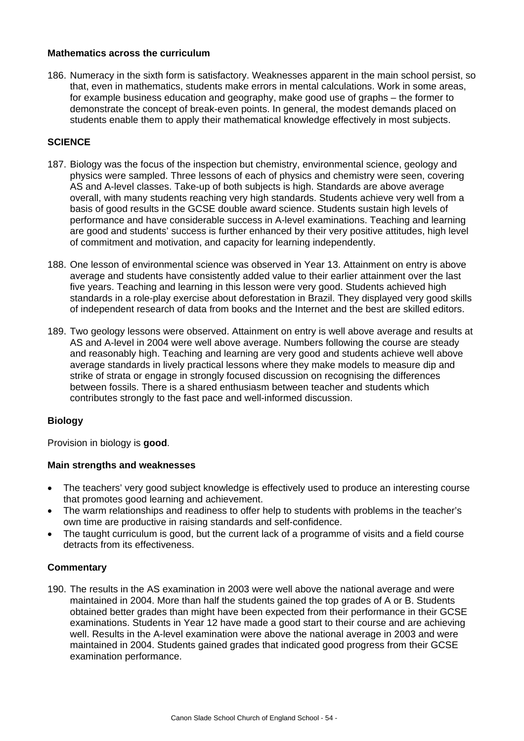**Mathematics across the curriculum**

186. Numeracy in the sixth form is satisfactory. Weaknesses apparent in the main school persist, so that, even in mathematics, students make errors in mental calculations. Work in some areas, for example business education and geography, make good use of graphs – the former to demonstrate the concept of break-even points. In general, the modest demands placed on students enable them to apply their mathematical knowledge effectively in most subjects.

## SCIENCE

187. Biology was the focus of the inspection but chemistry, environmental science, geology and physics were sampled. Three lessons of each of physics and chemistry were seen, covering AS and A-level classes. Take-up of both subjects is high. Standards are above average overall, with many students reaching very high standards. Students achieve very well from a basis of good results in the GCSE double award science. Students sustain high levels of performance and have considerable success in A-level examinations. Teaching and learning are good and students' success is further enhanced by their very positive attitudes, high level of commitment and motivation, and capacity for learning independently.

188. One lesson of environmental science was observed in Year 13. Attainment on entry is above average and students have consistently added value to their earlier attainment over the last five years. Teaching and learning in this lesson were very good. Students achieved high standards in a role-play exercise about deforestation in Brazil. They displayed very good skills of independent research of data from books and the Internet and the best are skilled editors.

189. Two geology lessons were observed. Attainment on entry is well above average and results at AS and A-level in 2004 were well above average. Numbers following the course are steady and reasonably high. Teaching and learning are very good and students achieve well above average standards in lively practical lessons where they make models to measure dip and strike of strata or engage in strongly focused discussion on recognising the differences between fossils. There is a shared enthusiasm between teacher and students which contributes strongly to the fast pace and well-informed discussion.

### Biology

Provision in biology is **good**.

**Main strengths and weaknesses**

- The teachers' very good subject knowledge is effectively used to produce an interesting course that promotes good learning and achievement.
- The warm relationships and readiness to offer help to students with problems in the teacher's own time are productive in raising standards and self-confidence.
- The taught curriculum is good, but the current lack of a programme of visits and a field course detracts from its effectiveness.

**Commentary**

190. The results in the AS examination in 2003 were well above the national average and were maintained in 2004. More than half the students gained the top grades of A or B. Students obtained better grades than might have been expected from their performance in their GCSE examinations. Students in Year 12 have made a good start to their course and are achieving well. Results in the A-level examination were above the national average in 2003 and were maintained in 2004. Students gained grades that indicated good progress from their GCSE examination performance.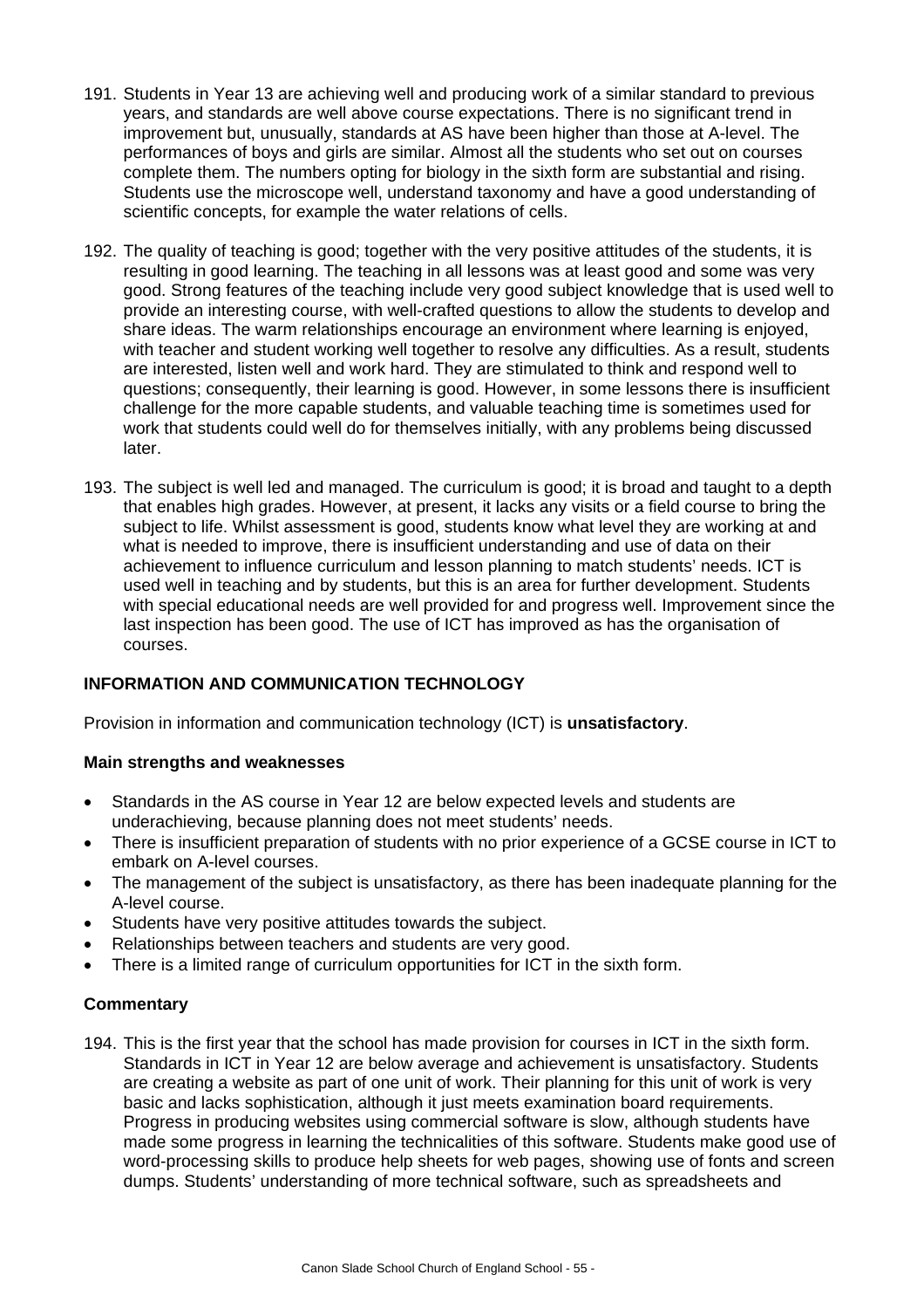191. Students in Year 13 are achieving well and producing work of a similar standard to previous years, and standards are well above course expectations. There is no significant trend in improvement but, unusually, standards at AS have been higher than those at A-level. The performances of boys and girls are similar. Almost all the students who set out on courses complete them. The numbers opting for biology in the sixth form are substantial and rising. Students use the microscope well, understand taxonomy and have a good understanding of scientific concepts, for example the water relations of cells.

192. The quality of teaching is good; together with the very positive attitudes of the students, it is resulting in good learning. The teaching in all lessons was at least good and some was very good. Strong features of the teaching include very good subject knowledge that is used well to provide an interesting course, with well-crafted questions to allow the students to develop and share ideas. The warm relationships encourage an environment where learning is enjoyed, with teacher and student working well together to resolve any difficulties. As a result, students are interested, listen well and work hard. They are stimulated to think and respond well to questions; consequently, their learning is good. However, in some lessons there is insufficient challenge for the more capable students, and valuable teaching time is sometimes used for work that students could well do for themselves initially, with any problems being discussed later.

193. The subject is well led and managed. The curriculum is good; it is broad and taught to a depth that enables high grades. However, at present, it lacks any visits or a field course to bring the subject to life. Whilst assessment is good, students know what level they are working at and what is needed to improve, there is insufficient understanding and use of data on their achievement to influence curriculum and lesson planning to match students' needs. ICT is used well in teaching and by students, but this is an area for further development. Students with special educational needs are well provided for and progress well. Improvement since the last inspection has been good. The use of ICT has improved as has the organisation of courses.

### INFORMATION AND COMMUNICATION TECHNOLOGY

Provision in information and communication technology (ICT) is **unsatisfactory**.

#### Main strengths and weaknesses

- Standards in the AS course in Year 12 are below expected levels and students are underachieving, because planning does not meet students' needs.
- There is insufficient preparation of students with no prior experience of a GCSE course in ICT to embark on A-level courses.
- The management of the subject is unsatisfactory, as there has been inadequate planning for the A-level course.
- Students have very positive attitudes towards the subject.
- Relationships between teachers and students are very good.
- There is a limited range of curriculum opportunities for ICT in the sixth form.

#### Commentary

194. This is the first year that the school has made provision for courses in ICT in the sixth form. Standards in ICT in Year 12 are below average and achievement is unsatisfactory. Students are creating a website as part of one unit of work. Their planning for this unit of work is very basic and lacks sophistication, although it just meets examination board requirements. Progress in producing websites using commercial software is slow, although students have made some progress in learning the technicalities of this software. Students make good use of word-processing skills to produce help sheets for web pages, showing use of fonts and screen dumps. Students' understanding of more technical software, such as spreadsheets and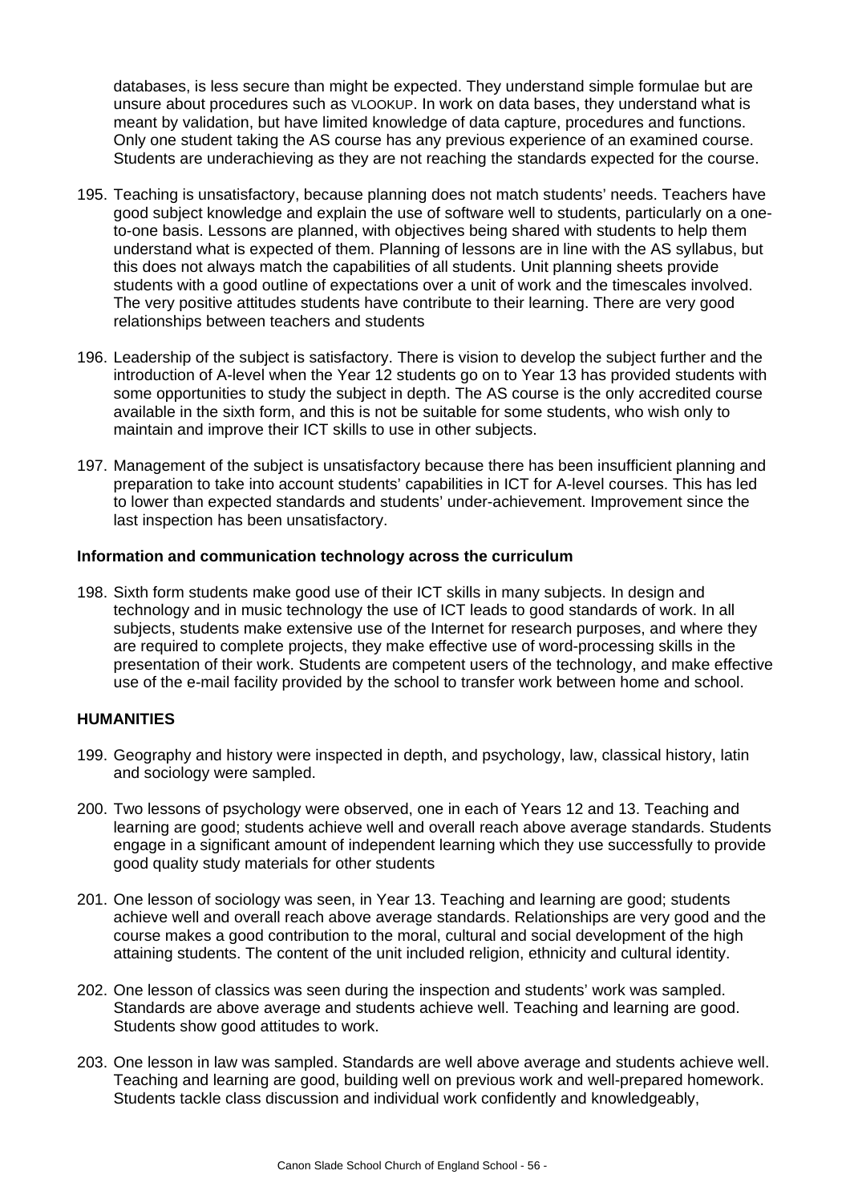databases, is less secure than might be expected. They understand simple formulae but are unsure about procedures such as VLOOKUP. In work on data bases, they understand what is meant by validation, but have limited knowledge of data capture, procedures and functions. Only one student taking the AS course has any previous experience of an examined course. Students are underachieving as they are not reaching the standards expected for the course.

195. Teaching is unsatisfactory, because planning does not match students' needs. Teachers have good subject knowledge and explain the use of software well to students, particularly on a one-to-one basis. Lessons are planned, with objectives being shared with students to help them understand what is expected of them. Planning of lessons are in line with the AS syllabus, but this does not always match the capabilities of all students. Unit planning sheets provide students with a good outline of expectations over a unit of work and the timescales involved. The very positive attitudes students have contribute to their learning. There are very good relationships between teachers and students

196. Leadership of the subject is satisfactory. There is vision to develop the subject further and the introduction of A-level when the Year 12 students go on to Year 13 has provided students with some opportunities to study the subject in depth. The AS course is the only accredited course available in the sixth form, and this is not be suitable for some students, who wish only to maintain and improve their ICT skills to use in other subjects.

197. Management of the subject is unsatisfactory because there has been insufficient planning and preparation to take into account students' capabilities in ICT for A-level courses. This has led to lower than expected standards and students' under-achievement. Improvement since the last inspection has been unsatisfactory.

**Information and communication technology across the curriculum**

198. Sixth form students make good use of their ICT skills in many subjects. In design and technology and in music technology the use of ICT leads to good standards of work. In all subjects, students make extensive use of the Internet for research purposes, and where they are required to complete projects, they make effective use of word-processing skills in the presentation of their work. Students are competent users of the technology, and make effective use of the e-mail facility provided by the school to transfer work between home and school.

**HUMANITIES**

199. Geography and history were inspected in depth, and psychology, law, classical history, latin and sociology were sampled.

200. Two lessons of psychology were observed, one in each of Years 12 and 13. Teaching and learning are good; students achieve well and overall reach above average standards. Students engage in a significant amount of independent learning which they use successfully to provide good quality study materials for other students

201. One lesson of sociology was seen, in Year 13. Teaching and learning are good; students achieve well and overall reach above average standards. Relationships are very good and the course makes a good contribution to the moral, cultural and social development of the high attaining students. The content of the unit included religion, ethnicity and cultural identity.

202. One lesson of classics was seen during the inspection and students' work was sampled. Standards are above average and students achieve well. Teaching and learning are good. Students show good attitudes to work.

203. One lesson in law was sampled. Standards are well above average and students achieve well. Teaching and learning are good, building well on previous work and well-prepared homework. Students tackle class discussion and individual work confidently and knowledgeably,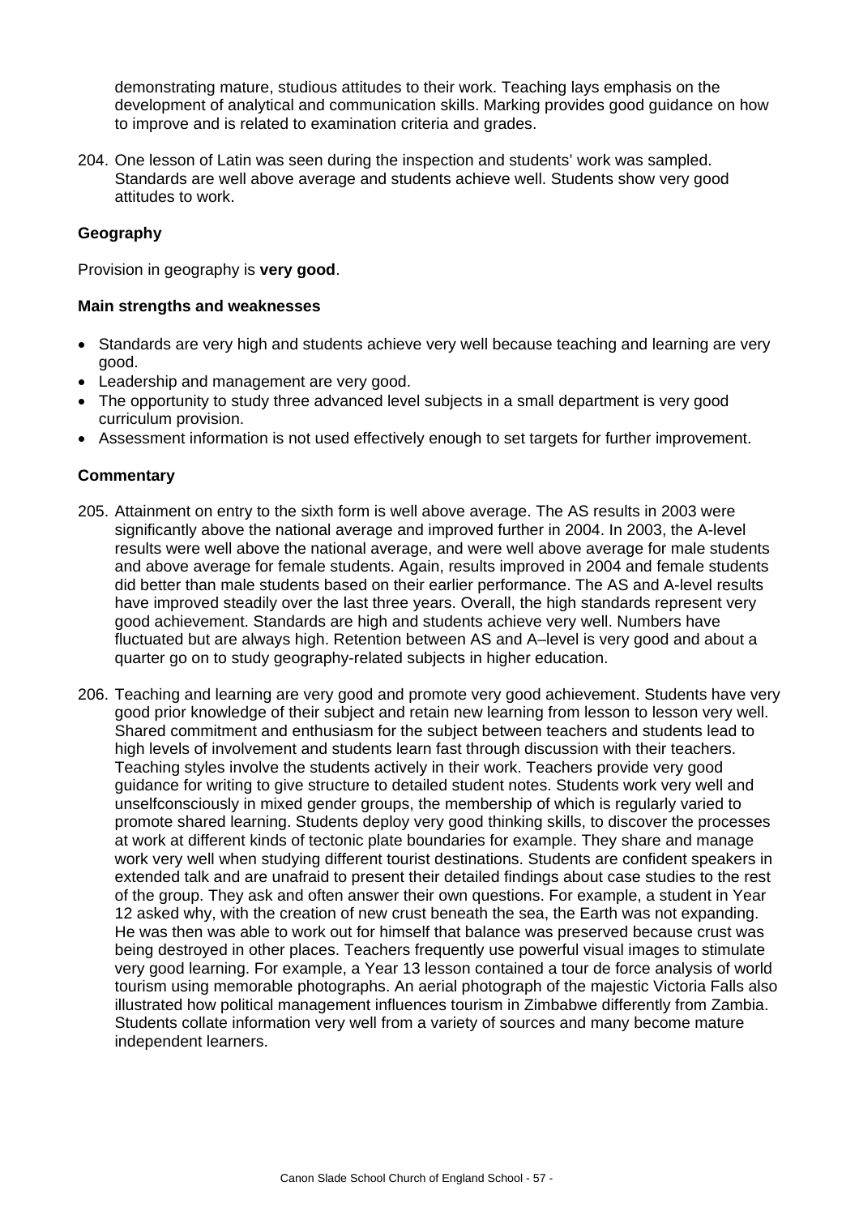demonstrating mature, studious attitudes to their work. Teaching lays emphasis on the development of analytical and communication skills. Marking provides good guidance on how to improve and is related to examination criteria and grades.

204. One lesson of Latin was seen during the inspection and students' work was sampled. Standards are well above average and students achieve well. Students show very good attitudes to work.

### Geography

Provision in geography is **very good**.

#### Main strengths and weaknesses

- Standards are very high and students achieve very well because teaching and learning are very good.
- Leadership and management are very good.
- The opportunity to study three advanced level subjects in a small department is very good curriculum provision.
- Assessment information is not used effectively enough to set targets for further improvement.

#### Commentary

205. Attainment on entry to the sixth form is well above average. The AS results in 2003 were significantly above the national average and improved further in 2004. In 2003, the A-level results were well above the national average, and were well above average for male students and above average for female students. Again, results improved in 2004 and female students did better than male students based on their earlier performance. The AS and A-level results have improved steadily over the last three years. Overall, the high standards represent very good achievement. Standards are high and students achieve very well. Numbers have fluctuated but are always high. Retention between AS and A–level is very good and about a quarter go on to study geography-related subjects in higher education.

206. Teaching and learning are very good and promote very good achievement. Students have very good prior knowledge of their subject and retain new learning from lesson to lesson very well. Shared commitment and enthusiasm for the subject between teachers and students lead to high levels of involvement and students learn fast through discussion with their teachers. Teaching styles involve the students actively in their work. Teachers provide very good guidance for writing to give structure to detailed student notes. Students work very well and unselfconsciously in mixed gender groups, the membership of which is regularly varied to promote shared learning. Students deploy very good thinking skills, to discover the processes at work at different kinds of tectonic plate boundaries for example. They share and manage work very well when studying different tourist destinations. Students are confident speakers in extended talk and are unafraid to present their detailed findings about case studies to the rest of the group. They ask and often answer their own questions. For example, a student in Year 12 asked why, with the creation of new crust beneath the sea, the Earth was not expanding. He was then was able to work out for himself that balance was preserved because crust was being destroyed in other places. Teachers frequently use powerful visual images to stimulate very good learning. For example, a Year 13 lesson contained a tour de force analysis of world tourism using memorable photographs. An aerial photograph of the majestic Victoria Falls also illustrated how political management influences tourism in Zimbabwe differently from Zambia. Students collate information very well from a variety of sources and many become mature independent learners.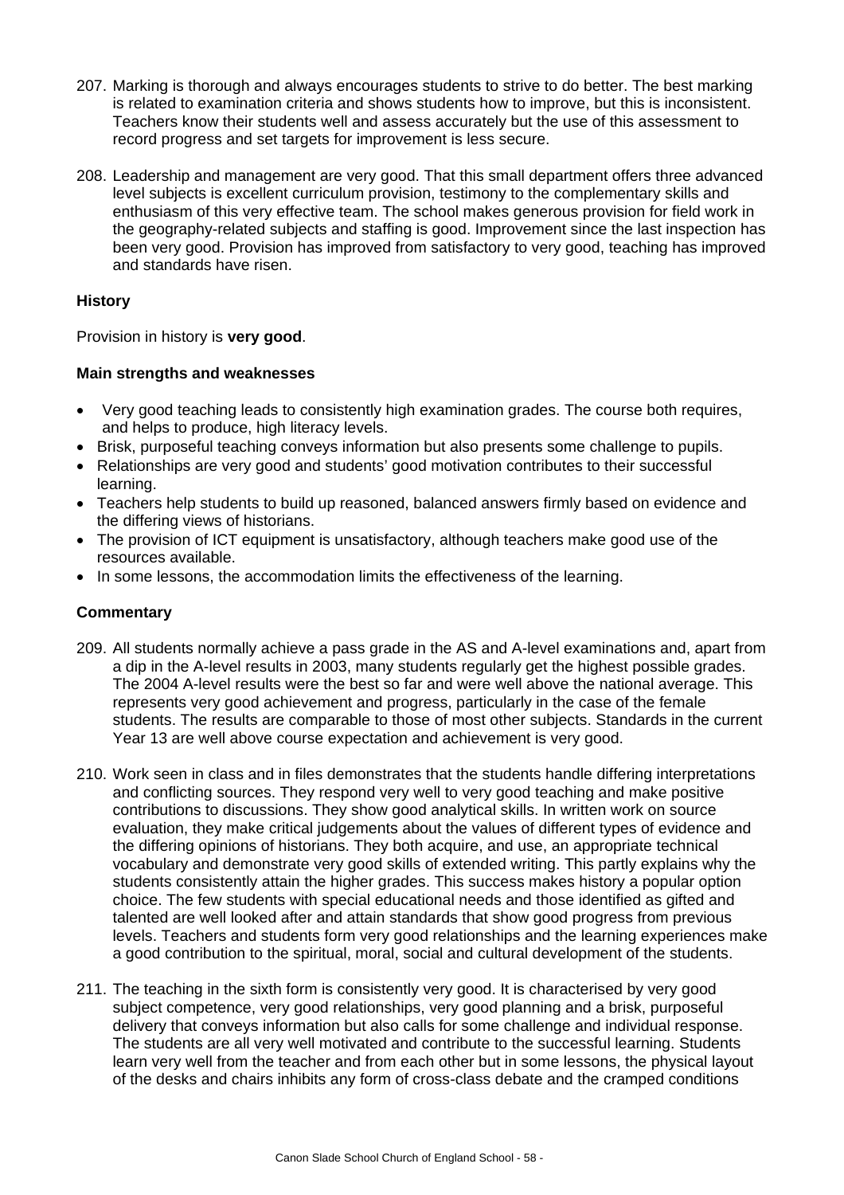207. Marking is thorough and always encourages students to strive to do better. The best marking is related to examination criteria and shows students how to improve, but this is inconsistent. Teachers know their students well and assess accurately but the use of this assessment to record progress and set targets for improvement is less secure.

208. Leadership and management are very good. That this small department offers three advanced level subjects is excellent curriculum provision, testimony to the complementary skills and enthusiasm of this very effective team. The school makes generous provision for field work in the geography-related subjects and staffing is good. Improvement since the last inspection has been very good. Provision has improved from satisfactory to very good, teaching has improved and standards have risen.

### History

Provision in history is **very good**.

#### Main strengths and weaknesses

- Very good teaching leads to consistently high examination grades. The course both requires, and helps to produce, high literacy levels.
- Brisk, purposeful teaching conveys information but also presents some challenge to pupils.
- Relationships are very good and students' good motivation contributes to their successful learning.
- Teachers help students to build up reasoned, balanced answers firmly based on evidence and the differing views of historians.
- The provision of ICT equipment is unsatisfactory, although teachers make good use of the resources available.
- In some lessons, the accommodation limits the effectiveness of the learning.

#### Commentary

209. All students normally achieve a pass grade in the AS and A-level examinations and, apart from a dip in the A-level results in 2003, many students regularly get the highest possible grades. The 2004 A-level results were the best so far and were well above the national average. This represents very good achievement and progress, particularly in the case of the female students. The results are comparable to those of most other subjects. Standards in the current Year 13 are well above course expectation and achievement is very good.

210. Work seen in class and in files demonstrates that the students handle differing interpretations and conflicting sources. They respond very well to very good teaching and make positive contributions to discussions. They show good analytical skills. In written work on source evaluation, they make critical judgements about the values of different types of evidence and the differing opinions of historians. They both acquire, and use, an appropriate technical vocabulary and demonstrate very good skills of extended writing. This partly explains why the students consistently attain the higher grades. This success makes history a popular option choice. The few students with special educational needs and those identified as gifted and talented are well looked after and attain standards that show good progress from previous levels. Teachers and students form very good relationships and the learning experiences make a good contribution to the spiritual, moral, social and cultural development of the students.

211. The teaching in the sixth form is consistently very good. It is characterised by very good subject competence, very good relationships, very good planning and a brisk, purposeful delivery that conveys information but also calls for some challenge and individual response. The students are all very well motivated and contribute to the successful learning. Students learn very well from the teacher and from each other but in some lessons, the physical layout of the desks and chairs inhibits any form of cross-class debate and the cramped conditions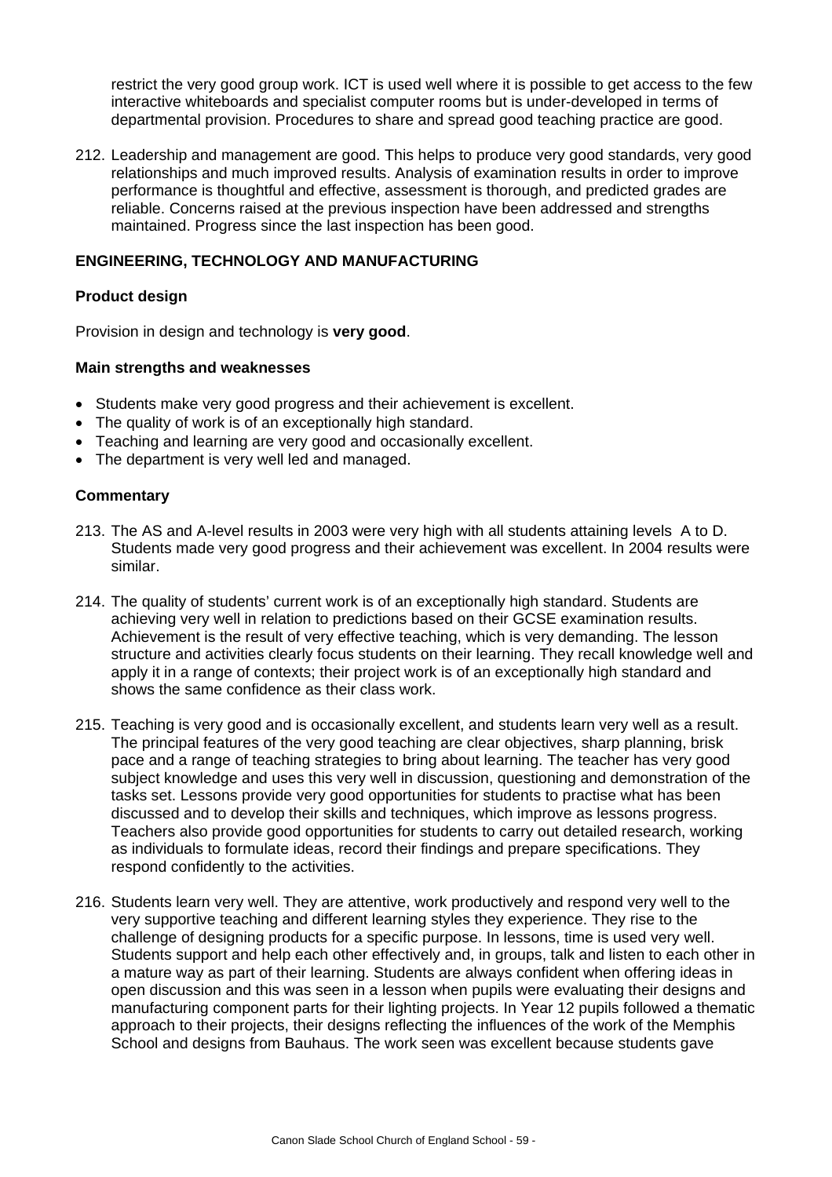restrict the very good group work. ICT is used well where it is possible to get access to the few interactive whiteboards and specialist computer rooms but is under-developed in terms of departmental provision. Procedures to share and spread good teaching practice are good.

212. Leadership and management are good. This helps to produce very good standards, very good relationships and much improved results. Analysis of examination results in order to improve performance is thoughtful and effective, assessment is thorough, and predicted grades are reliable. Concerns raised at the previous inspection have been addressed and strengths maintained. Progress since the last inspection has been good.

### ENGINEERING, TECHNOLOGY AND MANUFACTURING

#### Product design

Provision in design and technology is **very good**.

#### Main strengths and weaknesses

- Students make very good progress and their achievement is excellent.
- The quality of work is of an exceptionally high standard.
- Teaching and learning are very good and occasionally excellent.
- The department is very well led and managed.

#### Commentary

213. The AS and A-level results in 2003 were very high with all students attaining levels A to D. Students made very good progress and their achievement was excellent. In 2004 results were similar.

214. The quality of students' current work is of an exceptionally high standard. Students are achieving very well in relation to predictions based on their GCSE examination results. Achievement is the result of very effective teaching, which is very demanding. The lesson structure and activities clearly focus students on their learning. They recall knowledge well and apply it in a range of contexts; their project work is of an exceptionally high standard and shows the same confidence as their class work.

215. Teaching is very good and is occasionally excellent, and students learn very well as a result. The principal features of the very good teaching are clear objectives, sharp planning, brisk pace and a range of teaching strategies to bring about learning. The teacher has very good subject knowledge and uses this very well in discussion, questioning and demonstration of the tasks set. Lessons provide very good opportunities for students to practise what has been discussed and to develop their skills and techniques, which improve as lessons progress. Teachers also provide good opportunities for students to carry out detailed research, working as individuals to formulate ideas, record their findings and prepare specifications. They respond confidently to the activities.

216. Students learn very well. They are attentive, work productively and respond very well to the very supportive teaching and different learning styles they experience. They rise to the challenge of designing products for a specific purpose. In lessons, time is used very well. Students support and help each other effectively and, in groups, talk and listen to each other in a mature way as part of their learning. Students are always confident when offering ideas in open discussion and this was seen in a lesson when pupils were evaluating their designs and manufacturing component parts for their lighting projects. In Year 12 pupils followed a thematic approach to their projects, their designs reflecting the influences of the work of the Memphis School and designs from Bauhaus. The work seen was excellent because students gave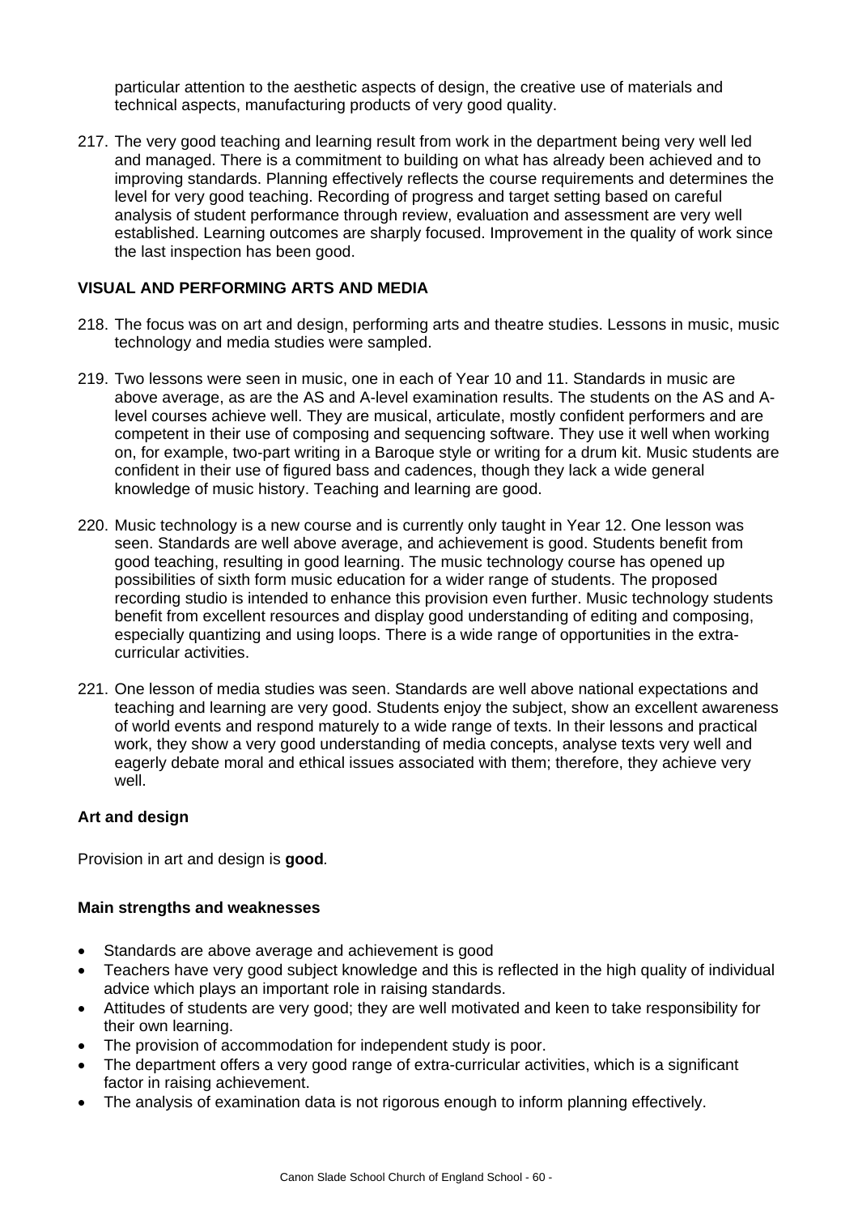particular attention to the aesthetic aspects of design, the creative use of materials and technical aspects, manufacturing products of very good quality.

217. The very good teaching and learning result from work in the department being very well led and managed. There is a commitment to building on what has already been achieved and to improving standards. Planning effectively reflects the course requirements and determines the level for very good teaching. Recording of progress and target setting based on careful analysis of student performance through review, evaluation and assessment are very well established. Learning outcomes are sharply focused. Improvement in the quality of work since the last inspection has been good.

### VISUAL AND PERFORMING ARTS AND MEDIA

218. The focus was on art and design, performing arts and theatre studies. Lessons in music, music technology and media studies were sampled.

219. Two lessons were seen in music, one in each of Year 10 and 11. Standards in music are above average, as are the AS and A-level examination results. The students on the AS and A-level courses achieve well. They are musical, articulate, mostly confident performers and are competent in their use of composing and sequencing software. They use it well when working on, for example, two-part writing in a Baroque style or writing for a drum kit. Music students are confident in their use of figured bass and cadences, though they lack a wide general knowledge of music history. Teaching and learning are good.

220. Music technology is a new course and is currently only taught in Year 12. One lesson was seen. Standards are well above average, and achievement is good. Students benefit from good teaching, resulting in good learning. The music technology course has opened up possibilities of sixth form music education for a wider range of students. The proposed recording studio is intended to enhance this provision even further. Music technology students benefit from excellent resources and display good understanding of editing and composing, especially quantizing and using loops. There is a wide range of opportunities in the extra-curricular activities.

221. One lesson of media studies was seen. Standards are well above national expectations and teaching and learning are very good. Students enjoy the subject, show an excellent awareness of world events and respond maturely to a wide range of texts. In their lessons and practical work, they show a very good understanding of media concepts, analyse texts very well and eagerly debate moral and ethical issues associated with them; therefore, they achieve very well.

#### Art and design

Provision in art and design is **good**.

#### Main strengths and weaknesses

- Standards are above average and achievement is good
- Teachers have very good subject knowledge and this is reflected in the high quality of individual advice which plays an important role in raising standards.
- Attitudes of students are very good; they are well motivated and keen to take responsibility for their own learning.
- The provision of accommodation for independent study is poor.
- The department offers a very good range of extra-curricular activities, which is a significant factor in raising achievement.
- The analysis of examination data is not rigorous enough to inform planning effectively.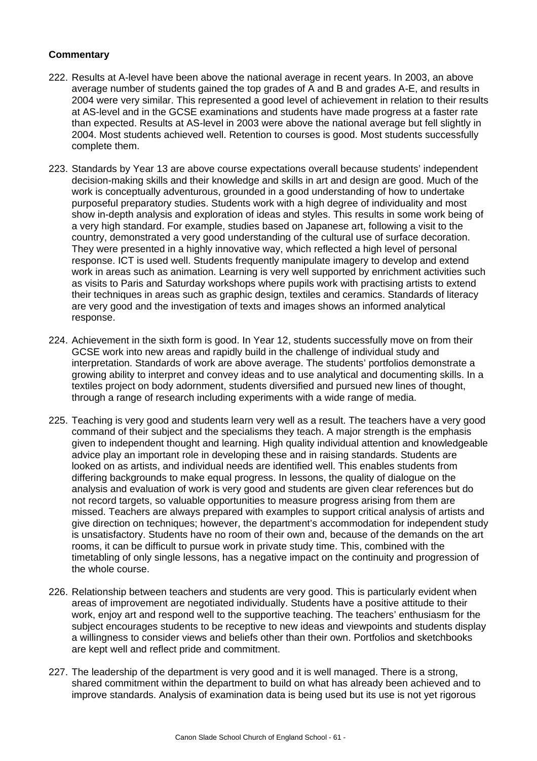**Commentary**

222. Results at A-level have been above the national average in recent years. In 2003, an above average number of students gained the top grades of A and B and grades A-E, and results in 2004 were very similar. This represented a good level of achievement in relation to their results at AS-level and in the GCSE examinations and students have made progress at a faster rate than expected. Results at AS-level in 2003 were above the national average but fell slightly in 2004. Most students achieved well. Retention to courses is good. Most students successfully complete them.

223. Standards by Year 13 are above course expectations overall because students' independent decision-making skills and their knowledge and skills in art and design are good. Much of the work is conceptually adventurous, grounded in a good understanding of how to undertake purposeful preparatory studies. Students work with a high degree of individuality and most show in-depth analysis and exploration of ideas and styles. This results in some work being of a very high standard. For example, studies based on Japanese art, following a visit to the country, demonstrated a very good understanding of the cultural use of surface decoration. They were presented in a highly innovative way, which reflected a high level of personal response. ICT is used well. Students frequently manipulate imagery to develop and extend work in areas such as animation. Learning is very well supported by enrichment activities such as visits to Paris and Saturday workshops where pupils work with practising artists to extend their techniques in areas such as graphic design, textiles and ceramics. Standards of literacy are very good and the investigation of texts and images shows an informed analytical response.

224. Achievement in the sixth form is good. In Year 12, students successfully move on from their GCSE work into new areas and rapidly build in the challenge of individual study and interpretation. Standards of work are above average. The students' portfolios demonstrate a growing ability to interpret and convey ideas and to use analytical and documenting skills. In a textiles project on body adornment, students diversified and pursued new lines of thought, through a range of research including experiments with a wide range of media.

225. Teaching is very good and students learn very well as a result. The teachers have a very good command of their subject and the specialisms they teach. A major strength is the emphasis given to independent thought and learning. High quality individual attention and knowledgeable advice play an important role in developing these and in raising standards. Students are looked on as artists, and individual needs are identified well. This enables students from differing backgrounds to make equal progress. In lessons, the quality of dialogue on the analysis and evaluation of work is very good and students are given clear references but do not record targets, so valuable opportunities to measure progress arising from them are missed. Teachers are always prepared with examples to support critical analysis of artists and give direction on techniques; however, the department's accommodation for independent study is unsatisfactory. Students have no room of their own and, because of the demands on the art rooms, it can be difficult to pursue work in private study time. This, combined with the timetabling of only single lessons, has a negative impact on the continuity and progression of the whole course.

226. Relationship between teachers and students are very good. This is particularly evident when areas of improvement are negotiated individually. Students have a positive attitude to their work, enjoy art and respond well to the supportive teaching. The teachers' enthusiasm for the subject encourages students to be receptive to new ideas and viewpoints and students display a willingness to consider views and beliefs other than their own. Portfolios and sketchbooks are kept well and reflect pride and commitment.

227. The leadership of the department is very good and it is well managed. There is a strong, shared commitment within the department to build on what has already been achieved and to improve standards. Analysis of examination data is being used but its use is not yet rigorous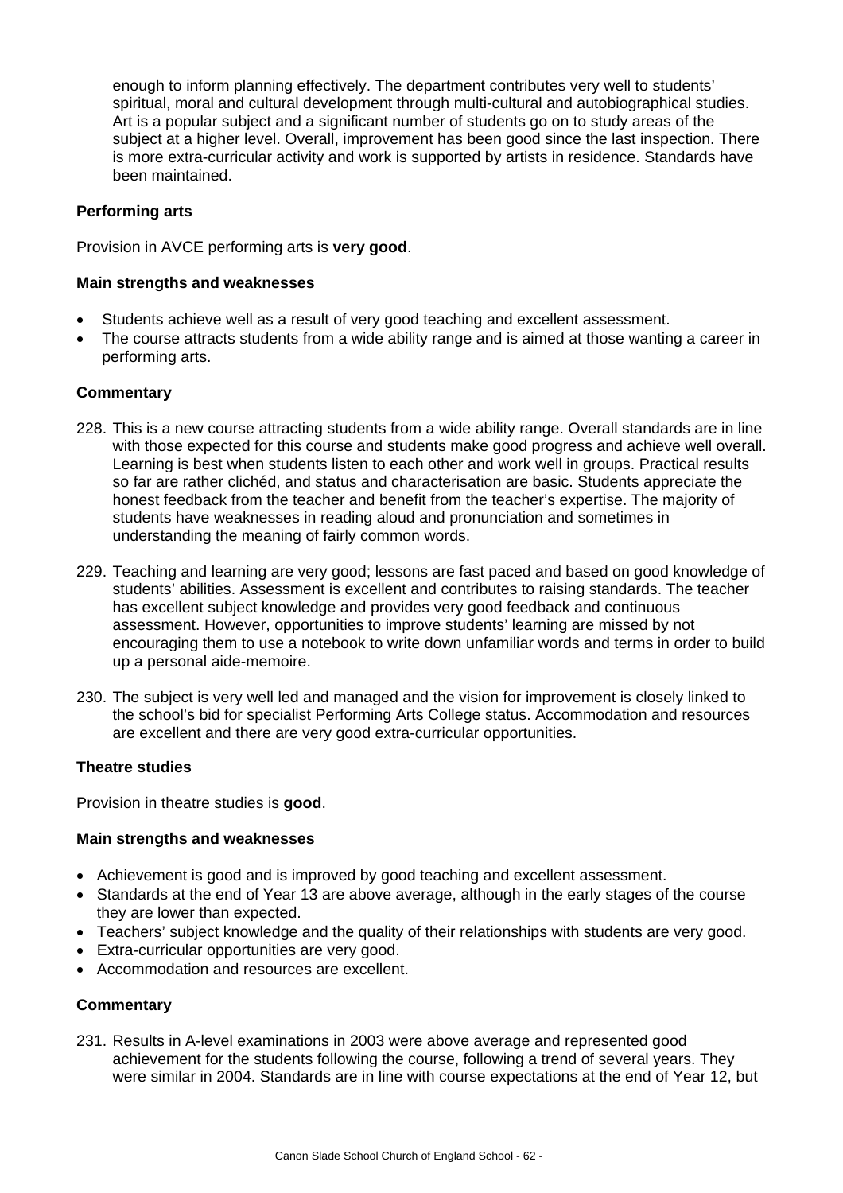enough to inform planning effectively. The department contributes very well to students' spiritual, moral and cultural development through multi-cultural and autobiographical studies. Art is a popular subject and a significant number of students go on to study areas of the subject at a higher level. Overall, improvement has been good since the last inspection. There is more extra-curricular activity and work is supported by artists in residence. Standards have been maintained.

### Performing arts

Provision in AVCE performing arts is **very good**.

#### Main strengths and weaknesses

- Students achieve well as a result of very good teaching and excellent assessment.
- The course attracts students from a wide ability range and is aimed at those wanting a career in performing arts.

#### Commentary

228. This is a new course attracting students from a wide ability range. Overall standards are in line with those expected for this course and students make good progress and achieve well overall. Learning is best when students listen to each other and work well in groups. Practical results so far are rather clichéd, and status and characterisation are basic. Students appreciate the honest feedback from the teacher and benefit from the teacher's expertise. The majority of students have weaknesses in reading aloud and pronunciation and sometimes in understanding the meaning of fairly common words.

229. Teaching and learning are very good; lessons are fast paced and based on good knowledge of students' abilities. Assessment is excellent and contributes to raising standards. The teacher has excellent subject knowledge and provides very good feedback and continuous assessment. However, opportunities to improve students' learning are missed by not encouraging them to use a notebook to write down unfamiliar words and terms in order to build up a personal aide-memoire.

230. The subject is very well led and managed and the vision for improvement is closely linked to the school's bid for specialist Performing Arts College status. Accommodation and resources are excellent and there are very good extra-curricular opportunities.

### Theatre studies

Provision in theatre studies is **good**.

#### Main strengths and weaknesses

- Achievement is good and is improved by good teaching and excellent assessment.
- Standards at the end of Year 13 are above average, although in the early stages of the course they are lower than expected.
- Teachers' subject knowledge and the quality of their relationships with students are very good.
- Extra-curricular opportunities are very good.
- Accommodation and resources are excellent.

#### Commentary

231. Results in A-level examinations in 2003 were above average and represented good achievement for the students following the course, following a trend of several years. They were similar in 2004. Standards are in line with course expectations at the end of Year 12, but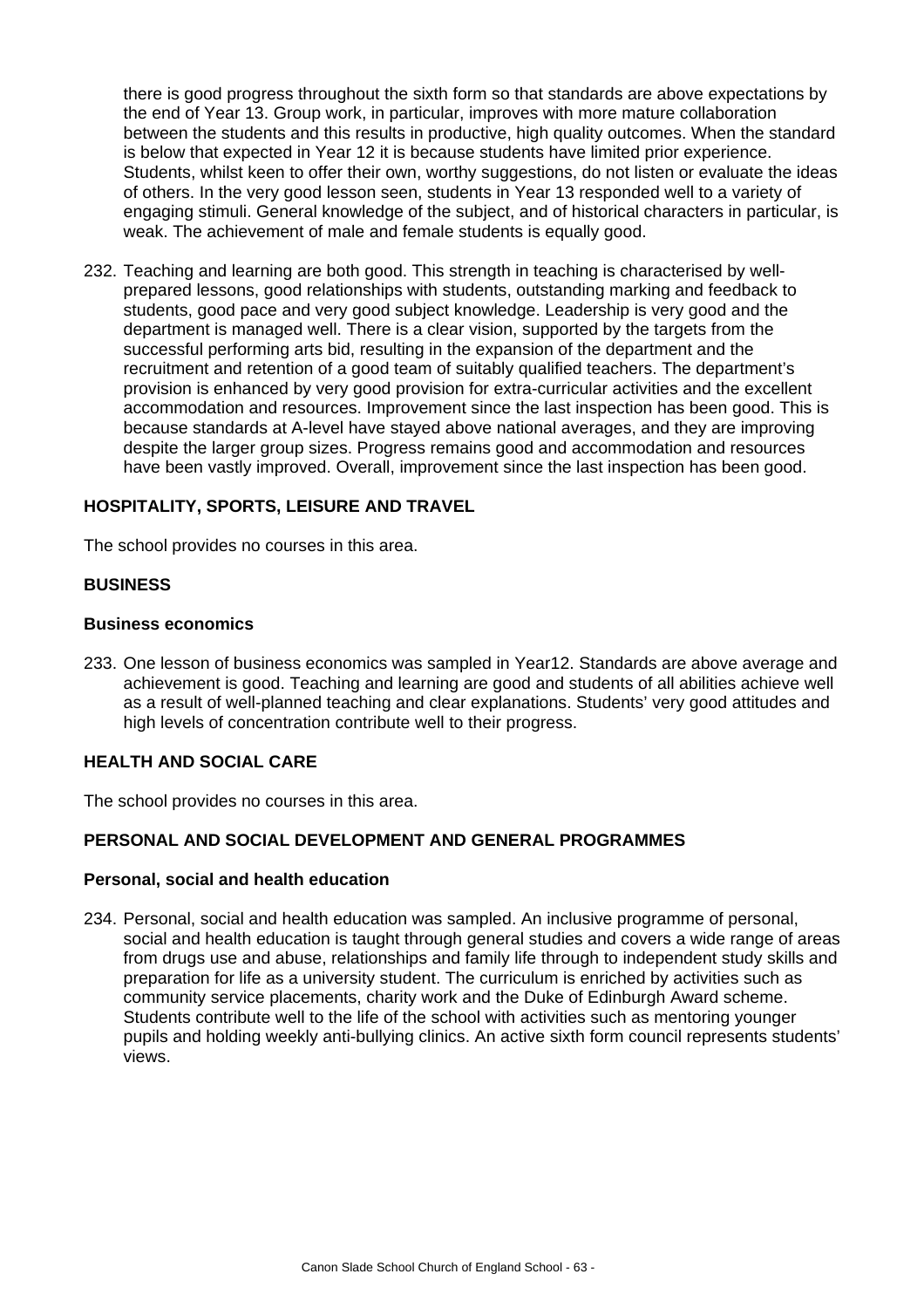there is good progress throughout the sixth form so that standards are above expectations by the end of Year 13. Group work, in particular, improves with more mature collaboration between the students and this results in productive, high quality outcomes. When the standard is below that expected in Year 12 it is because students have limited prior experience. Students, whilst keen to offer their own, worthy suggestions, do not listen or evaluate the ideas of others. In the very good lesson seen, students in Year 13 responded well to a variety of engaging stimuli. General knowledge of the subject, and of historical characters in particular, is weak. The achievement of male and female students is equally good.

232. Teaching and learning are both good. This strength in teaching is characterised by well-prepared lessons, good relationships with students, outstanding marking and feedback to students, good pace and very good subject knowledge. Leadership is very good and the department is managed well. There is a clear vision, supported by the targets from the successful performing arts bid, resulting in the expansion of the department and the recruitment and retention of a good team of suitably qualified teachers. The department's provision is enhanced by very good provision for extra-curricular activities and the excellent accommodation and resources. Improvement since the last inspection has been good. This is because standards at A-level have stayed above national averages, and they are improving despite the larger group sizes. Progress remains good and accommodation and resources have been vastly improved. Overall, improvement since the last inspection has been good.

### HOSPITALITY, SPORTS, LEISURE AND TRAVEL

The school provides no courses in this area.

### BUSINESS

#### Business economics

233. One lesson of business economics was sampled in Year12. Standards are above average and achievement is good. Teaching and learning are good and students of all abilities achieve well as a result of well-planned teaching and clear explanations. Students' very good attitudes and high levels of concentration contribute well to their progress.

### HEALTH AND SOCIAL CARE

The school provides no courses in this area.

### PERSONAL AND SOCIAL DEVELOPMENT AND GENERAL PROGRAMMES

#### Personal, social and health education

234. Personal, social and health education was sampled. An inclusive programme of personal, social and health education is taught through general studies and covers a wide range of areas from drugs use and abuse, relationships and family life through to independent study skills and preparation for life as a university student. The curriculum is enriched by activities such as community service placements, charity work and the Duke of Edinburgh Award scheme. Students contribute well to the life of the school with activities such as mentoring younger pupils and holding weekly anti-bullying clinics. An active sixth form council represents students' views.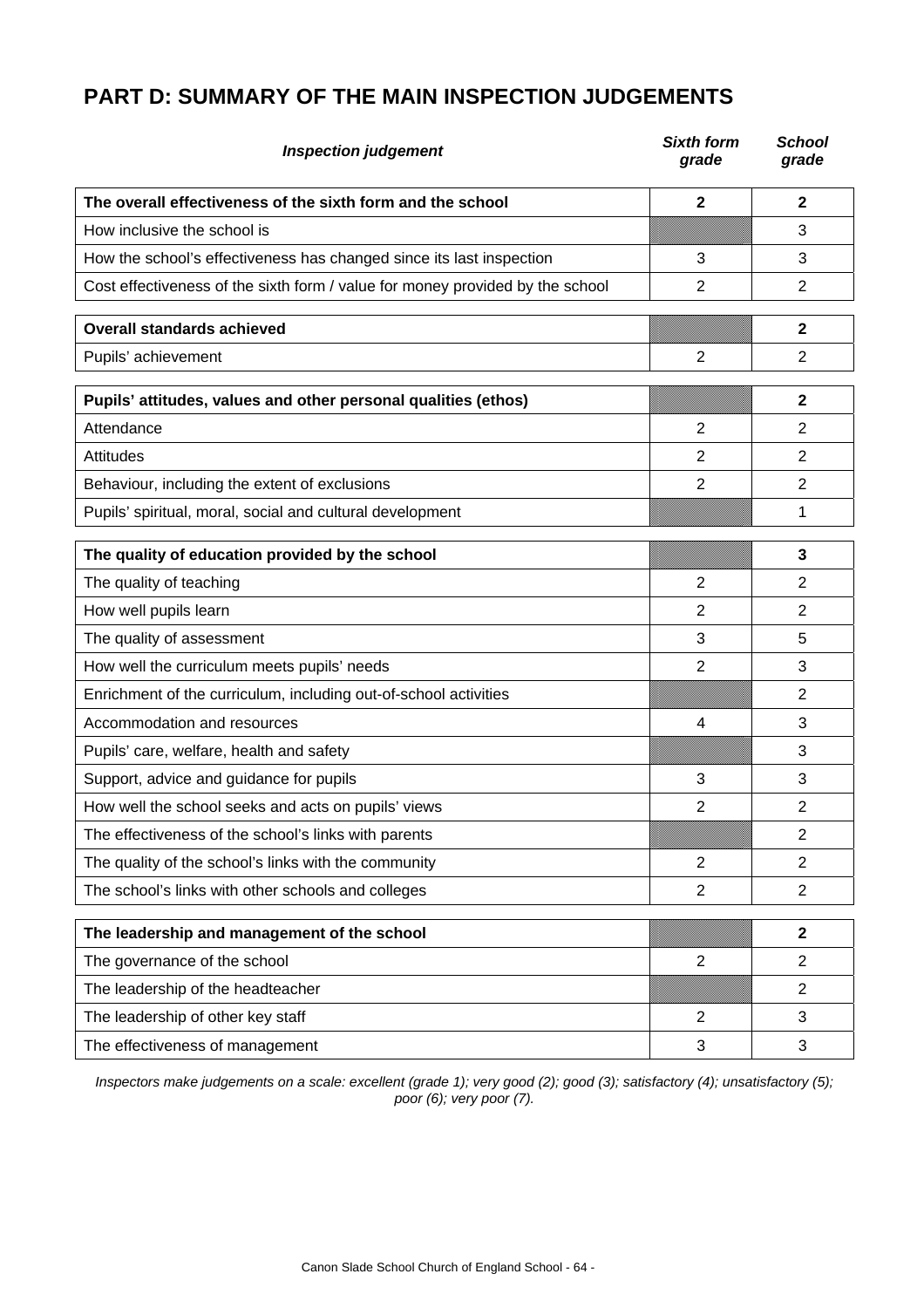# PART D: SUMMARY OF THE MAIN INSPECTION JUDGEMENTS

| *Inspection judgement* | *Sixth form grade* | *School grade* |
|---|---|---|
| **The overall effectiveness of the sixth form and the school** | **2** | **2** |
| How inclusive the school is | | 3 |
| How the school's effectiveness has changed since its last inspection | 3 | 3 |
| Cost effectiveness of the sixth form / value for money provided by the school | 2 | 2 |
| **Overall standards achieved** | | **2** |
| Pupils' achievement | 2 | 2 |
| **Pupils' attitudes, values and other personal qualities (ethos)** | | **2** |
| Attendance | 2 | 2 |
| Attitudes | 2 | 2 |
| Behaviour, including the extent of exclusions | 2 | 2 |
| Pupils' spiritual, moral, social and cultural development | | 1 |
| **The quality of education provided by the school** | | **3** |
| The quality of teaching | 2 | 2 |
| How well pupils learn | 2 | 2 |
| The quality of assessment | 3 | 5 |
| How well the curriculum meets pupils' needs | 2 | 3 |
| Enrichment of the curriculum, including out-of-school activities | | 2 |
| Accommodation and resources | 4 | 3 |
| Pupils' care, welfare, health and safety | | 3 |
| Support, advice and guidance for pupils | 3 | 3 |
| How well the school seeks and acts on pupils' views | 2 | 2 |
| The effectiveness of the school's links with parents | | 2 |
| The quality of the school's links with the community | 2 | 2 |
| The school's links with other schools and colleges | 2 | 2 |
| **The leadership and management of the school** | | **2** |
| The governance of the school | 2 | 2 |
| The leadership of the headteacher | | 2 |
| The leadership of other key staff | 2 | 3 |
| The effectiveness of management | 3 | 3 |

*Inspectors make judgements on a scale: excellent (grade 1); very good (2); good (3); satisfactory (4); unsatisfactory (5); poor (6); very poor (7).*